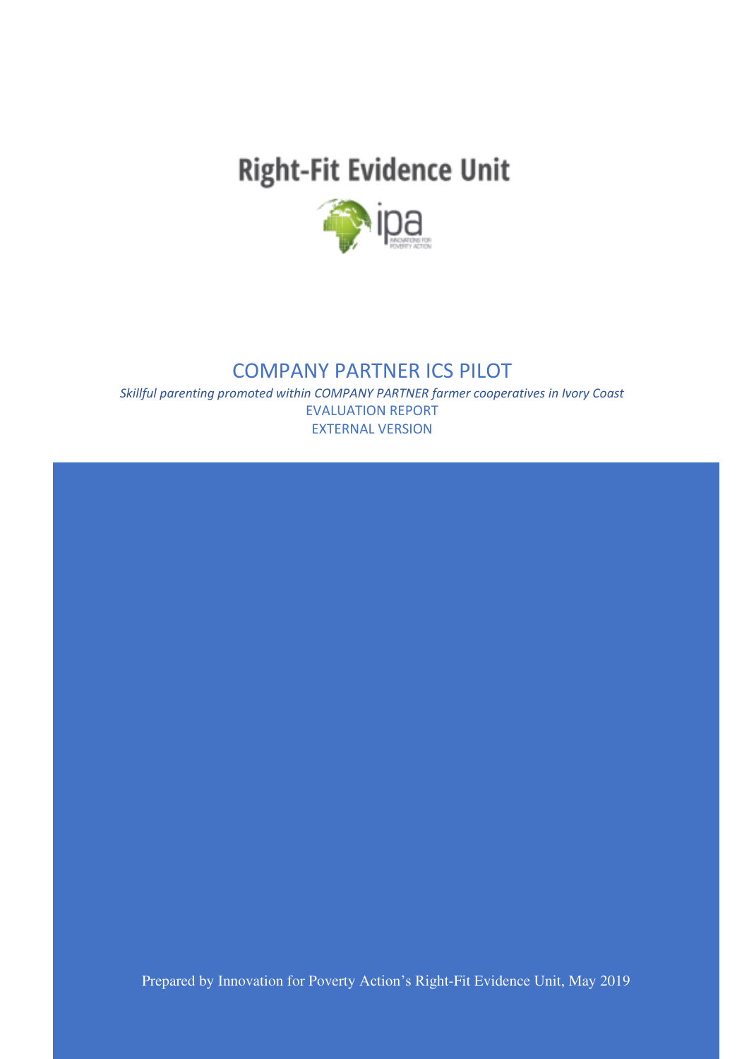Right-Fit Evidence Unit

ipa

INNOVATIONS FOR POVERTY ACTION

# COMPANY PARTNER ICS PILOT

*Skillful parenting promoted within COMPANY PARTNER farmer cooperatives in Ivory Coast*

EVALUATION REPORT

EXTERNAL VERSION

Prepared by Innovation for Poverty Action's Right-Fit Evidence Unit, May 2019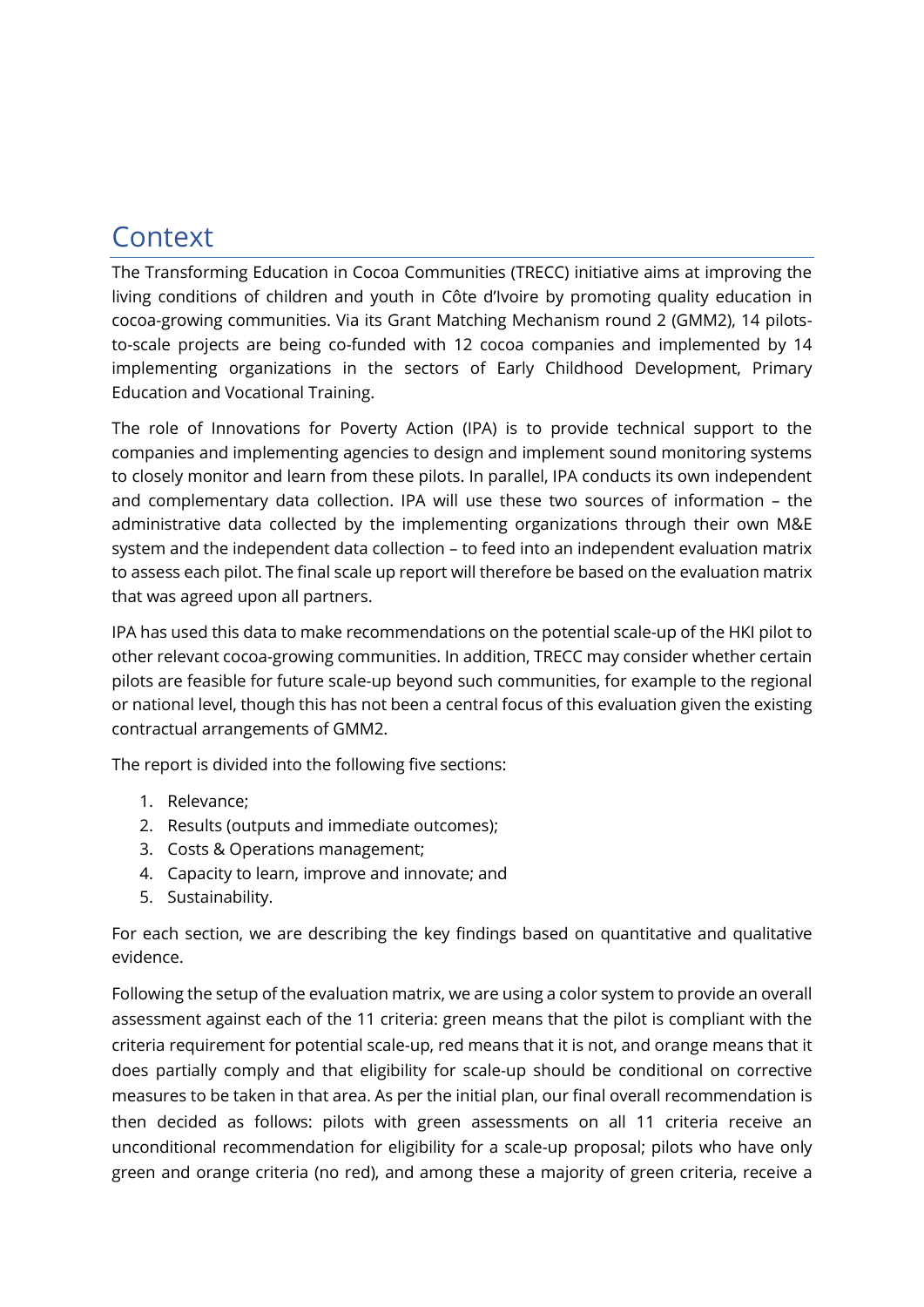# Context

The Transforming Education in Cocoa Communities (TRECC) initiative aims at improving the living conditions of children and youth in Côte d'Ivoire by promoting quality education in cocoa-growing communities. Via its Grant Matching Mechanism round 2 (GMM2), 14 pilots-to-scale projects are being co-funded with 12 cocoa companies and implemented by 14 implementing organizations in the sectors of Early Childhood Development, Primary Education and Vocational Training.

The role of Innovations for Poverty Action (IPA) is to provide technical support to the companies and implementing agencies to design and implement sound monitoring systems to closely monitor and learn from these pilots. In parallel, IPA conducts its own independent and complementary data collection. IPA will use these two sources of information – the administrative data collected by the implementing organizations through their own M&E system and the independent data collection – to feed into an independent evaluation matrix to assess each pilot. The final scale up report will therefore be based on the evaluation matrix that was agreed upon all partners.

IPA has used this data to make recommendations on the potential scale-up of the HKI pilot to other relevant cocoa-growing communities. In addition, TRECC may consider whether certain pilots are feasible for future scale-up beyond such communities, for example to the regional or national level, though this has not been a central focus of this evaluation given the existing contractual arrangements of GMM2.

The report is divided into the following five sections:

1. Relevance;
2. Results (outputs and immediate outcomes);
3. Costs & Operations management;
4. Capacity to learn, improve and innovate; and
5. Sustainability.

For each section, we are describing the key findings based on quantitative and qualitative evidence.

Following the setup of the evaluation matrix, we are using a color system to provide an overall assessment against each of the 11 criteria: green means that the pilot is compliant with the criteria requirement for potential scale-up, red means that it is not, and orange means that it does partially comply and that eligibility for scale-up should be conditional on corrective measures to be taken in that area. As per the initial plan, our final overall recommendation is then decided as follows: pilots with green assessments on all 11 criteria receive an unconditional recommendation for eligibility for a scale-up proposal; pilots who have only green and orange criteria (no red), and among these a majority of green criteria, receive a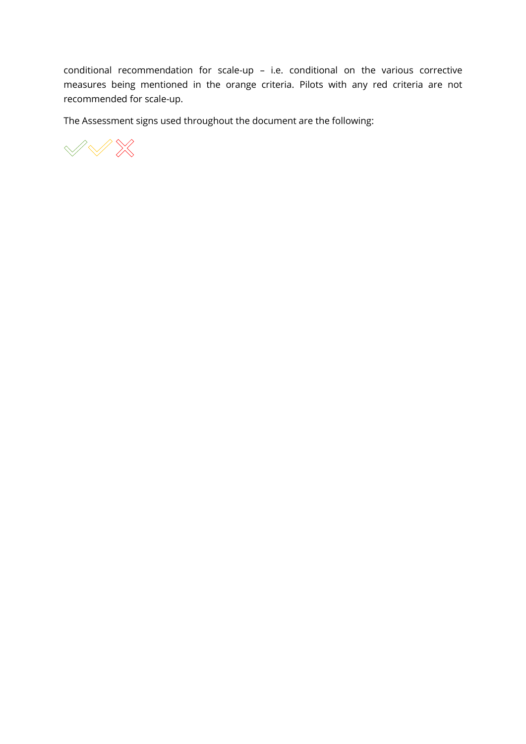conditional recommendation for scale-up – i.e. conditional on the various corrective measures being mentioned in the orange criteria. Pilots with any red criteria are not recommended for scale-up.

The Assessment signs used throughout the document are the following:

✓ ✓ ✗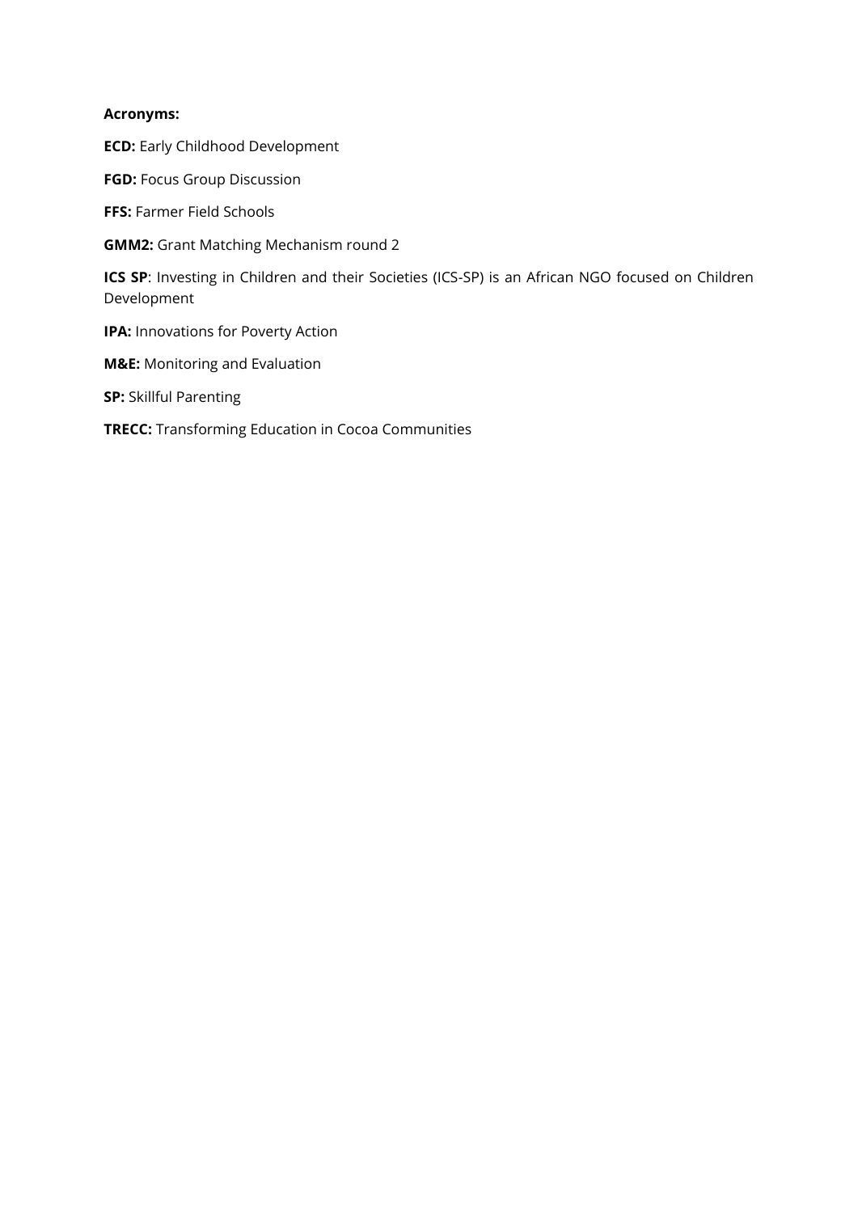**Acronyms:**

**ECD:** Early Childhood Development

**FGD:** Focus Group Discussion

**FFS:** Farmer Field Schools

**GMM2:** Grant Matching Mechanism round 2

**ICS SP**: Investing in Children and their Societies (ICS-SP) is an African NGO focused on Children Development

**IPA:** Innovations for Poverty Action

**M&E:** Monitoring and Evaluation

**SP:** Skillful Parenting

**TRECC:** Transforming Education in Cocoa Communities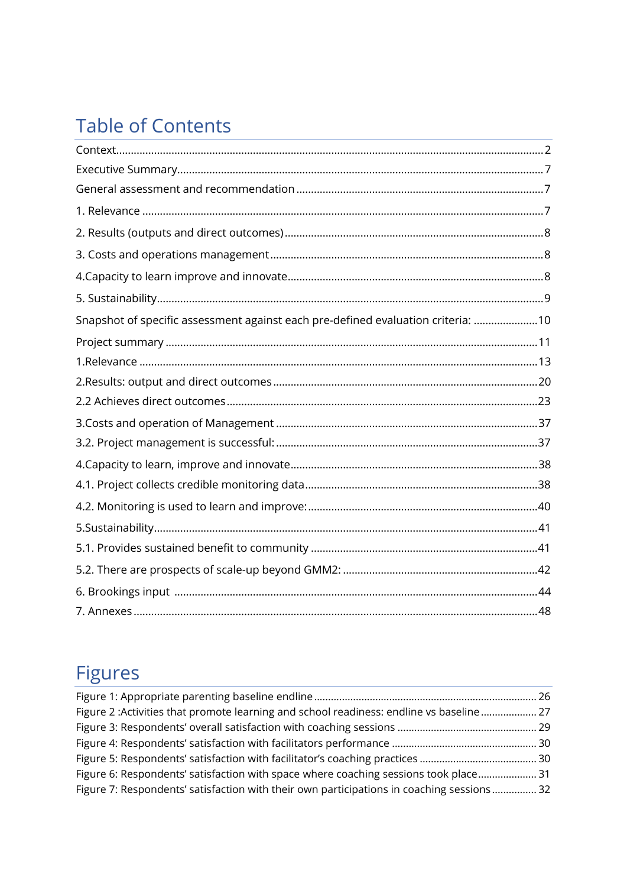# Table of Contents

Context ..... 2
Executive Summary ..... 7
General assessment and recommendation ..... 7
1. Relevance ..... 7
2. Results (outputs and direct outcomes) ..... 8
3. Costs and operations management ..... 8
4.Capacity to learn improve and innovate ..... 8
5. Sustainability ..... 9
Snapshot of specific assessment against each pre-defined evaluation criteria: ..... 10
Project summary ..... 11
1.Relevance ..... 13
2.Results: output and direct outcomes ..... 20
2.2 Achieves direct outcomes ..... 23
3.Costs and operation of Management ..... 37
3.2. Project management is successful: ..... 37
4.Capacity to learn, improve and innovate ..... 38
4.1. Project collects credible monitoring data ..... 38
4.2. Monitoring is used to learn and improve: ..... 40
5.Sustainability ..... 41
5.1. Provides sustained benefit to community ..... 41
5.2. There are prospects of scale-up beyond GMM2: ..... 42
6. Brookings input ..... 44
7. Annexes ..... 48

# Figures

Figure 1: Appropriate parenting baseline endline ..... 26
Figure 2 :Activities that promote learning and school readiness: endline vs baseline ..... 27
Figure 3: Respondents' overall satisfaction with coaching sessions ..... 29
Figure 4: Respondents' satisfaction with facilitators performance ..... 30
Figure 5: Respondents' satisfaction with facilitator's coaching practices ..... 30
Figure 6: Respondents' satisfaction with space where coaching sessions took place ..... 31
Figure 7: Respondents' satisfaction with their own participations in coaching sessions ..... 32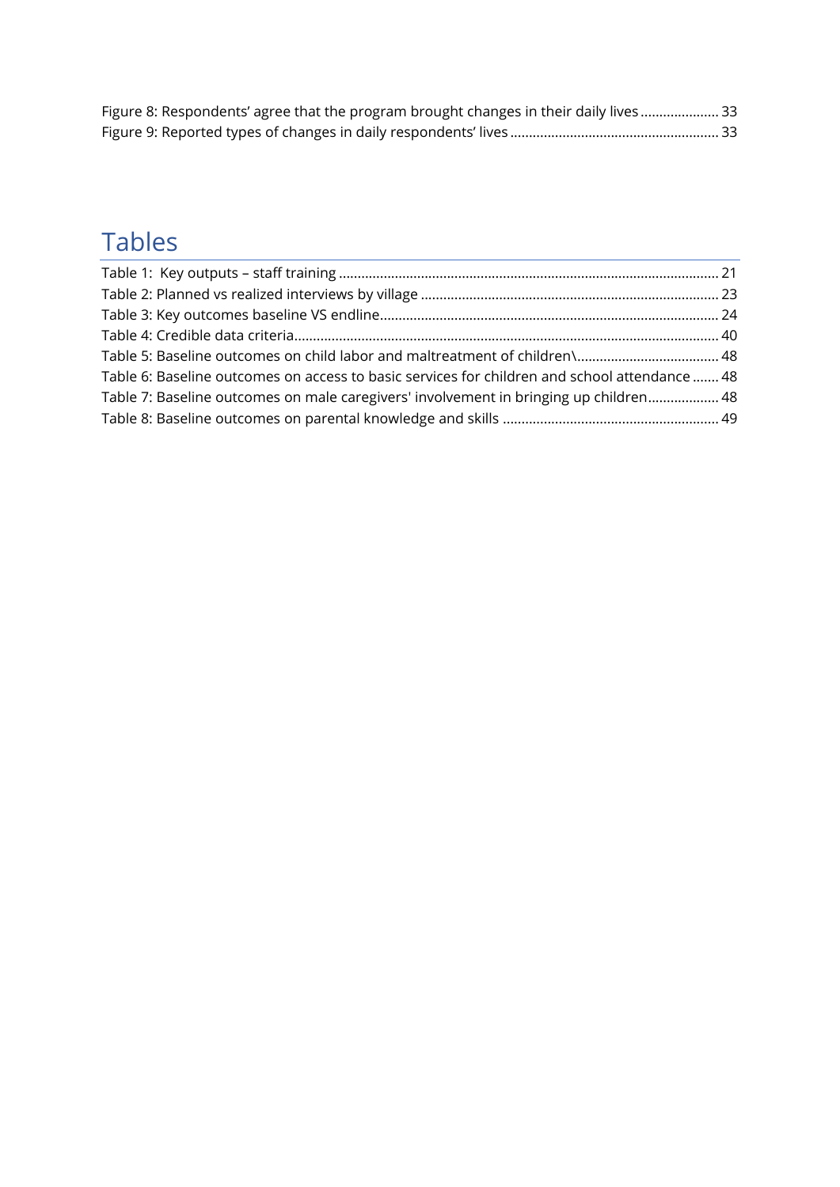Figure 8: Respondents' agree that the program brought changes in their daily lives ..................... 33
Figure 9: Reported types of changes in daily respondents' lives ........................................................ 33

## Tables

Table 1: Key outputs – staff training ..................................................................................................... 21
Table 2: Planned vs realized interviews by village ............................................................................... 23
Table 3: Key outcomes baseline VS endline........................................................................................... 24
Table 4: Credible data criteria................................................................................................................. 40
Table 5: Baseline outcomes on child labor and maltreatment of children\...................................... 48
Table 6: Baseline outcomes on access to basic services for children and school attendance ....... 48
Table 7: Baseline outcomes on male caregivers' involvement in bringing up children................... 48
Table 8: Baseline outcomes on parental knowledge and skills .......................................................... 49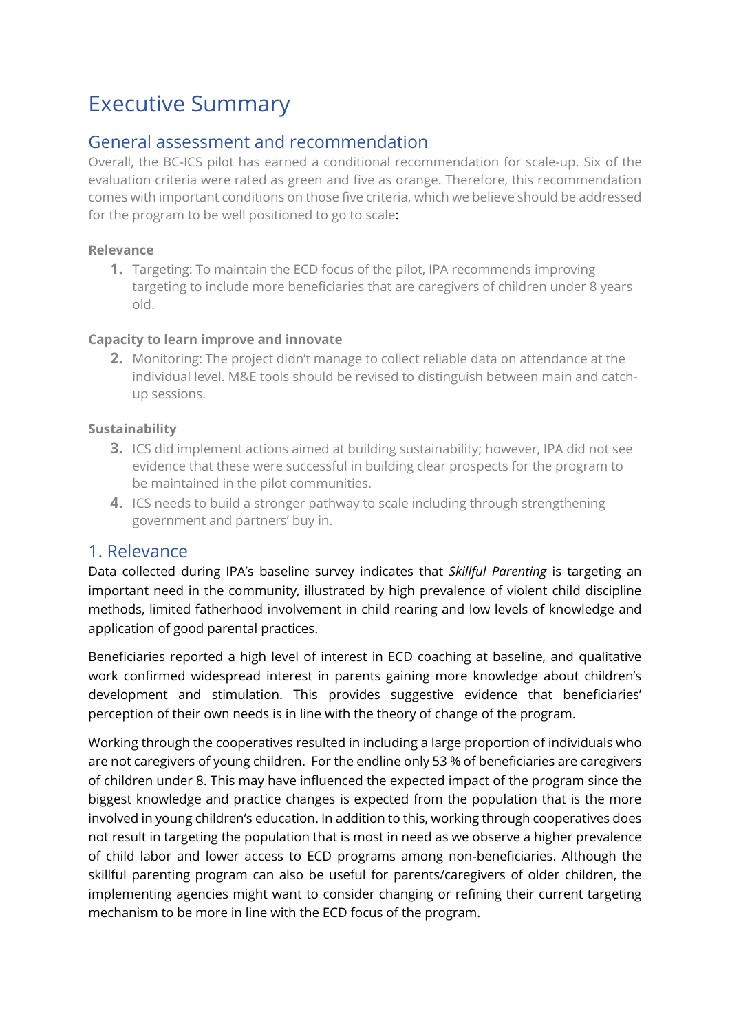# Executive Summary

## General assessment and recommendation

Overall, the BC-ICS pilot has earned a conditional recommendation for scale-up. Six of the evaluation criteria were rated as green and five as orange. Therefore, this recommendation comes with important conditions on those five criteria, which we believe should be addressed for the program to be well positioned to go to scale:

**Relevance**

1. Targeting: To maintain the ECD focus of the pilot, IPA recommends improving targeting to include more beneficiaries that are caregivers of children under 8 years old.

**Capacity to learn improve and innovate**

2. Monitoring: The project didn't manage to collect reliable data on attendance at the individual level. M&E tools should be revised to distinguish between main and catch-up sessions.

**Sustainability**

3. ICS did implement actions aimed at building sustainability; however, IPA did not see evidence that these were successful in building clear prospects for the program to be maintained in the pilot communities.
4. ICS needs to build a stronger pathway to scale including through strengthening government and partners' buy in.

## 1. Relevance

Data collected during IPA's baseline survey indicates that *Skillful Parenting* is targeting an important need in the community, illustrated by high prevalence of violent child discipline methods, limited fatherhood involvement in child rearing and low levels of knowledge and application of good parental practices.

Beneficiaries reported a high level of interest in ECD coaching at baseline, and qualitative work confirmed widespread interest in parents gaining more knowledge about children's development and stimulation. This provides suggestive evidence that beneficiaries' perception of their own needs is in line with the theory of change of the program.

Working through the cooperatives resulted in including a large proportion of individuals who are not caregivers of young children. For the endline only 53 % of beneficiaries are caregivers of children under 8. This may have influenced the expected impact of the program since the biggest knowledge and practice changes is expected from the population that is the more involved in young children's education. In addition to this, working through cooperatives does not result in targeting the population that is most in need as we observe a higher prevalence of child labor and lower access to ECD programs among non-beneficiaries. Although the skillful parenting program can also be useful for parents/caregivers of older children, the implementing agencies might want to consider changing or refining their current targeting mechanism to be more in line with the ECD focus of the program.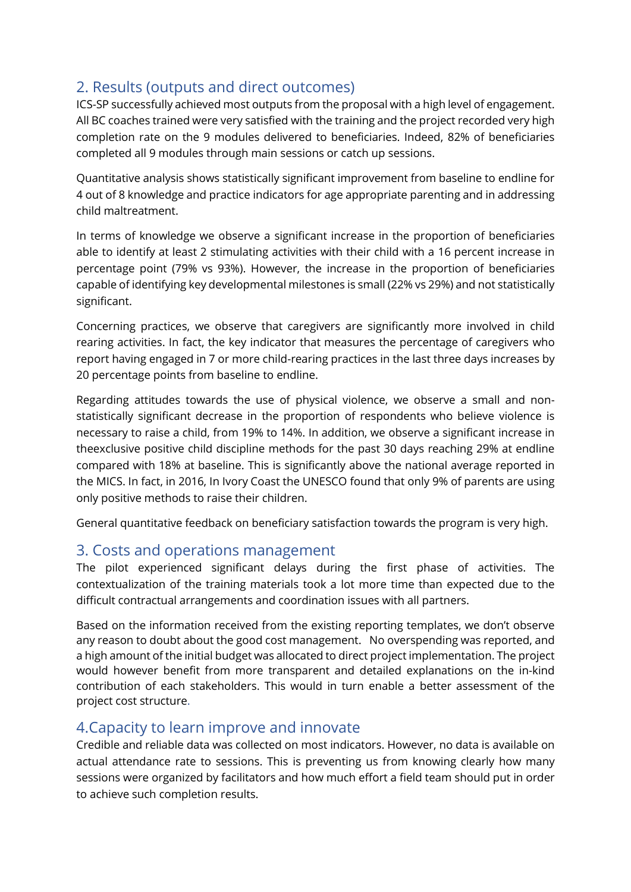## 2. Results (outputs and direct outcomes)

ICS-SP successfully achieved most outputs from the proposal with a high level of engagement. All BC coaches trained were very satisfied with the training and the project recorded very high completion rate on the 9 modules delivered to beneficiaries. Indeed, 82% of beneficiaries completed all 9 modules through main sessions or catch up sessions.

Quantitative analysis shows statistically significant improvement from baseline to endline for 4 out of 8 knowledge and practice indicators for age appropriate parenting and in addressing child maltreatment.

In terms of knowledge we observe a significant increase in the proportion of beneficiaries able to identify at least 2 stimulating activities with their child with a 16 percent increase in percentage point (79% vs 93%). However, the increase in the proportion of beneficiaries capable of identifying key developmental milestones is small (22% vs 29%) and not statistically significant.

Concerning practices, we observe that caregivers are significantly more involved in child rearing activities. In fact, the key indicator that measures the percentage of caregivers who report having engaged in 7 or more child-rearing practices in the last three days increases by 20 percentage points from baseline to endline.

Regarding attitudes towards the use of physical violence, we observe a small and non-statistically significant decrease in the proportion of respondents who believe violence is necessary to raise a child, from 19% to 14%. In addition, we observe a significant increase in theexclusive positive child discipline methods for the past 30 days reaching 29% at endline compared with 18% at baseline. This is significantly above the national average reported in the MICS. In fact, in 2016, In Ivory Coast the UNESCO found that only 9% of parents are using only positive methods to raise their children.

General quantitative feedback on beneficiary satisfaction towards the program is very high.

## 3. Costs and operations management

The pilot experienced significant delays during the first phase of activities. The contextualization of the training materials took a lot more time than expected due to the difficult contractual arrangements and coordination issues with all partners.

Based on the information received from the existing reporting templates, we don't observe any reason to doubt about the good cost management. No overspending was reported, and a high amount of the initial budget was allocated to direct project implementation. The project would however benefit from more transparent and detailed explanations on the in-kind contribution of each stakeholders. This would in turn enable a better assessment of the project cost structure.

## 4.Capacity to learn improve and innovate

Credible and reliable data was collected on most indicators. However, no data is available on actual attendance rate to sessions. This is preventing us from knowing clearly how many sessions were organized by facilitators and how much effort a field team should put in order to achieve such completion results.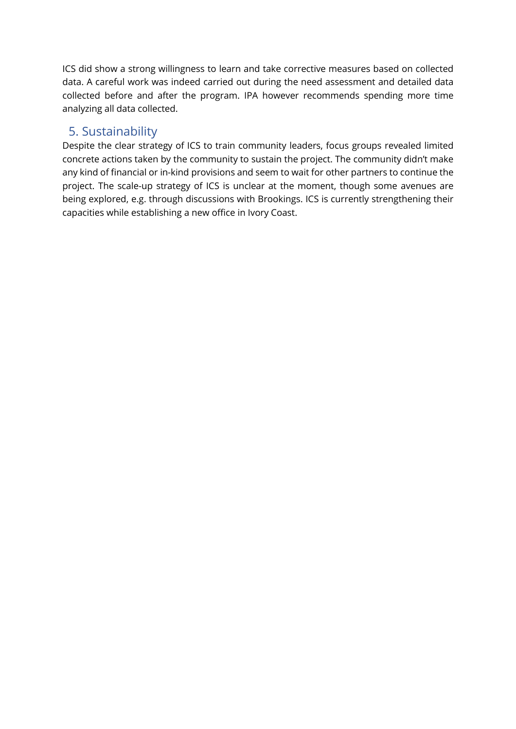ICS did show a strong willingness to learn and take corrective measures based on collected data. A careful work was indeed carried out during the need assessment and detailed data collected before and after the program. IPA however recommends spending more time analyzing all data collected.

## 5. Sustainability

Despite the clear strategy of ICS to train community leaders, focus groups revealed limited concrete actions taken by the community to sustain the project. The community didn't make any kind of financial or in-kind provisions and seem to wait for other partners to continue the project. The scale-up strategy of ICS is unclear at the moment, though some avenues are being explored, e.g. through discussions with Brookings. ICS is currently strengthening their capacities while establishing a new office in Ivory Coast.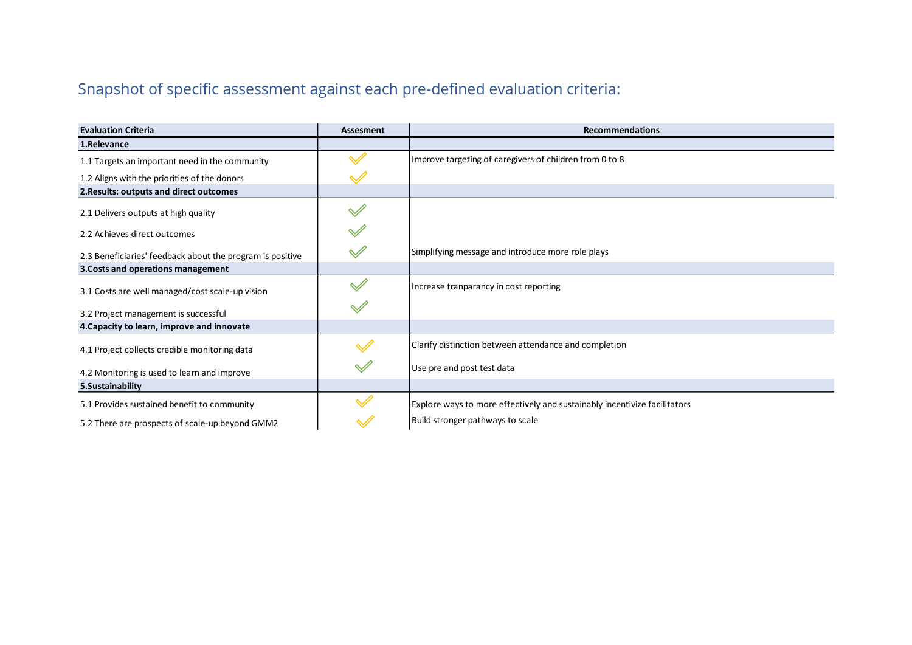## Snapshot of specific assessment against each pre-defined evaluation criteria:

| Evaluation Criteria | Assesment | Recommendations |
|---|---|---|
| **1.Relevance** | | |
| 1.1 Targets an important need in the community | ✓ | Improve targeting of caregivers of children from 0 to 8 |
| 1.2 Aligns with the priorities of the donors | ✓ | |
| **2.Results: outputs and direct outcomes** | | |
| 2.1 Delivers outputs at high quality | ✓ | |
| 2.2 Achieves direct outcomes | ✓ | |
| 2.3 Beneficiaries' feedback about the program is positive | ✓ | Simplifying message and introduce more role plays |
| **3.Costs and operations management** | | |
| 3.1 Costs are well managed/cost scale-up vision | ✓ | Increase tranparancy in cost reporting |
| 3.2 Project management is successful | ✓ | |
| **4.Capacity to learn, improve and innovate** | | |
| 4.1 Project collects credible monitoring data | ✓ | Clarify distinction between attendance and completion |
| 4.2 Monitoring is used to learn and improve | ✓ | Use pre and post test data |
| **5.Sustainability** | | |
| 5.1 Provides sustained benefit to community | ✓ | Explore ways to more effectively and sustainably incentivize facilitators |
| 5.2 There are prospects of scale-up beyond GMM2 | ✓ | Build stronger pathways to scale |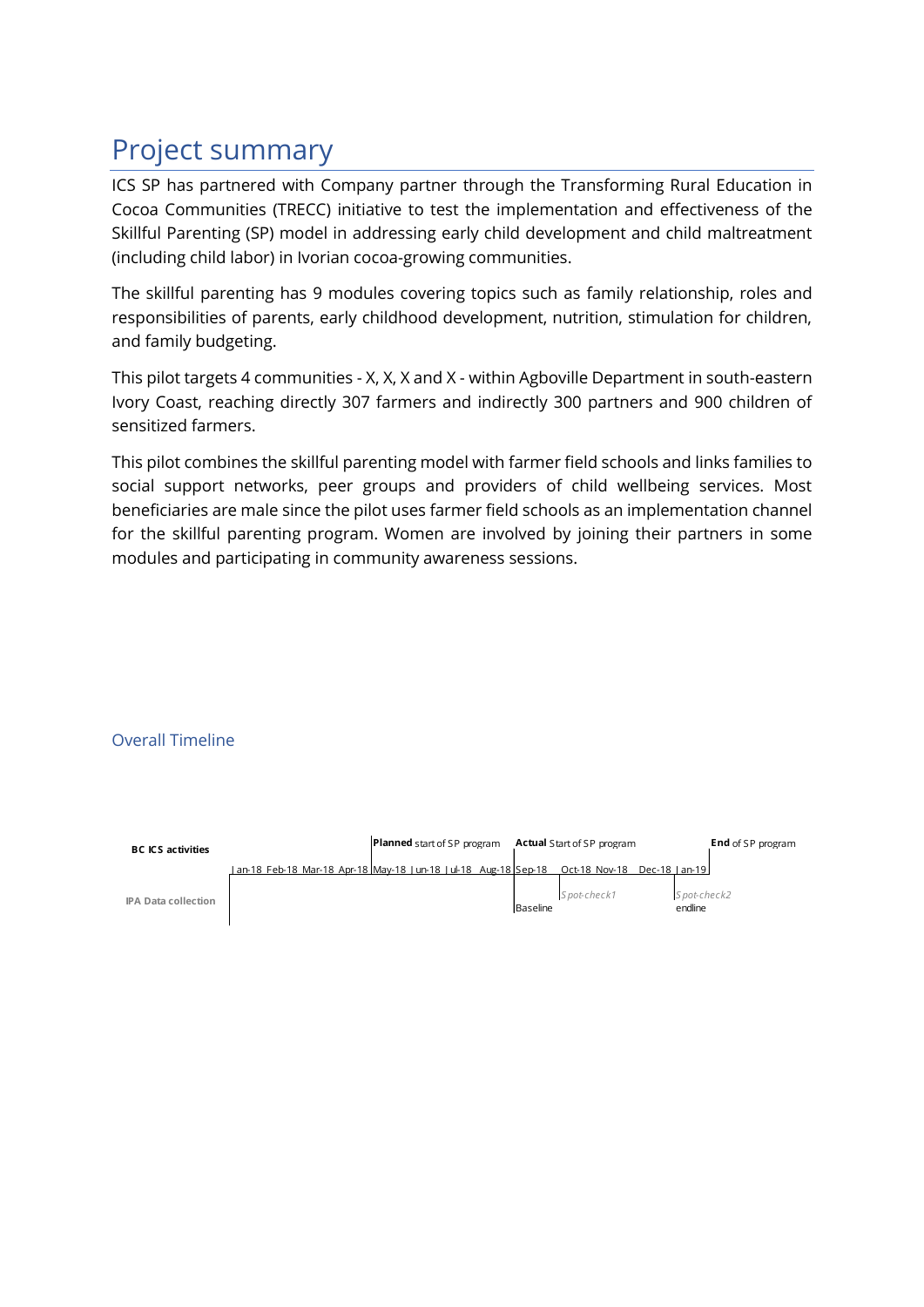# Project summary

ICS SP has partnered with Company partner through the Transforming Rural Education in Cocoa Communities (TRECC) initiative to test the implementation and effectiveness of the Skillful Parenting (SP) model in addressing early child development and child maltreatment (including child labor) in Ivorian cocoa-growing communities.

The skillful parenting has 9 modules covering topics such as family relationship, roles and responsibilities of parents, early childhood development, nutrition, stimulation for children, and family budgeting.

This pilot targets 4 communities - X, X, X and X - within Agboville Department in south-eastern Ivory Coast, reaching directly 307 farmers and indirectly 300 partners and 900 children of sensitized farmers.

This pilot combines the skillful parenting model with farmer field schools and links families to social support networks, peer groups and providers of child wellbeing services. Most beneficiaries are male since the pilot uses farmer field schools as an implementation channel for the skillful parenting program. Women are involved by joining their partners in some modules and participating in community awareness sessions.

### Overall Timeline

| | Jan-18 | Feb-18 | Mar-18 | Apr-18 | May-18 | Jun-18 | Jul-18 | Aug-18 | Sep-18 | Oct-18 | Nov-18 | Dec-18 | Jan-19 | |
|---|---|---|---|---|---|---|---|---|---|---|---|---|---|---|
| **BC ICS activities** | | | | | **Planned** start of SP program | | | | **Actual** Start of SP program | | | | | **End** of SP program |
| **IPA Data collection** | | | | | | | | | Baseline | *Spot-check1* | | | *Spot-check2* endline | |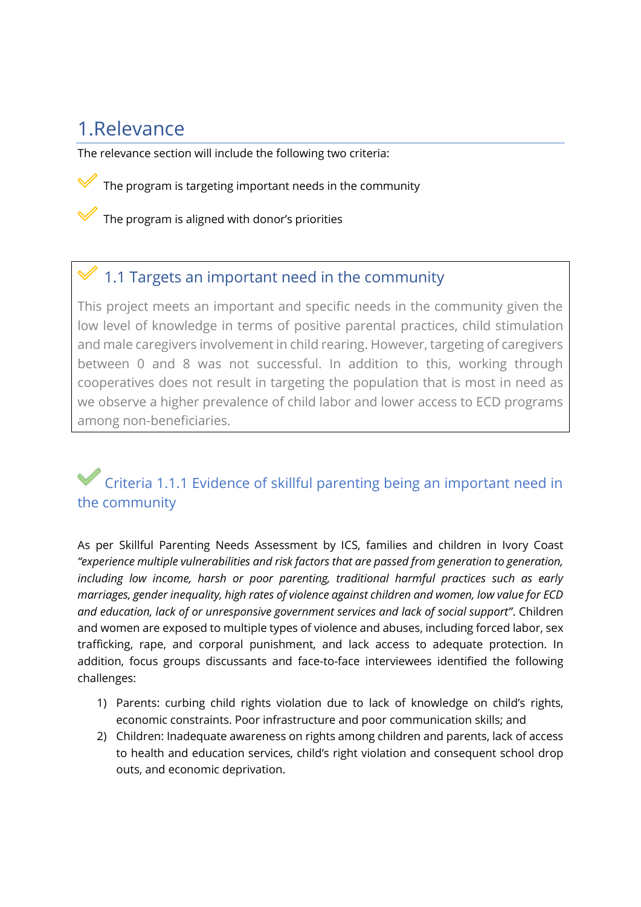# 1. Relevance

The relevance section will include the following two criteria:

- ✓ The program is targeting important needs in the community
- ✓ The program is aligned with donor's priorities

## 1.1 Targets an important need in the community

This project meets an important and specific needs in the community given the low level of knowledge in terms of positive parental practices, child stimulation and male caregivers involvement in child rearing. However, targeting of caregivers between 0 and 8 was not successful. In addition to this, working through cooperatives does not result in targeting the population that is most in need as we observe a higher prevalence of child labor and lower access to ECD programs among non-beneficiaries.

### Criteria 1.1.1 Evidence of skillful parenting being an important need in the community

As per Skillful Parenting Needs Assessment by ICS, families and children in Ivory Coast *"experience multiple vulnerabilities and risk factors that are passed from generation to generation, including low income, harsh or poor parenting, traditional harmful practices such as early marriages, gender inequality, high rates of violence against children and women, low value for ECD and education, lack of or unresponsive government services and lack of social support"*. Children and women are exposed to multiple types of violence and abuses, including forced labor, sex trafficking, rape, and corporal punishment, and lack access to adequate protection. In addition, focus groups discussants and face-to-face interviewees identified the following challenges:

1) Parents: curbing child rights violation due to lack of knowledge on child's rights, economic constraints. Poor infrastructure and poor communication skills; and
2) Children: Inadequate awareness on rights among children and parents, lack of access to health and education services, child's right violation and consequent school drop outs, and economic deprivation.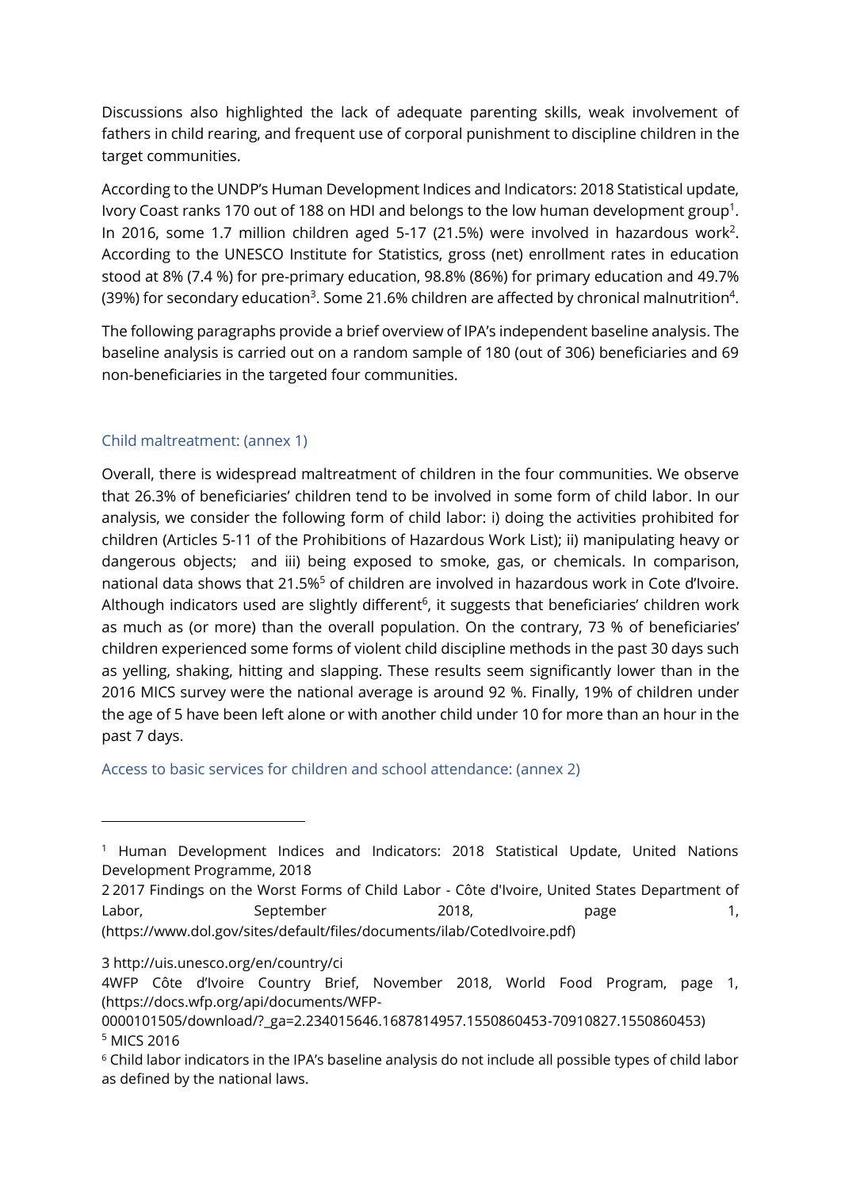Discussions also highlighted the lack of adequate parenting skills, weak involvement of fathers in child rearing, and frequent use of corporal punishment to discipline children in the target communities.

According to the UNDP's Human Development Indices and Indicators: 2018 Statistical update, Ivory Coast ranks 170 out of 188 on HDI and belongs to the low human development group[1]. In 2016, some 1.7 million children aged 5-17 (21.5%) were involved in hazardous work[2]. According to the UNESCO Institute for Statistics, gross (net) enrollment rates in education stood at 8% (7.4 %) for pre-primary education, 98.8% (86%) for primary education and 49.7% (39%) for secondary education[3]. Some 21.6% children are affected by chronical malnutrition[4].

The following paragraphs provide a brief overview of IPA's independent baseline analysis. The baseline analysis is carried out on a random sample of 180 (out of 306) beneficiaries and 69 non-beneficiaries in the targeted four communities.

### Child maltreatment: (annex 1)

Overall, there is widespread maltreatment of children in the four communities. We observe that 26.3% of beneficiaries' children tend to be involved in some form of child labor. In our analysis, we consider the following form of child labor: i) doing the activities prohibited for children (Articles 5-11 of the Prohibitions of Hazardous Work List); ii) manipulating heavy or dangerous objects; and iii) being exposed to smoke, gas, or chemicals. In comparison, national data shows that 21.5%[5] of children are involved in hazardous work in Cote d'Ivoire. Although indicators used are slightly different[6], it suggests that beneficiaries' children work as much as (or more) than the overall population. On the contrary, 73 % of beneficiaries' children experienced some forms of violent child discipline methods in the past 30 days such as yelling, shaking, hitting and slapping. These results seem significantly lower than in the 2016 MICS survey were the national average is around 92 %. Finally, 19% of children under the age of 5 have been left alone or with another child under 10 for more than an hour in the past 7 days.

### Access to basic services for children and school attendance: (annex 2)

---

[1] Human Development Indices and Indicators: 2018 Statistical Update, United Nations Development Programme, 2018

2 2017 Findings on the Worst Forms of Child Labor - Côte d'Ivoire, United States Department of Labor, September 2018, page 1, (https://www.dol.gov/sites/default/files/documents/ilab/CotedIvoire.pdf)

3 http://uis.unesco.org/en/country/ci

4WFP Côte d'Ivoire Country Brief, November 2018, World Food Program, page 1, (https://docs.wfp.org/api/documents/WFP-0000101505/download/?_ga=2.234015646.1687814957.1550860453-70910827.1550860453)

[5] MICS 2016

[6] Child labor indicators in the IPA's baseline analysis do not include all possible types of child labor as defined by the national laws.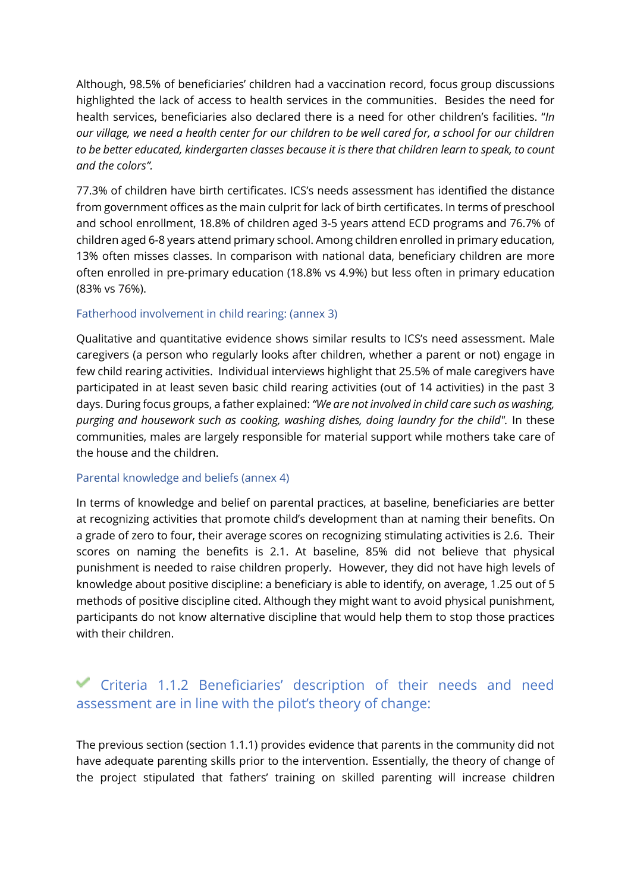Although, 98.5% of beneficiaries' children had a vaccination record, focus group discussions highlighted the lack of access to health services in the communities. Besides the need for health services, beneficiaries also declared there is a need for other children's facilities. "*In our village, we need a health center for our children to be well cared for, a school for our children to be better educated, kindergarten classes because it is there that children learn to speak, to count and the colors".*

77.3% of children have birth certificates. ICS's needs assessment has identified the distance from government offices as the main culprit for lack of birth certificates. In terms of preschool and school enrollment, 18.8% of children aged 3-5 years attend ECD programs and 76.7% of children aged 6-8 years attend primary school. Among children enrolled in primary education, 13% often misses classes. In comparison with national data, beneficiary children are more often enrolled in pre-primary education (18.8% vs 4.9%) but less often in primary education (83% vs 76%).

#### Fatherhood involvement in child rearing: (annex 3)

Qualitative and quantitative evidence shows similar results to ICS's need assessment. Male caregivers (a person who regularly looks after children, whether a parent or not) engage in few child rearing activities. Individual interviews highlight that 25.5% of male caregivers have participated in at least seven basic child rearing activities (out of 14 activities) in the past 3 days. During focus groups, a father explained: *"We are not involved in child care such as washing, purging and housework such as cooking, washing dishes, doing laundry for the child".* In these communities, males are largely responsible for material support while mothers take care of the house and the children.

#### Parental knowledge and beliefs (annex 4)

In terms of knowledge and belief on parental practices, at baseline, beneficiaries are better at recognizing activities that promote child's development than at naming their benefits. On a grade of zero to four, their average scores on recognizing stimulating activities is 2.6. Their scores on naming the benefits is 2.1. At baseline, 85% did not believe that physical punishment is needed to raise children properly. However, they did not have high levels of knowledge about positive discipline: a beneficiary is able to identify, on average, 1.25 out of 5 methods of positive discipline cited. Although they might want to avoid physical punishment, participants do not know alternative discipline that would help them to stop those practices with their children.

### ✓ Criteria 1.1.2 Beneficiaries' description of their needs and need assessment are in line with the pilot's theory of change:

The previous section (section 1.1.1) provides evidence that parents in the community did not have adequate parenting skills prior to the intervention. Essentially, the theory of change of the project stipulated that fathers' training on skilled parenting will increase children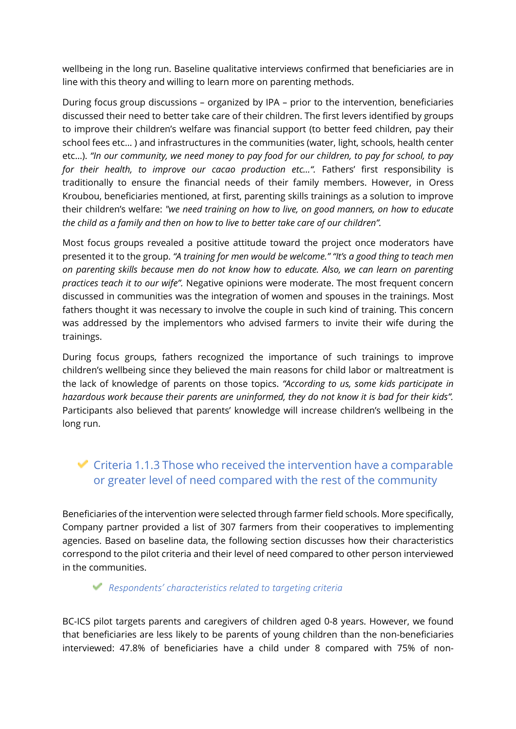wellbeing in the long run. Baseline qualitative interviews confirmed that beneficiaries are in line with this theory and willing to learn more on parenting methods.

During focus group discussions – organized by IPA – prior to the intervention, beneficiaries discussed their need to better take care of their children. The first levers identified by groups to improve their children's welfare was financial support (to better feed children, pay their school fees etc… ) and infrastructures in the communities (water, light, schools, health center etc…). *"In our community, we need money to pay food for our children, to pay for school, to pay for their health, to improve our cacao production etc…".* Fathers' first responsibility is traditionally to ensure the financial needs of their family members. However, in Oress Kroubou, beneficiaries mentioned, at first, parenting skills trainings as a solution to improve their children's welfare: *"we need training on how to live, on good manners, on how to educate the child as a family and then on how to live to better take care of our children".*

Most focus groups revealed a positive attitude toward the project once moderators have presented it to the group. *"A training for men would be welcome." "It's a good thing to teach men on parenting skills because men do not know how to educate. Also, we can learn on parenting practices teach it to our wife".* Negative opinions were moderate. The most frequent concern discussed in communities was the integration of women and spouses in the trainings. Most fathers thought it was necessary to involve the couple in such kind of training. This concern was addressed by the implementors who advised farmers to invite their wife during the trainings.

During focus groups, fathers recognized the importance of such trainings to improve children's wellbeing since they believed the main reasons for child labor or maltreatment is the lack of knowledge of parents on those topics. *"According to us, some kids participate in hazardous work because their parents are uninformed, they do not know it is bad for their kids".* Participants also believed that parents' knowledge will increase children's wellbeing in the long run.

### Criteria 1.1.3 Those who received the intervention have a comparable or greater level of need compared with the rest of the community

Beneficiaries of the intervention were selected through farmer field schools. More specifically, Company partner provided a list of 307 farmers from their cooperatives to implementing agencies. Based on baseline data, the following section discusses how their characteristics correspond to the pilot criteria and their level of need compared to other person interviewed in the communities.

#### *Respondents' characteristics related to targeting criteria*

BC-ICS pilot targets parents and caregivers of children aged 0-8 years. However, we found that beneficiaries are less likely to be parents of young children than the non-beneficiaries interviewed: 47.8% of beneficiaries have a child under 8 compared with 75% of non-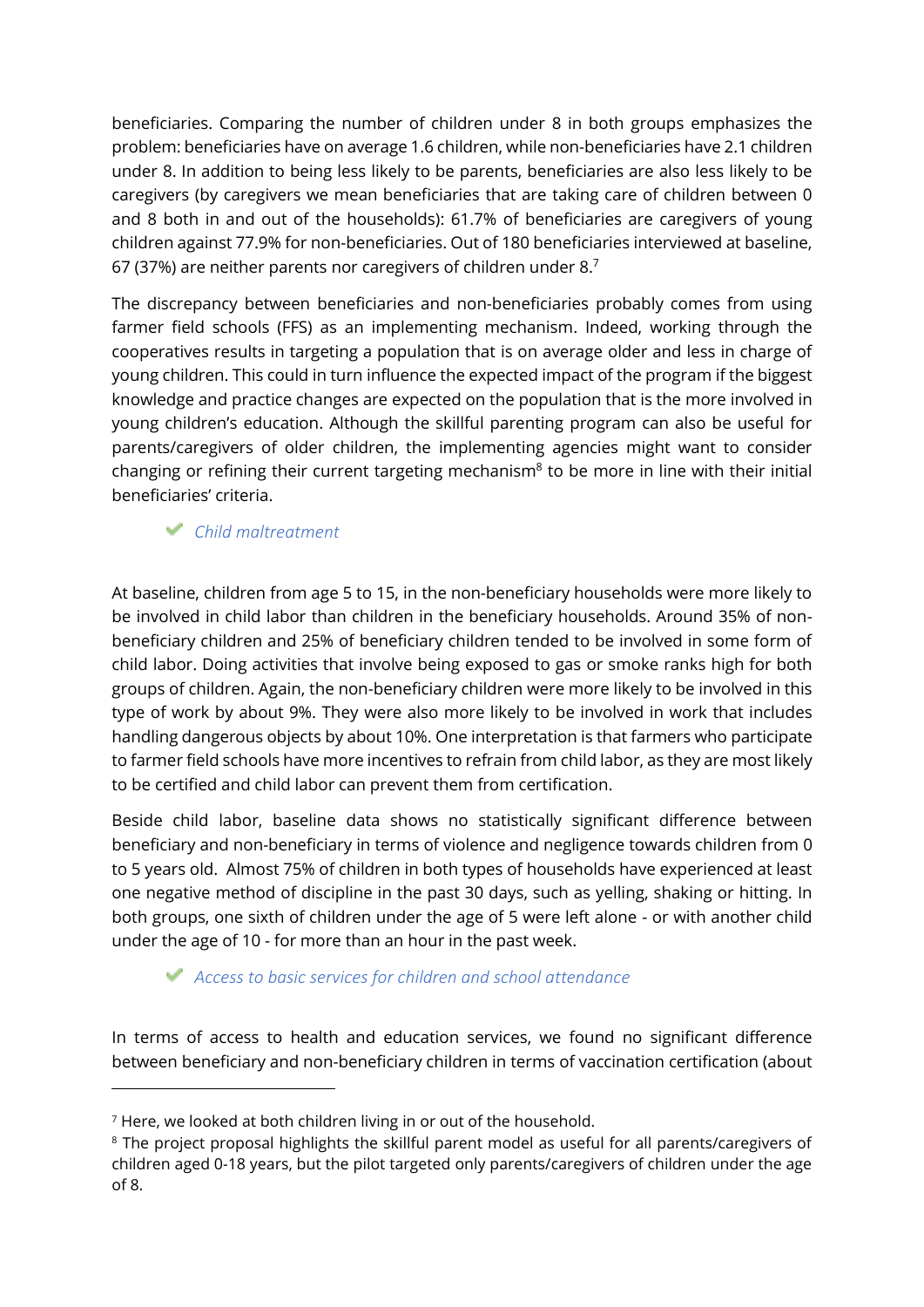beneficiaries. Comparing the number of children under 8 in both groups emphasizes the problem: beneficiaries have on average 1.6 children, while non-beneficiaries have 2.1 children under 8. In addition to being less likely to be parents, beneficiaries are also less likely to be caregivers (by caregivers we mean beneficiaries that are taking care of children between 0 and 8 both in and out of the households): 61.7% of beneficiaries are caregivers of young children against 77.9% for non-beneficiaries. Out of 180 beneficiaries interviewed at baseline, 67 (37%) are neither parents nor caregivers of children under 8.[7]

The discrepancy between beneficiaries and non-beneficiaries probably comes from using farmer field schools (FFS) as an implementing mechanism. Indeed, working through the cooperatives results in targeting a population that is on average older and less in charge of young children. This could in turn influence the expected impact of the program if the biggest knowledge and practice changes are expected on the population that is the more involved in young children's education. Although the skillful parenting program can also be useful for parents/caregivers of older children, the implementing agencies might want to consider changing or refining their current targeting mechanism[8] to be more in line with their initial beneficiaries' criteria.

#### *Child maltreatment*

At baseline, children from age 5 to 15, in the non-beneficiary households were more likely to be involved in child labor than children in the beneficiary households. Around 35% of non-beneficiary children and 25% of beneficiary children tended to be involved in some form of child labor. Doing activities that involve being exposed to gas or smoke ranks high for both groups of children. Again, the non-beneficiary children were more likely to be involved in this type of work by about 9%. They were also more likely to be involved in work that includes handling dangerous objects by about 10%. One interpretation is that farmers who participate to farmer field schools have more incentives to refrain from child labor, as they are most likely to be certified and child labor can prevent them from certification.

Beside child labor, baseline data shows no statistically significant difference between beneficiary and non-beneficiary in terms of violence and negligence towards children from 0 to 5 years old. Almost 75% of children in both types of households have experienced at least one negative method of discipline in the past 30 days, such as yelling, shaking or hitting. In both groups, one sixth of children under the age of 5 were left alone - or with another child under the age of 10 - for more than an hour in the past week.

#### *Access to basic services for children and school attendance*

In terms of access to health and education services, we found no significant difference between beneficiary and non-beneficiary children in terms of vaccination certification (about

[7] Here, we looked at both children living in or out of the household.

[8] The project proposal highlights the skillful parent model as useful for all parents/caregivers of children aged 0-18 years, but the pilot targeted only parents/caregivers of children under the age of 8.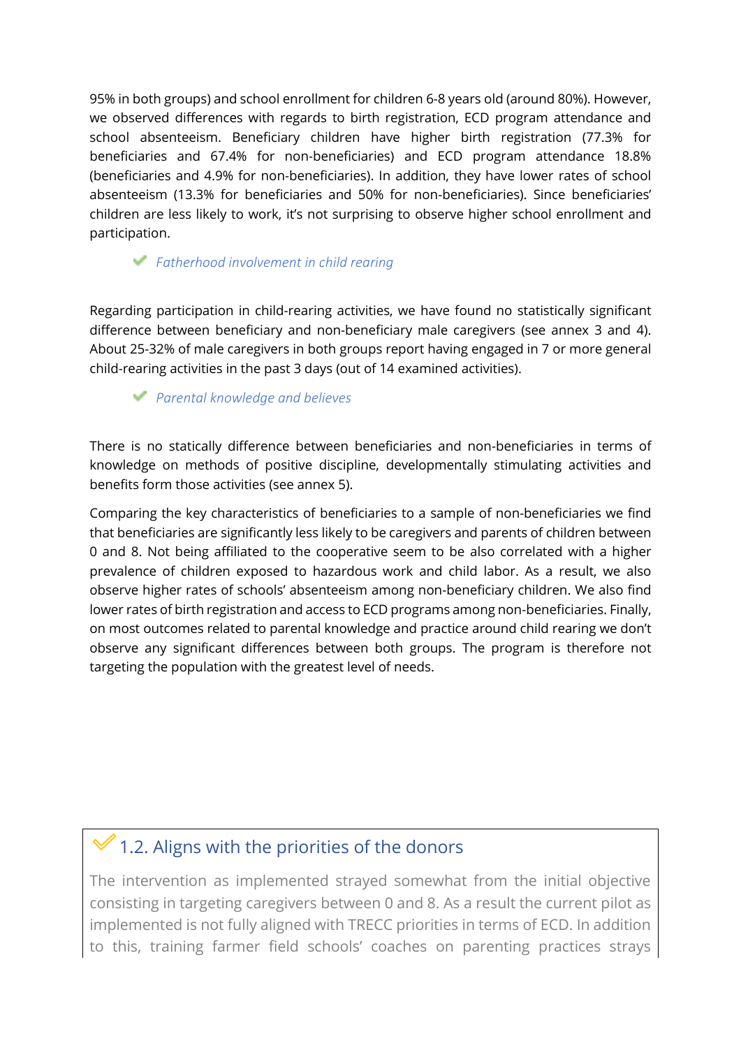95% in both groups) and school enrollment for children 6-8 years old (around 80%). However, we observed differences with regards to birth registration, ECD program attendance and school absenteeism. Beneficiary children have higher birth registration (77.3% for beneficiaries and 67.4% for non-beneficiaries) and ECD program attendance 18.8% (beneficiaries and 4.9% for non-beneficiaries). In addition, they have lower rates of school absenteeism (13.3% for beneficiaries and 50% for non-beneficiaries). Since beneficiaries' children are less likely to work, it's not surprising to observe higher school enrollment and participation.

✔ *Fatherhood involvement in child rearing*

Regarding participation in child-rearing activities, we have found no statistically significant difference between beneficiary and non-beneficiary male caregivers (see annex 3 and 4). About 25-32% of male caregivers in both groups report having engaged in 7 or more general child-rearing activities in the past 3 days (out of 14 examined activities).

✔ *Parental knowledge and believes*

There is no statically difference between beneficiaries and non-beneficiaries in terms of knowledge on methods of positive discipline, developmentally stimulating activities and benefits form those activities (see annex 5).

Comparing the key characteristics of beneficiaries to a sample of non-beneficiaries we find that beneficiaries are significantly less likely to be caregivers and parents of children between 0 and 8. Not being affiliated to the cooperative seem to be also correlated with a higher prevalence of children exposed to hazardous work and child labor. As a result, we also observe higher rates of schools' absenteeism among non-beneficiary children. We also find lower rates of birth registration and access to ECD programs among non-beneficiaries. Finally, on most outcomes related to parental knowledge and practice around child rearing we don't observe any significant differences between both groups. The program is therefore not targeting the population with the greatest level of needs.

## 1.2. Aligns with the priorities of the donors

The intervention as implemented strayed somewhat from the initial objective consisting in targeting caregivers between 0 and 8. As a result the current pilot as implemented is not fully aligned with TRECC priorities in terms of ECD. In addition to this, training farmer field schools' coaches on parenting practices strays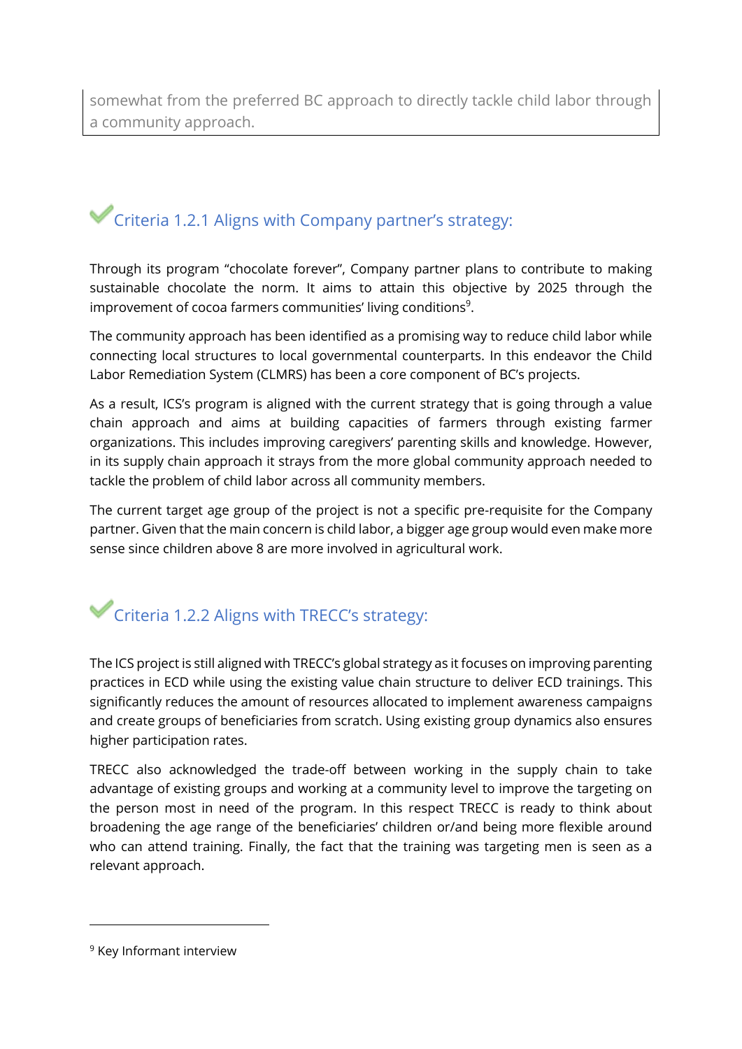somewhat from the preferred BC approach to directly tackle child labor through a community approach.

### ✔ Criteria 1.2.1 Aligns with Company partner's strategy:

Through its program "chocolate forever", Company partner plans to contribute to making sustainable chocolate the norm. It aims to attain this objective by 2025 through the improvement of cocoa farmers communities' living conditions[9].

The community approach has been identified as a promising way to reduce child labor while connecting local structures to local governmental counterparts. In this endeavor the Child Labor Remediation System (CLMRS) has been a core component of BC's projects.

As a result, ICS's program is aligned with the current strategy that is going through a value chain approach and aims at building capacities of farmers through existing farmer organizations. This includes improving caregivers' parenting skills and knowledge. However, in its supply chain approach it strays from the more global community approach needed to tackle the problem of child labor across all community members.

The current target age group of the project is not a specific pre-requisite for the Company partner. Given that the main concern is child labor, a bigger age group would even make more sense since children above 8 are more involved in agricultural work.

### ✔ Criteria 1.2.2 Aligns with TRECC's strategy:

The ICS project is still aligned with TRECC's global strategy as it focuses on improving parenting practices in ECD while using the existing value chain structure to deliver ECD trainings. This significantly reduces the amount of resources allocated to implement awareness campaigns and create groups of beneficiaries from scratch. Using existing group dynamics also ensures higher participation rates.

TRECC also acknowledged the trade-off between working in the supply chain to take advantage of existing groups and working at a community level to improve the targeting on the person most in need of the program. In this respect TRECC is ready to think about broadening the age range of the beneficiaries' children or/and being more flexible around who can attend training. Finally, the fact that the training was targeting men is seen as a relevant approach.

---

[9] Key Informant interview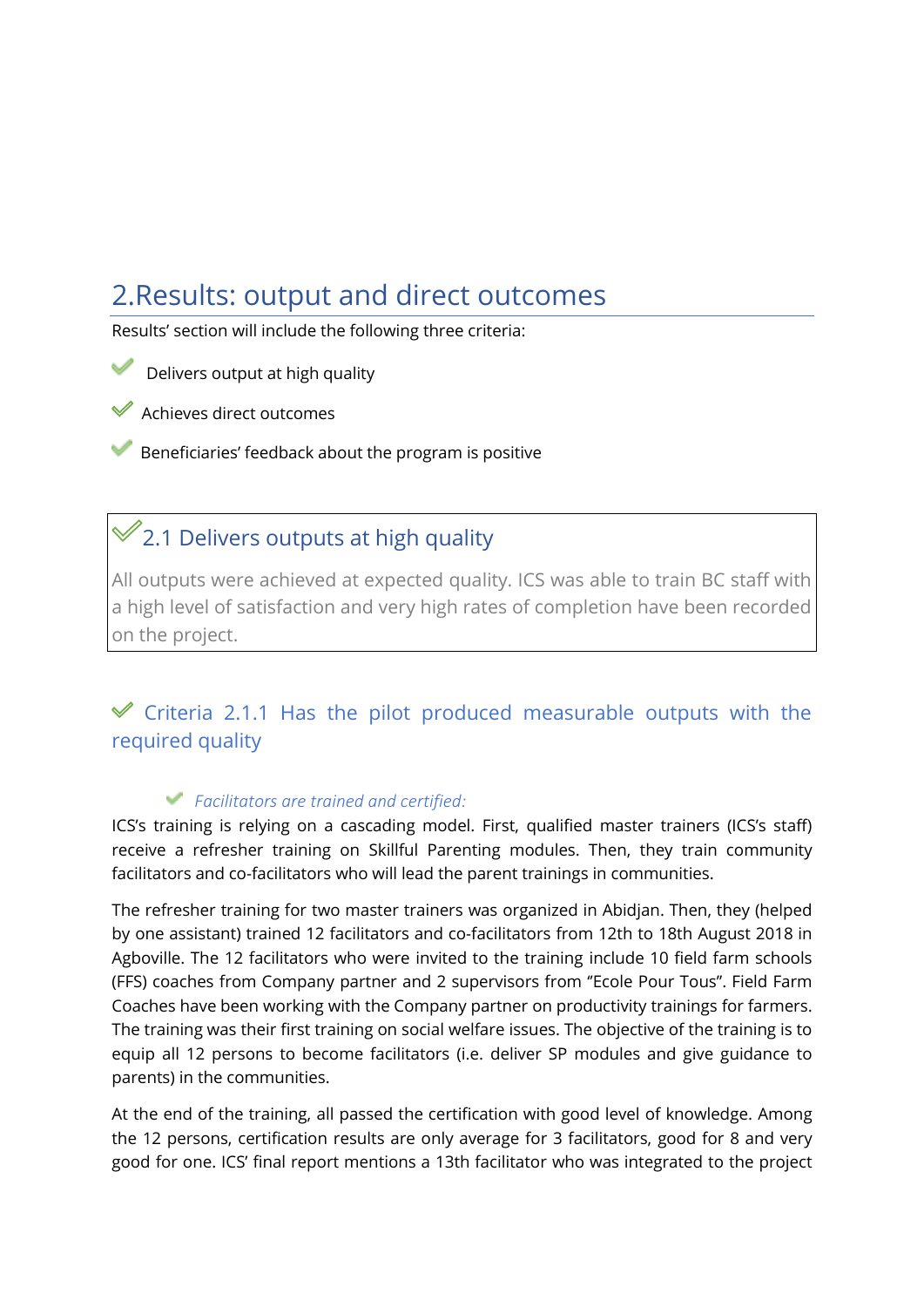# 2.Results: output and direct outcomes

Results' section will include the following three criteria:

- ✔ Delivers output at high quality
- ✔ Achieves direct outcomes
- ✔ Beneficiaries' feedback about the program is positive

## ✔ 2.1 Delivers outputs at high quality

All outputs were achieved at expected quality. ICS was able to train BC staff with a high level of satisfaction and very high rates of completion have been recorded on the project.

### ✔ Criteria 2.1.1 Has the pilot produced measurable outputs with the required quality

- ✔ *Facilitators are trained and certified:*

ICS's training is relying on a cascading model. First, qualified master trainers (ICS's staff) receive a refresher training on Skillful Parenting modules. Then, they train community facilitators and co-facilitators who will lead the parent trainings in communities.

The refresher training for two master trainers was organized in Abidjan. Then, they (helped by one assistant) trained 12 facilitators and co-facilitators from 12th to 18th August 2018 in Agboville. The 12 facilitators who were invited to the training include 10 field farm schools (FFS) coaches from Company partner and 2 supervisors from "Ecole Pour Tous". Field Farm Coaches have been working with the Company partner on productivity trainings for farmers. The training was their first training on social welfare issues. The objective of the training is to equip all 12 persons to become facilitators (i.e. deliver SP modules and give guidance to parents) in the communities.

At the end of the training, all passed the certification with good level of knowledge. Among the 12 persons, certification results are only average for 3 facilitators, good for 8 and very good for one. ICS' final report mentions a 13th facilitator who was integrated to the project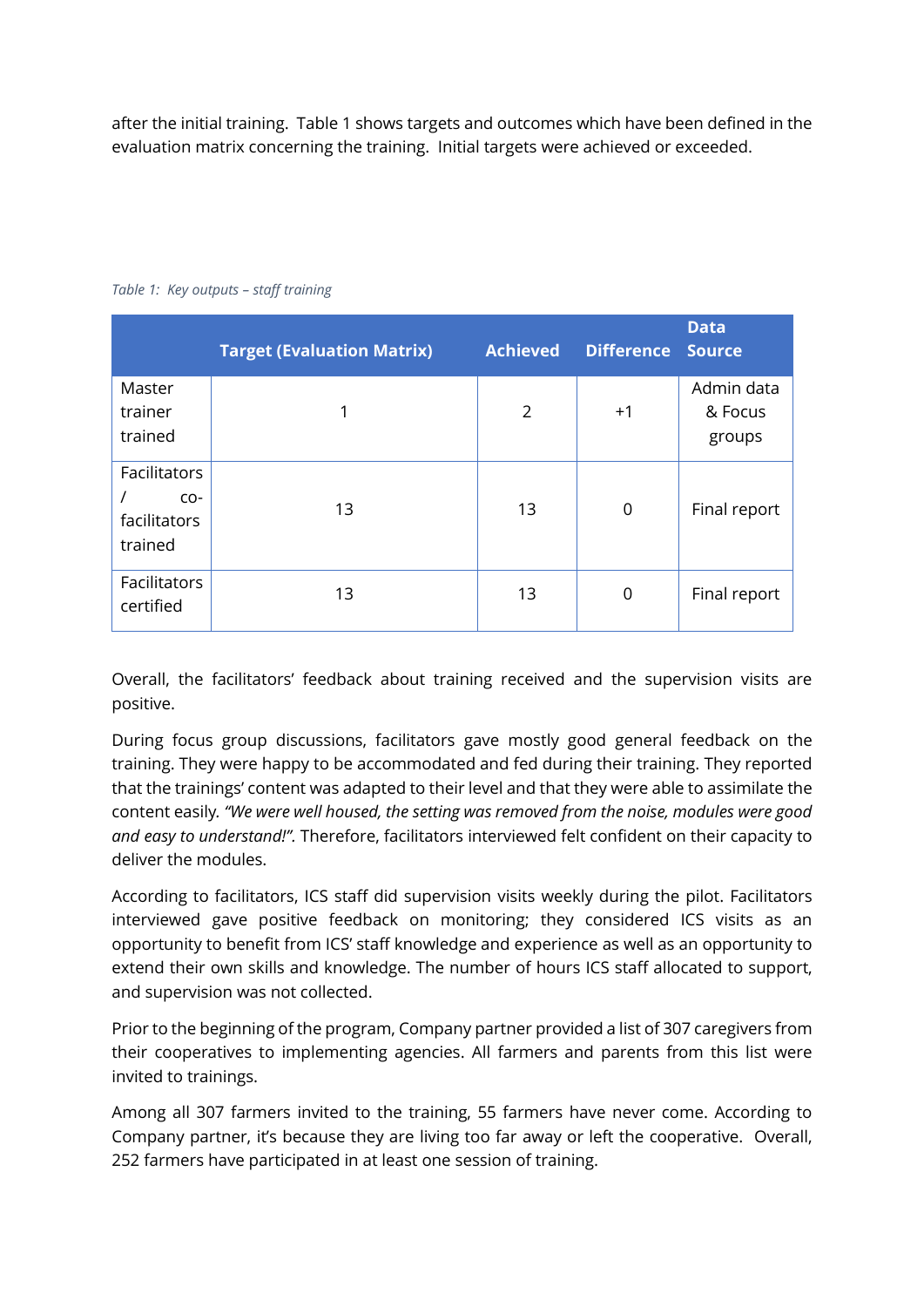after the initial training. Table 1 shows targets and outcomes which have been defined in the evaluation matrix concerning the training. Initial targets were achieved or exceeded.

*Table 1: Key outputs – staff training*

| | Target (Evaluation Matrix) | Achieved | Difference | Data Source |
|---|---|---|---|---|
| Master trainer trained | 1 | 2 | +1 | Admin data & Focus groups |
| Facilitators / co-facilitators trained | 13 | 13 | 0 | Final report |
| Facilitators certified | 13 | 13 | 0 | Final report |

Overall, the facilitators' feedback about training received and the supervision visits are positive.

During focus group discussions, facilitators gave mostly good general feedback on the training. They were happy to be accommodated and fed during their training. They reported that the trainings' content was adapted to their level and that they were able to assimilate the content easily. *"We were well housed, the setting was removed from the noise, modules were good and easy to understand!"*. Therefore, facilitators interviewed felt confident on their capacity to deliver the modules.

According to facilitators, ICS staff did supervision visits weekly during the pilot. Facilitators interviewed gave positive feedback on monitoring; they considered ICS visits as an opportunity to benefit from ICS' staff knowledge and experience as well as an opportunity to extend their own skills and knowledge. The number of hours ICS staff allocated to support, and supervision was not collected.

Prior to the beginning of the program, Company partner provided a list of 307 caregivers from their cooperatives to implementing agencies. All farmers and parents from this list were invited to trainings.

Among all 307 farmers invited to the training, 55 farmers have never come. According to Company partner, it's because they are living too far away or left the cooperative. Overall, 252 farmers have participated in at least one session of training.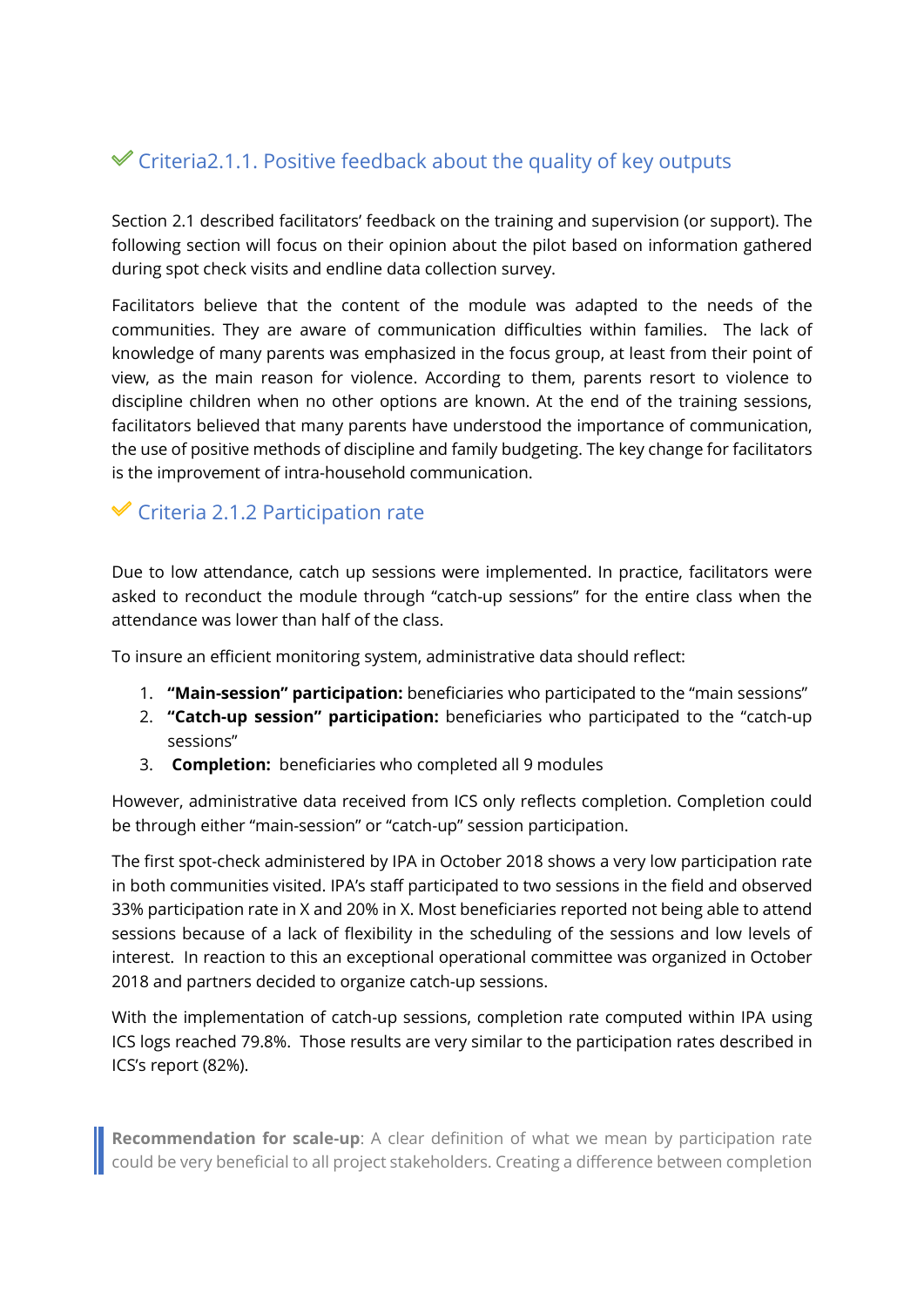### ✔ Criteria2.1.1. Positive feedback about the quality of key outputs

Section 2.1 described facilitators' feedback on the training and supervision (or support). The following section will focus on their opinion about the pilot based on information gathered during spot check visits and endline data collection survey.

Facilitators believe that the content of the module was adapted to the needs of the communities. They are aware of communication difficulties within families. The lack of knowledge of many parents was emphasized in the focus group, at least from their point of view, as the main reason for violence. According to them, parents resort to violence to discipline children when no other options are known. At the end of the training sessions, facilitators believed that many parents have understood the importance of communication, the use of positive methods of discipline and family budgeting. The key change for facilitators is the improvement of intra-household communication.

### ✔ Criteria 2.1.2 Participation rate

Due to low attendance, catch up sessions were implemented. In practice, facilitators were asked to reconduct the module through "catch-up sessions" for the entire class when the attendance was lower than half of the class.

To insure an efficient monitoring system, administrative data should reflect:

1. **"Main-session" participation:** beneficiaries who participated to the "main sessions"
2. **"Catch-up session" participation:** beneficiaries who participated to the "catch-up sessions"
3. **Completion:** beneficiaries who completed all 9 modules

However, administrative data received from ICS only reflects completion. Completion could be through either "main-session" or "catch-up" session participation.

The first spot-check administered by IPA in October 2018 shows a very low participation rate in both communities visited. IPA's staff participated to two sessions in the field and observed 33% participation rate in X and 20% in X. Most beneficiaries reported not being able to attend sessions because of a lack of flexibility in the scheduling of the sessions and low levels of interest. In reaction to this an exceptional operational committee was organized in October 2018 and partners decided to organize catch-up sessions.

With the implementation of catch-up sessions, completion rate computed within IPA using ICS logs reached 79.8%. Those results are very similar to the participation rates described in ICS's report (82%).

> **Recommendation for scale-up**: A clear definition of what we mean by participation rate could be very beneficial to all project stakeholders. Creating a difference between completion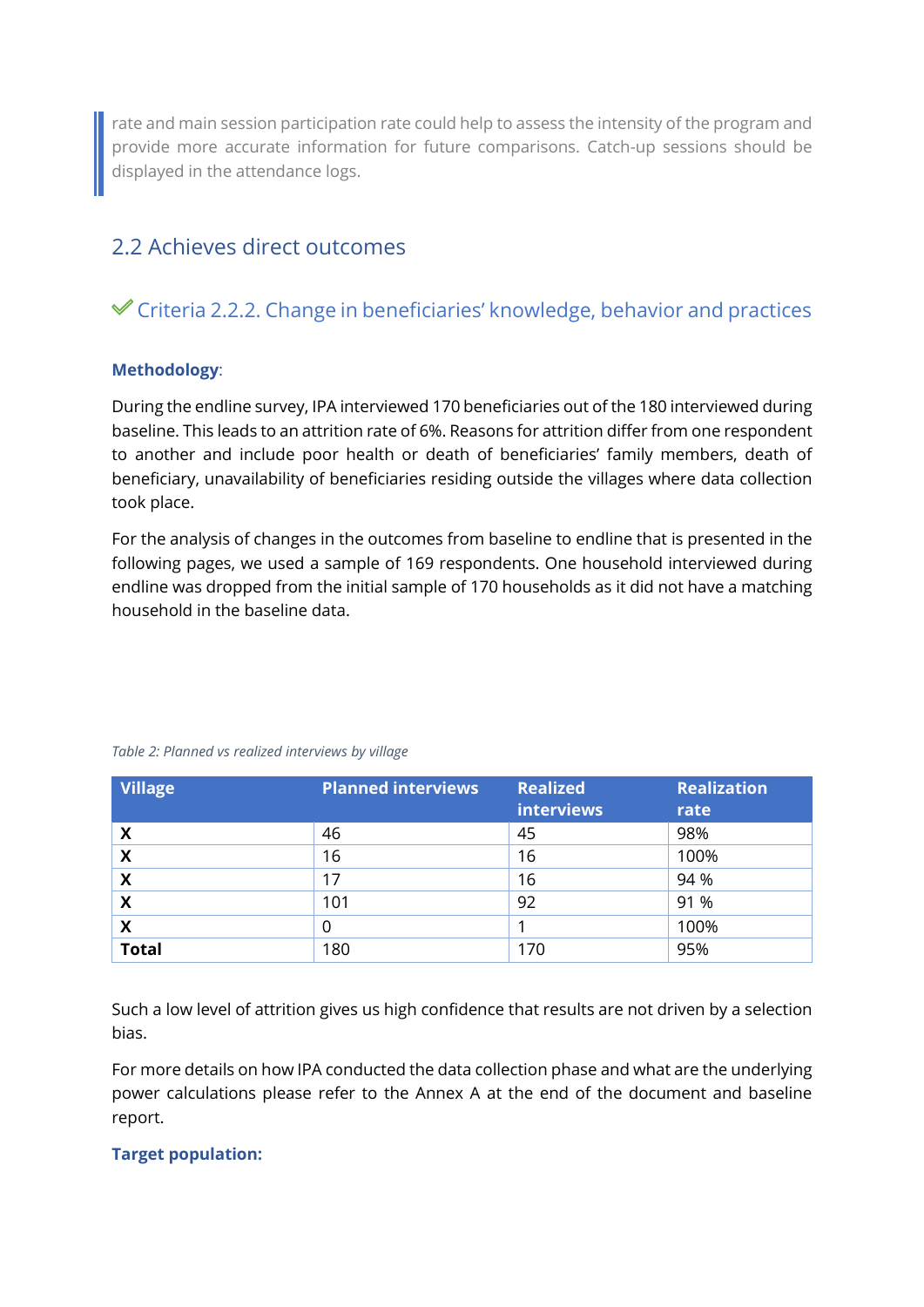> rate and main session participation rate could help to assess the intensity of the program and provide more accurate information for future comparisons. Catch-up sessions should be displayed in the attendance logs.

## 2.2 Achieves direct outcomes

### ✔ Criteria 2.2.2. Change in beneficiaries' knowledge, behavior and practices

**Methodology**:

During the endline survey, IPA interviewed 170 beneficiaries out of the 180 interviewed during baseline. This leads to an attrition rate of 6%. Reasons for attrition differ from one respondent to another and include poor health or death of beneficiaries' family members, death of beneficiary, unavailability of beneficiaries residing outside the villages where data collection took place.

For the analysis of changes in the outcomes from baseline to endline that is presented in the following pages, we used a sample of 169 respondents. One household interviewed during endline was dropped from the initial sample of 170 households as it did not have a matching household in the baseline data.

*Table 2: Planned vs realized interviews by village*

| Village | Planned interviews | Realized interviews | Realization rate |
|---|---|---|---|
| **X** | 46 | 45 | 98% |
| **X** | 16 | 16 | 100% |
| **X** | 17 | 16 | 94 % |
| **X** | 101 | 92 | 91 % |
| **X** | 0 | 1 | 100% |
| **Total** | 180 | 170 | 95% |

Such a low level of attrition gives us high confidence that results are not driven by a selection bias.

For more details on how IPA conducted the data collection phase and what are the underlying power calculations please refer to the Annex A at the end of the document and baseline report.

**Target population:**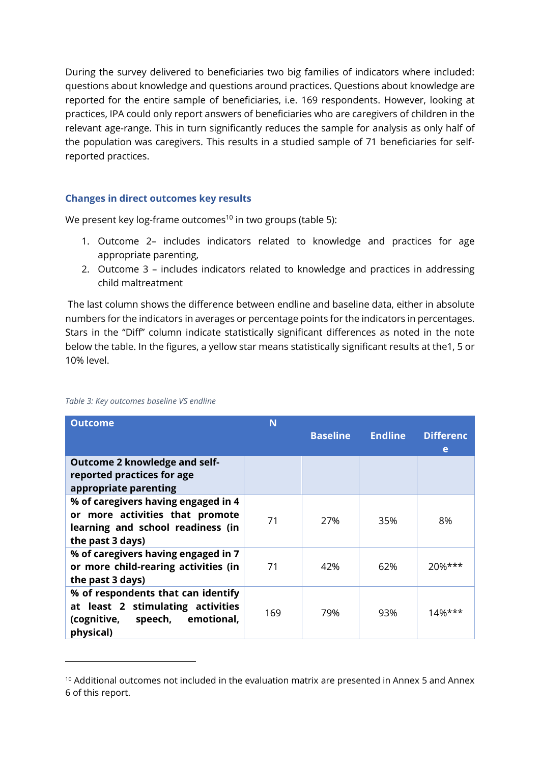During the survey delivered to beneficiaries two big families of indicators where included: questions about knowledge and questions around practices. Questions about knowledge are reported for the entire sample of beneficiaries, i.e. 169 respondents. However, looking at practices, IPA could only report answers of beneficiaries who are caregivers of children in the relevant age-range. This in turn significantly reduces the sample for analysis as only half of the population was caregivers. This results in a studied sample of 71 beneficiaries for self-reported practices.

### Changes in direct outcomes key results

We present key log-frame outcomes[10] in two groups (table 5):

1. Outcome 2– includes indicators related to knowledge and practices for age appropriate parenting,
2. Outcome 3 – includes indicators related to knowledge and practices in addressing child maltreatment

The last column shows the difference between endline and baseline data, either in absolute numbers for the indicators in averages or percentage points for the indicators in percentages. Stars in the "Diff" column indicate statistically significant differences as noted in the note below the table. In the figures, a yellow star means statistically significant results at the1, 5 or 10% level.

*Table 3: Key outcomes baseline VS endline*

| Outcome | N | Baseline | Endline | Difference |
|---|---|---|---|---|
| **Outcome 2 knowledge and self-reported practices for age appropriate parenting** | | | | |
| **% of caregivers having engaged in 4 or more activities that promote learning and school readiness (in the past 3 days)** | 71 | 27% | 35% | 8% |
| **% of caregivers having engaged in 7 or more child-rearing activities (in the past 3 days)** | 71 | 42% | 62% | 20%*** |
| **% of respondents that can identify at least 2 stimulating activities (cognitive, speech, emotional, physical)** | 169 | 79% | 93% | 14%*** |

[10] Additional outcomes not included in the evaluation matrix are presented in Annex 5 and Annex 6 of this report.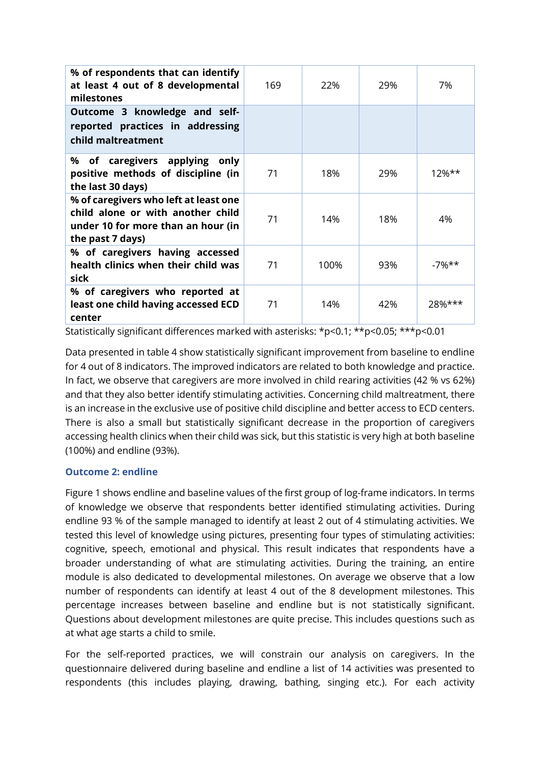| % of respondents that can identify at least 4 out of 8 developmental milestones | 169 | 22% | 29% | 7% |
|---|---|---|---|---|
| **Outcome 3 knowledge and self-reported practices in addressing child maltreatment** | | | | |
| % of caregivers applying only positive methods of discipline (in the last 30 days) | 71 | 18% | 29% | 12%** |
| % of caregivers who left at least one child alone or with another child under 10 for more than an hour (in the past 7 days) | 71 | 14% | 18% | 4% |
| % of caregivers having accessed health clinics when their child was sick | 71 | 100% | 93% | -7%** |
| % of caregivers who reported at least one child having accessed ECD center | 71 | 14% | 42% | 28%*** |

Statistically significant differences marked with asterisks: *p<0.1; **p<0.05; ***p<0.01

Data presented in table 4 show statistically significant improvement from baseline to endline for 4 out of 8 indicators. The improved indicators are related to both knowledge and practice. In fact, we observe that caregivers are more involved in child rearing activities (42 % vs 62%) and that they also better identify stimulating activities. Concerning child maltreatment, there is an increase in the exclusive use of positive child discipline and better access to ECD centers. There is also a small but statistically significant decrease in the proportion of caregivers accessing health clinics when their child was sick, but this statistic is very high at both baseline (100%) and endline (93%).

### Outcome 2: endline

Figure 1 shows endline and baseline values of the first group of log-frame indicators. In terms of knowledge we observe that respondents better identified stimulating activities. During endline 93 % of the sample managed to identify at least 2 out of 4 stimulating activities. We tested this level of knowledge using pictures, presenting four types of stimulating activities: cognitive, speech, emotional and physical. This result indicates that respondents have a broader understanding of what are stimulating activities. During the training, an entire module is also dedicated to developmental milestones. On average we observe that a low number of respondents can identify at least 4 out of the 8 development milestones. This percentage increases between baseline and endline but is not statistically significant. Questions about development milestones are quite precise. This includes questions such as at what age starts a child to smile.

For the self-reported practices, we will constrain our analysis on caregivers. In the questionnaire delivered during baseline and endline a list of 14 activities was presented to respondents (this includes playing, drawing, bathing, singing etc.). For each activity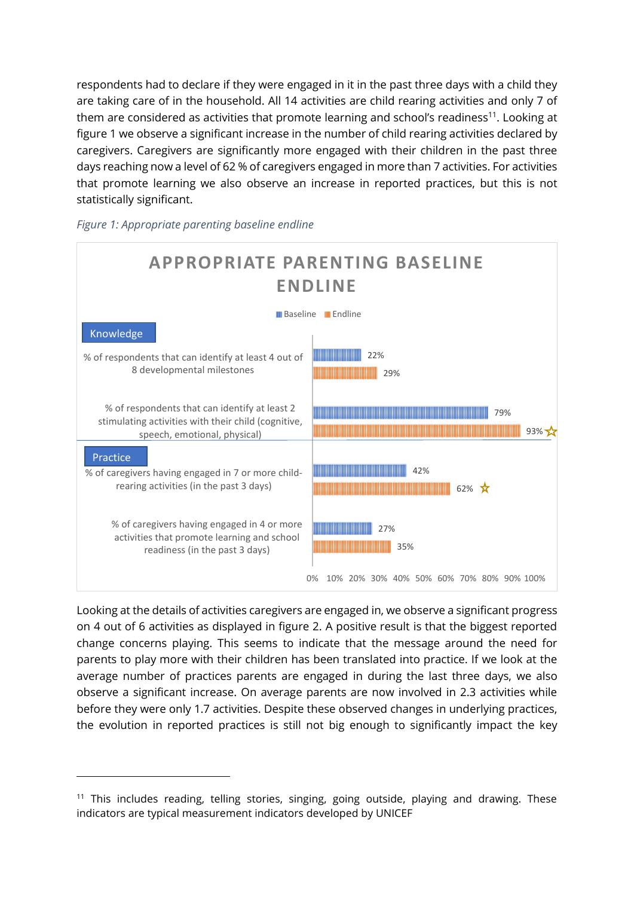respondents had to declare if they were engaged in it in the past three days with a child they are taking care of in the household. All 14 activities are child rearing activities and only 7 of them are considered as activities that promote learning and school's readiness[11]. Looking at figure 1 we observe a significant increase in the number of child rearing activities declared by caregivers. Caregivers are significantly more engaged with their children in the past three days reaching now a level of 62 % of caregivers engaged in more than 7 activities. For activities that promote learning we also observe an increase in reported practices, but this is not statistically significant.

*Figure 1: Appropriate parenting baseline endline*

**APPROPRIATE PARENTING BASELINE ENDLINE**

| | Baseline | Endline |
|---|---|---|
| **Knowledge** | | |
| % of respondents that can identify at least 4 out of 8 developmental milestones | 22% | 29% |
| % of respondents that can identify at least 2 stimulating activities with their child (cognitive, speech, emotional, physical) | 79% | 93% ☆ |
| **Practice** | | |
| % of caregivers having engaged in 7 or more child-rearing activities (in the past 3 days) | 42% | 62% ☆ |
| % of caregivers having engaged in 4 or more activities that promote learning and school readiness (in the past 3 days) | 27% | 35% |

Looking at the details of activities caregivers are engaged in, we observe a significant progress on 4 out of 6 activities as displayed in figure 2. A positive result is that the biggest reported change concerns playing. This seems to indicate that the message around the need for parents to play more with their children has been translated into practice. If we look at the average number of practices parents are engaged in during the last three days, we also observe a significant increase. On average parents are now involved in 2.3 activities while before they were only 1.7 activities. Despite these observed changes in underlying practices, the evolution in reported practices is still not big enough to significantly impact the key

[11] This includes reading, telling stories, singing, going outside, playing and drawing. These indicators are typical measurement indicators developed by UNICEF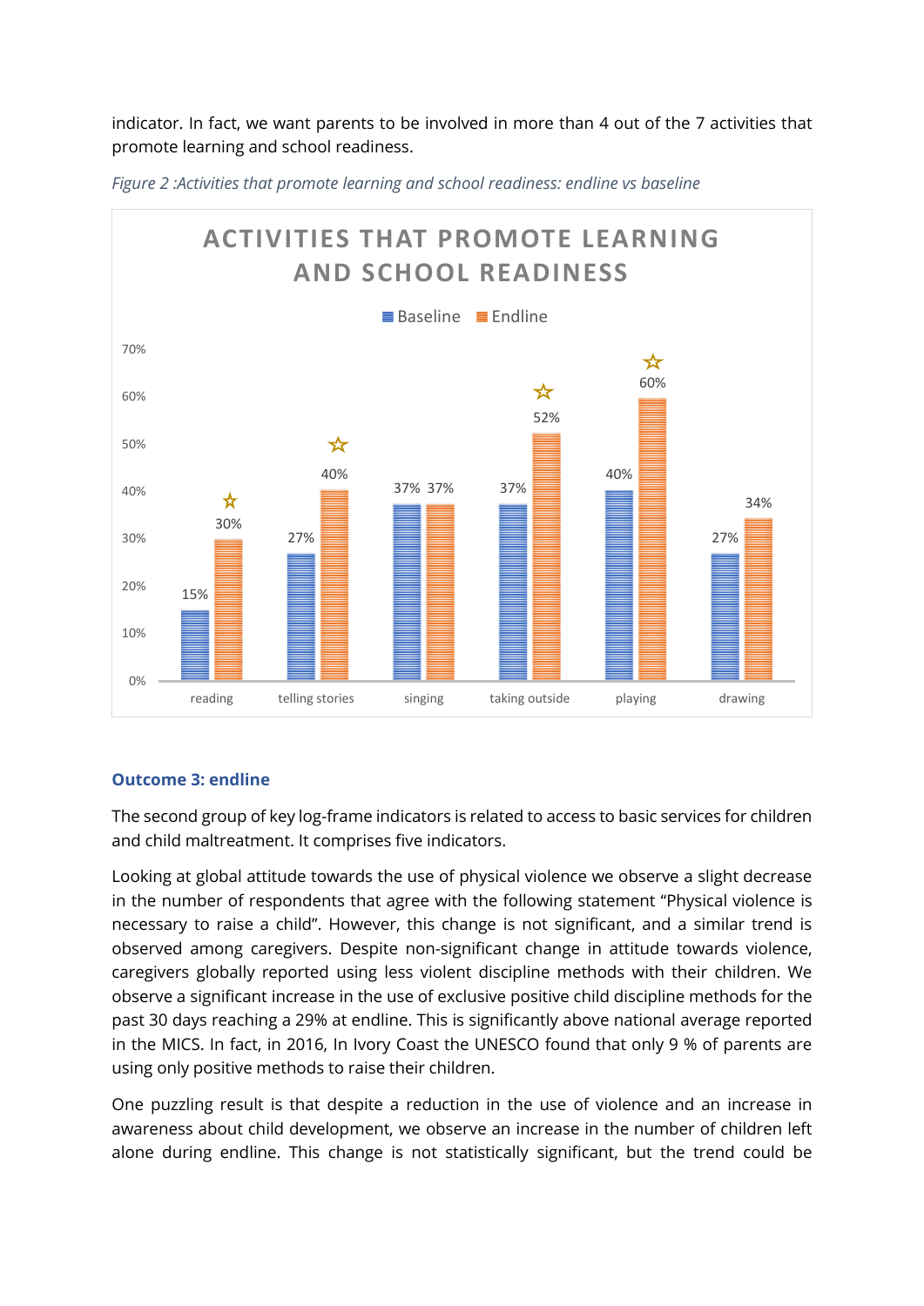indicator. In fact, we want parents to be involved in more than 4 out of the 7 activities that promote learning and school readiness.

*Figure 2 :Activities that promote learning and school readiness: endline vs baseline*

| ACTIVITIES THAT PROMOTE LEARNING AND SCHOOL READINESS | Baseline | Endline |
|---|---|---|
| reading | 15% | 30% ☆ |
| telling stories | 27% | 40% ☆ |
| singing | 37% | 37% |
| taking outside | 37% | 52% ☆ |
| playing | 40% | 60% ☆ |
| drawing | 27% | 34% |

### Outcome 3: endline

The second group of key log-frame indicators is related to access to basic services for children and child maltreatment. It comprises five indicators.

Looking at global attitude towards the use of physical violence we observe a slight decrease in the number of respondents that agree with the following statement "Physical violence is necessary to raise a child". However, this change is not significant, and a similar trend is observed among caregivers. Despite non-significant change in attitude towards violence, caregivers globally reported using less violent discipline methods with their children. We observe a significant increase in the use of exclusive positive child discipline methods for the past 30 days reaching a 29% at endline. This is significantly above national average reported in the MICS. In fact, in 2016, In Ivory Coast the UNESCO found that only 9 % of parents are using only positive methods to raise their children.

One puzzling result is that despite a reduction in the use of violence and an increase in awareness about child development, we observe an increase in the number of children left alone during endline. This change is not statistically significant, but the trend could be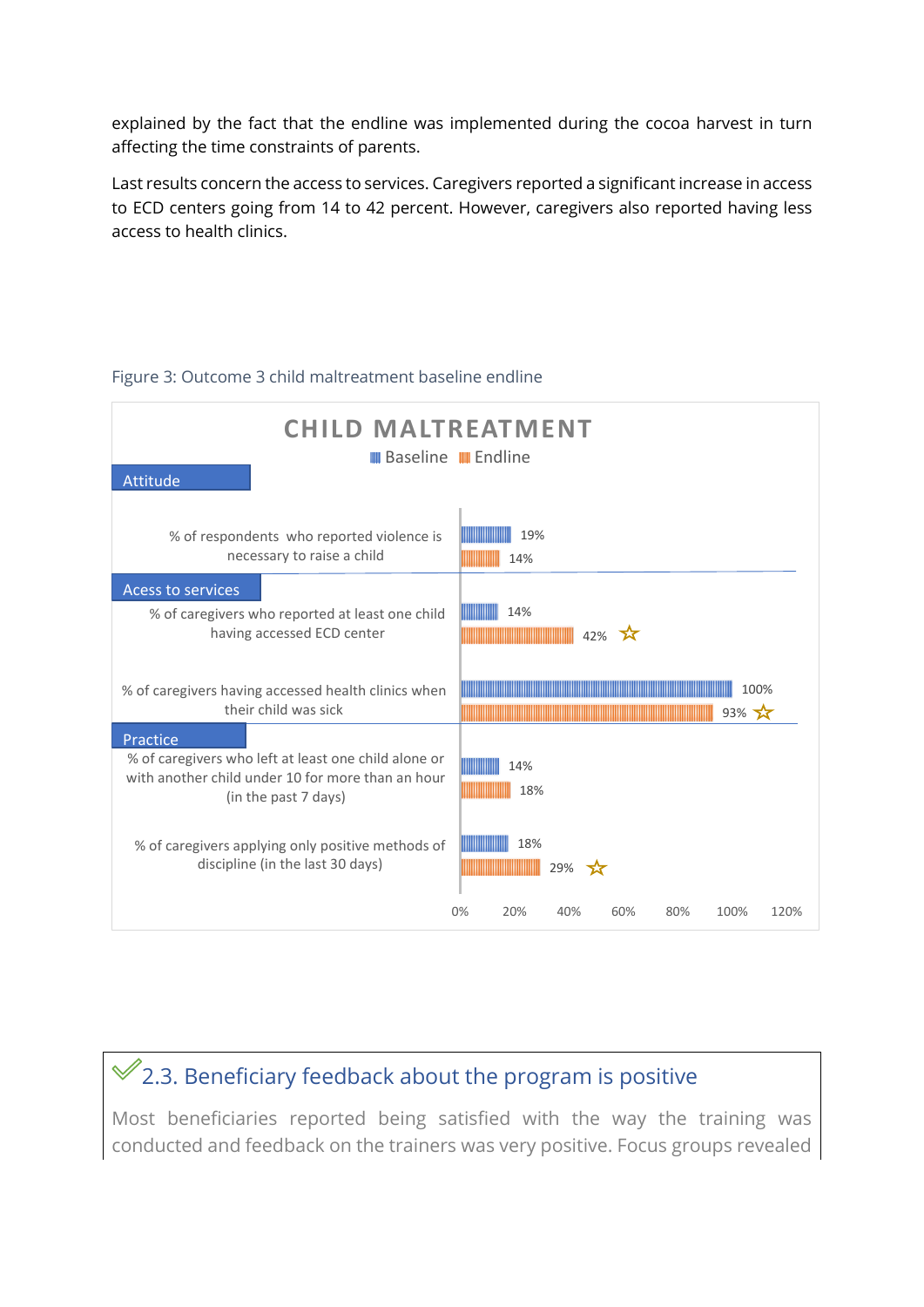explained by the fact that the endline was implemented during the cocoa harvest in turn affecting the time constraints of parents.

Last results concern the access to services. Caregivers reported a significant increase in access to ECD centers going from 14 to 42 percent. However, caregivers also reported having less access to health clinics.

Figure 3: Outcome 3 child maltreatment baseline endline

**CHILD MALTREATMENT**

| | Baseline | Endline |
|---|---|---|
| **Attitude** | | |
| % of respondents who reported violence is necessary to raise a child | 19% | 14% |
| **Acess to services** | | |
| % of caregivers who reported at least one child having accessed ECD center | 14% | 42% ☆ |
| % of caregivers having accessed health clinics when their child was sick | 100% | 93% ☆ |
| **Practice** | | |
| % of caregivers who left at least one child alone or with another child under 10 for more than an hour (in the past 7 days) | 14% | 18% |
| % of caregivers applying only positive methods of discipline (in the last 30 days) | 18% | 29% ☆ |

## 2.3. Beneficiary feedback about the program is positive

Most beneficiaries reported being satisfied with the way the training was conducted and feedback on the trainers was very positive. Focus groups revealed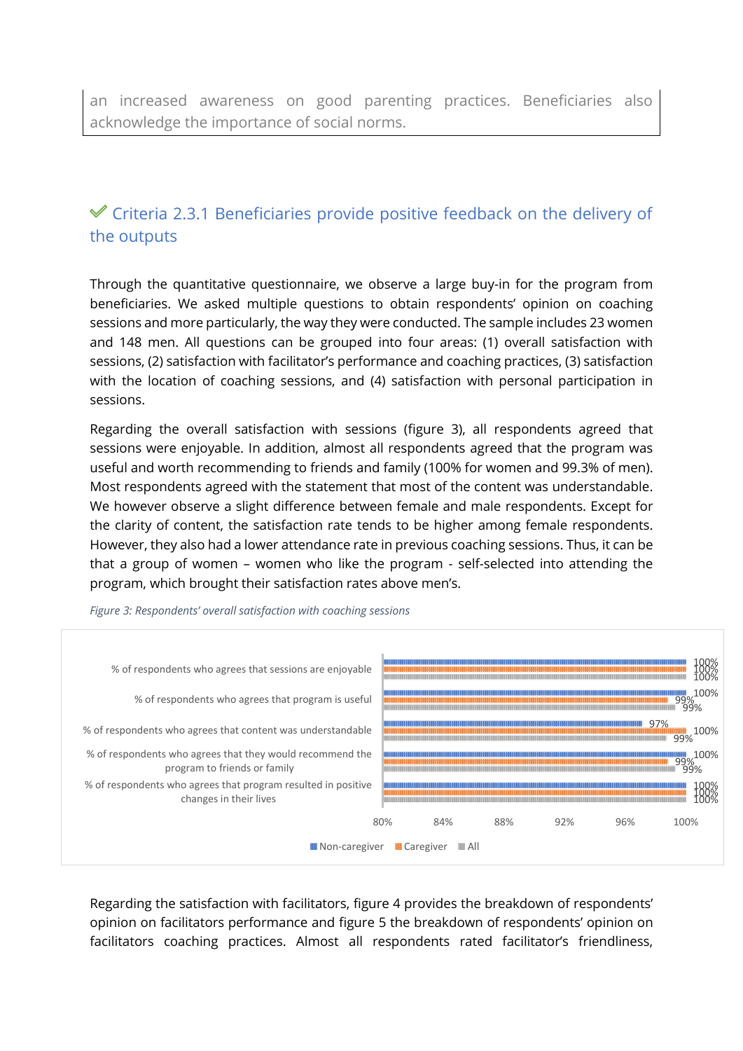an increased awareness on good parenting practices. Beneficiaries also acknowledge the importance of social norms.

## ✓ Criteria 2.3.1 Beneficiaries provide positive feedback on the delivery of the outputs

Through the quantitative questionnaire, we observe a large buy-in for the program from beneficiaries. We asked multiple questions to obtain respondents' opinion on coaching sessions and more particularly, the way they were conducted. The sample includes 23 women and 148 men. All questions can be grouped into four areas: (1) overall satisfaction with sessions, (2) satisfaction with facilitator's performance and coaching practices, (3) satisfaction with the location of coaching sessions, and (4) satisfaction with personal participation in sessions.

Regarding the overall satisfaction with sessions (figure 3), all respondents agreed that sessions were enjoyable. In addition, almost all respondents agreed that the program was useful and worth recommending to friends and family (100% for women and 99.3% of men). Most respondents agreed with the statement that most of the content was understandable. We however observe a slight difference between female and male respondents. Except for the clarity of content, the satisfaction rate tends to be higher among female respondents. However, they also had a lower attendance rate in previous coaching sessions. Thus, it can be that a group of women – women who like the program - self-selected into attending the program, which brought their satisfaction rates above men's.

*Figure 3: Respondents' overall satisfaction with coaching sessions*

| | Non-caregiver | Caregiver | All |
|---|---|---|---|
| % of respondents who agrees that sessions are enjoyable | 100% | 100% | 100% |
| % of respondents who agrees that program is useful | 100% | 99% | 99% |
| % of respondents who agrees that content was understandable | 97% | 100% | 99% |
| % of respondents who agrees that they would recommend the program to friends or family | 100% | 99% | 99% |
| % of respondents who agrees that program resulted in positive changes in their lives | 100% | 100% | 100% |

Regarding the satisfaction with facilitators, figure 4 provides the breakdown of respondents' opinion on facilitators performance and figure 5 the breakdown of respondents' opinion on facilitators coaching practices. Almost all respondents rated facilitator's friendliness,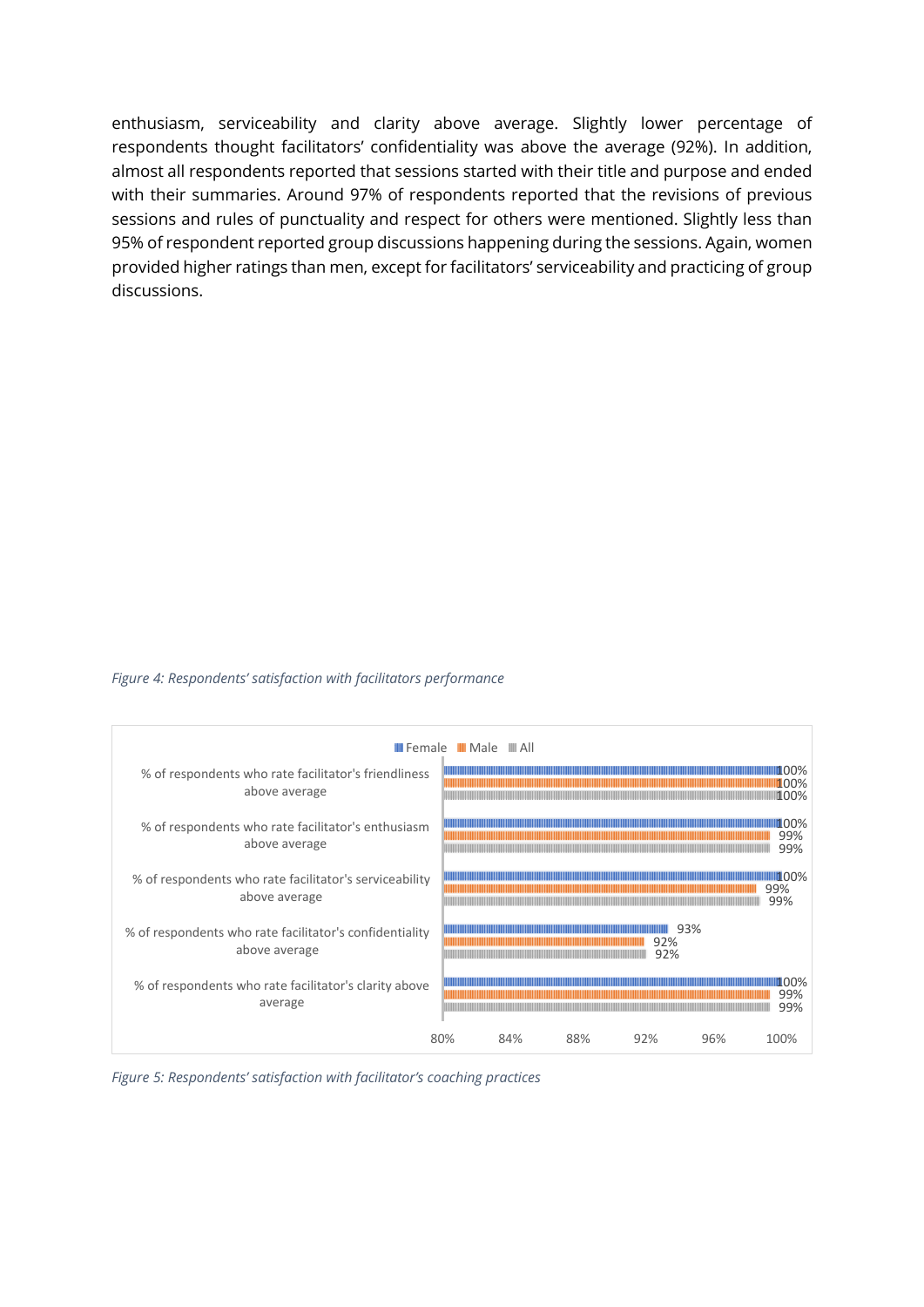enthusiasm, serviceability and clarity above average. Slightly lower percentage of respondents thought facilitators' confidentiality was above the average (92%). In addition, almost all respondents reported that sessions started with their title and purpose and ended with their summaries. Around 97% of respondents reported that the revisions of previous sessions and rules of punctuality and respect for others were mentioned. Slightly less than 95% of respondent reported group discussions happening during the sessions. Again, women provided higher ratings than men, except for facilitators' serviceability and practicing of group discussions.

*Figure 4: Respondents' satisfaction with facilitators performance*

| | Female | Male | All |
|---|---|---|---|
| % of respondents who rate facilitator's friendliness above average | 100% | 100% | 100% |
| % of respondents who rate facilitator's enthusiasm above average | 100% | 99% | 99% |
| % of respondents who rate facilitator's serviceability above average | 100% | 99% | 99% |
| % of respondents who rate facilitator's confidentiality above average | 93% | 92% | 92% |
| % of respondents who rate facilitator's clarity above average | 100% | 99% | 99% |

*Figure 5: Respondents' satisfaction with facilitator's coaching practices*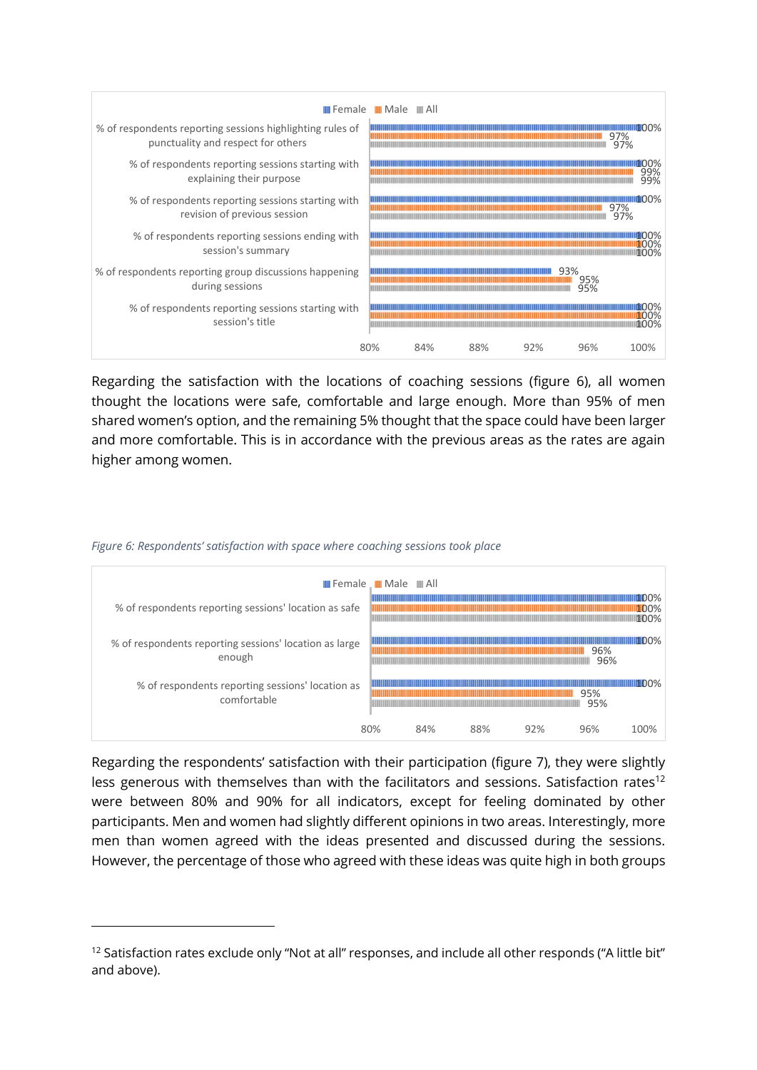| | Female | Male | All |
|---|---|---|---|
| % of respondents reporting sessions highlighting rules of punctuality and respect for others | 100% | 97% | 97% |
| % of respondents reporting sessions starting with explaining their purpose | 100% | 99% | 99% |
| % of respondents reporting sessions starting with revision of previous session | 100% | 97% | 97% |
| % of respondents reporting sessions ending with session's summary | 100% | 100% | 100% |
| % of respondents reporting group discussions happening during sessions | 93% | 95% | 95% |
| % of respondents reporting sessions starting with session's title | 100% | 100% | 100% |

Regarding the satisfaction with the locations of coaching sessions (figure 6), all women thought the locations were safe, comfortable and large enough. More than 95% of men shared women's option, and the remaining 5% thought that the space could have been larger and more comfortable. This is in accordance with the previous areas as the rates are again higher among women.

*Figure 6: Respondents' satisfaction with space where coaching sessions took place*

| | Female | Male | All |
|---|---|---|---|
| % of respondents reporting sessions' location as safe | 100% | 100% | 100% |
| % of respondents reporting sessions' location as large enough | 100% | 96% | 96% |
| % of respondents reporting sessions' location as comfortable | 100% | 95% | 95% |

Regarding the respondents' satisfaction with their participation (figure 7), they were slightly less generous with themselves than with the facilitators and sessions. Satisfaction rates[12] were between 80% and 90% for all indicators, except for feeling dominated by other participants. Men and women had slightly different opinions in two areas. Interestingly, more men than women agreed with the ideas presented and discussed during the sessions. However, the percentage of those who agreed with these ideas was quite high in both groups

[12] Satisfaction rates exclude only "Not at all" responses, and include all other responds ("A little bit" and above).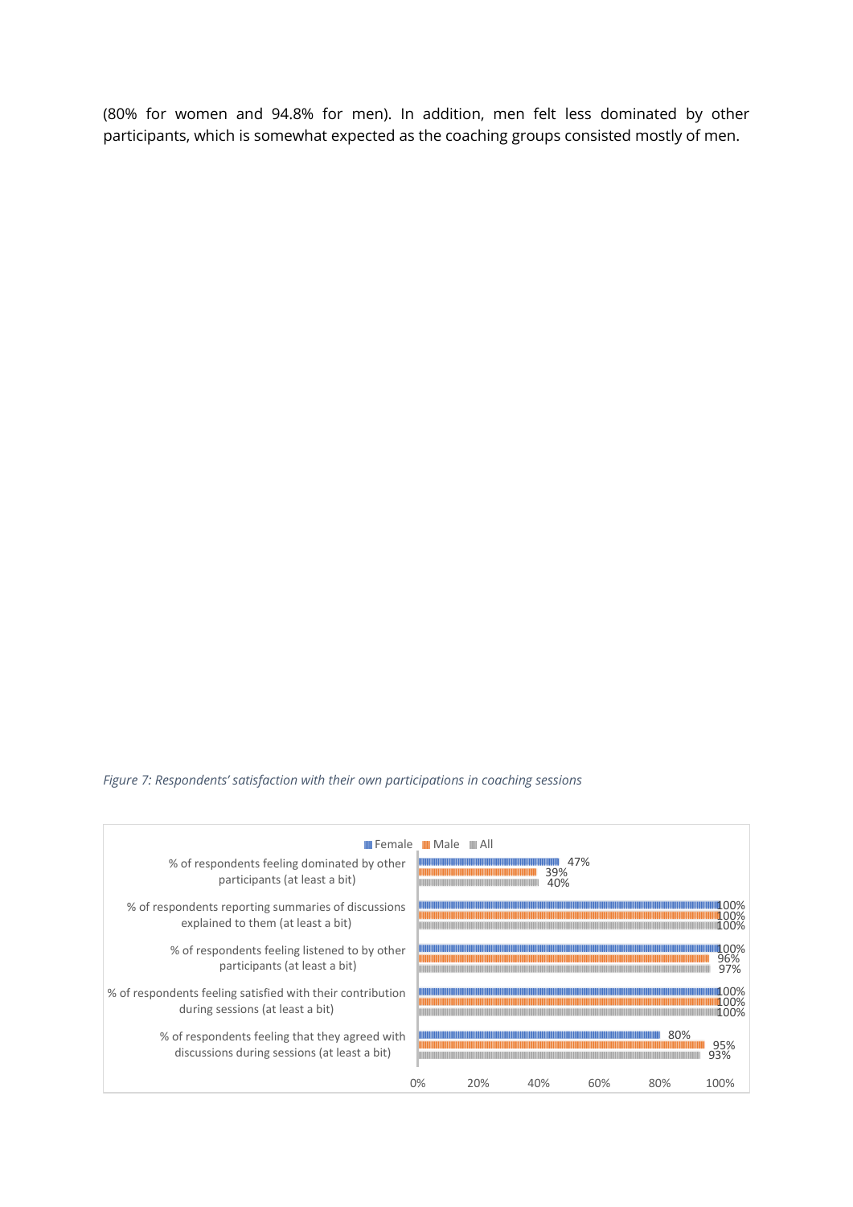(80% for women and 94.8% for men). In addition, men felt less dominated by other participants, which is somewhat expected as the coaching groups consisted mostly of men.

*Figure 7: Respondents' satisfaction with their own participations in coaching sessions*

| | Female | Male | All |
|---|---|---|---|
| % of respondents feeling dominated by other participants (at least a bit) | 47% | 39% | 40% |
| % of respondents reporting summaries of discussions explained to them (at least a bit) | 100% | 100% | 100% |
| % of respondents feeling listened to by other participants (at least a bit) | 100% | 96% | 97% |
| % of respondents feeling satisfied with their contribution during sessions (at least a bit) | 100% | 100% | 100% |
| % of respondents feeling that they agreed with discussions during sessions (at least a bit) | 80% | 95% | 93% |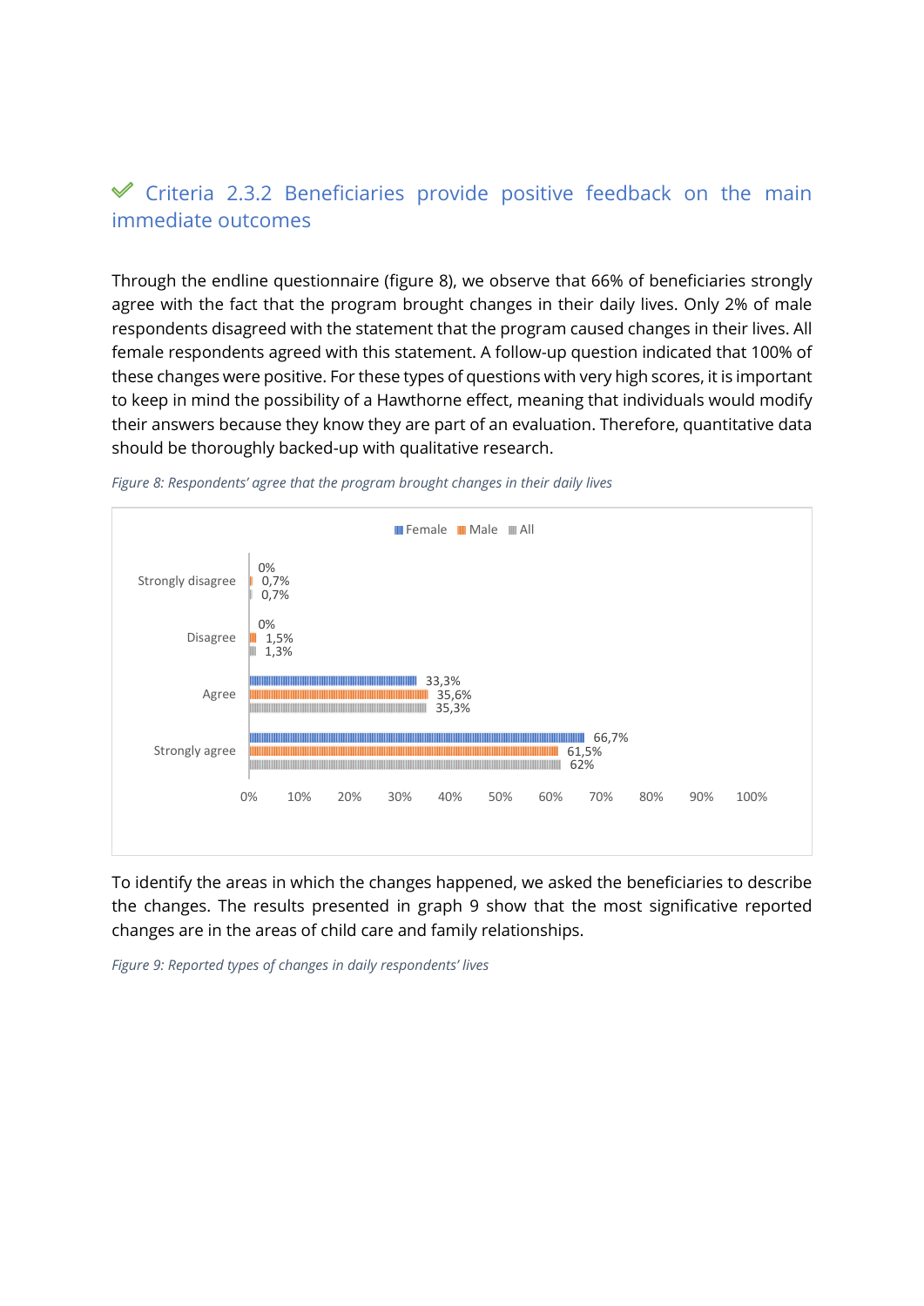### ✓ Criteria 2.3.2 Beneficiaries provide positive feedback on the main immediate outcomes

Through the endline questionnaire (figure 8), we observe that 66% of beneficiaries strongly agree with the fact that the program brought changes in their daily lives. Only 2% of male respondents disagreed with the statement that the program caused changes in their lives. All female respondents agreed with this statement. A follow-up question indicated that 100% of these changes were positive. For these types of questions with very high scores, it is important to keep in mind the possibility of a Hawthorne effect, meaning that individuals would modify their answers because they know they are part of an evaluation. Therefore, quantitative data should be thoroughly backed-up with qualitative research.

*Figure 8: Respondents' agree that the program brought changes in their daily lives*

| | Female | Male | All |
|---|---|---|---|
| Strongly disagree | 0% | 0,7% | 0,7% |
| Disagree | 0% | 1,5% | 1,3% |
| Agree | 33,3% | 35,6% | 35,3% |
| Strongly agree | 66,7% | 61,5% | 62% |

To identify the areas in which the changes happened, we asked the beneficiaries to describe the changes. The results presented in graph 9 show that the most significative reported changes are in the areas of child care and family relationships.

*Figure 9: Reported types of changes in daily respondents' lives*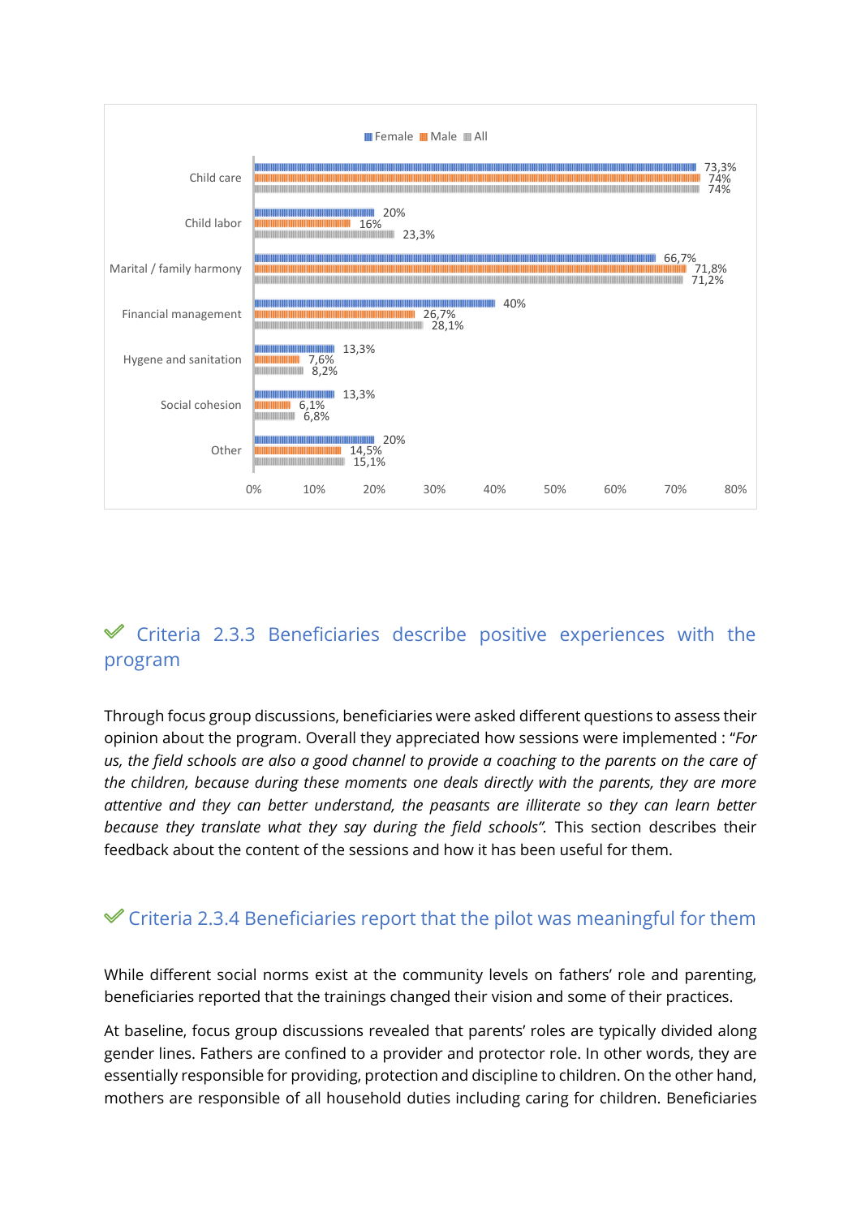| | Female | Male | All |
| --- | --- | --- | --- |
| Child care | 73,3% | 74% | 74% |
| Child labor | 20% | 16% | 23,3% |
| Marital / family harmony | 66,7% | 71,8% | 71,2% |
| Financial management | 40% | 26,7% | 28,1% |
| Hygene and sanitation | 13,3% | 7,6% | 8,2% |
| Social cohesion | 13,3% | 6,1% | 6,8% |
| Other | 20% | 14,5% | 15,1% |

### ✓ Criteria 2.3.3 Beneficiaries describe positive experiences with the program

Through focus group discussions, beneficiaries were asked different questions to assess their opinion about the program. Overall they appreciated how sessions were implemented : "*For us, the field schools are also a good channel to provide a coaching to the parents on the care of the children, because during these moments one deals directly with the parents, they are more attentive and they can better understand, the peasants are illiterate so they can learn better because they translate what they say during the field schools".* This section describes their feedback about the content of the sessions and how it has been useful for them.

### ✓ Criteria 2.3.4 Beneficiaries report that the pilot was meaningful for them

While different social norms exist at the community levels on fathers' role and parenting, beneficiaries reported that the trainings changed their vision and some of their practices.

At baseline, focus group discussions revealed that parents' roles are typically divided along gender lines. Fathers are confined to a provider and protector role. In other words, they are essentially responsible for providing, protection and discipline to children. On the other hand, mothers are responsible of all household duties including caring for children. Beneficiaries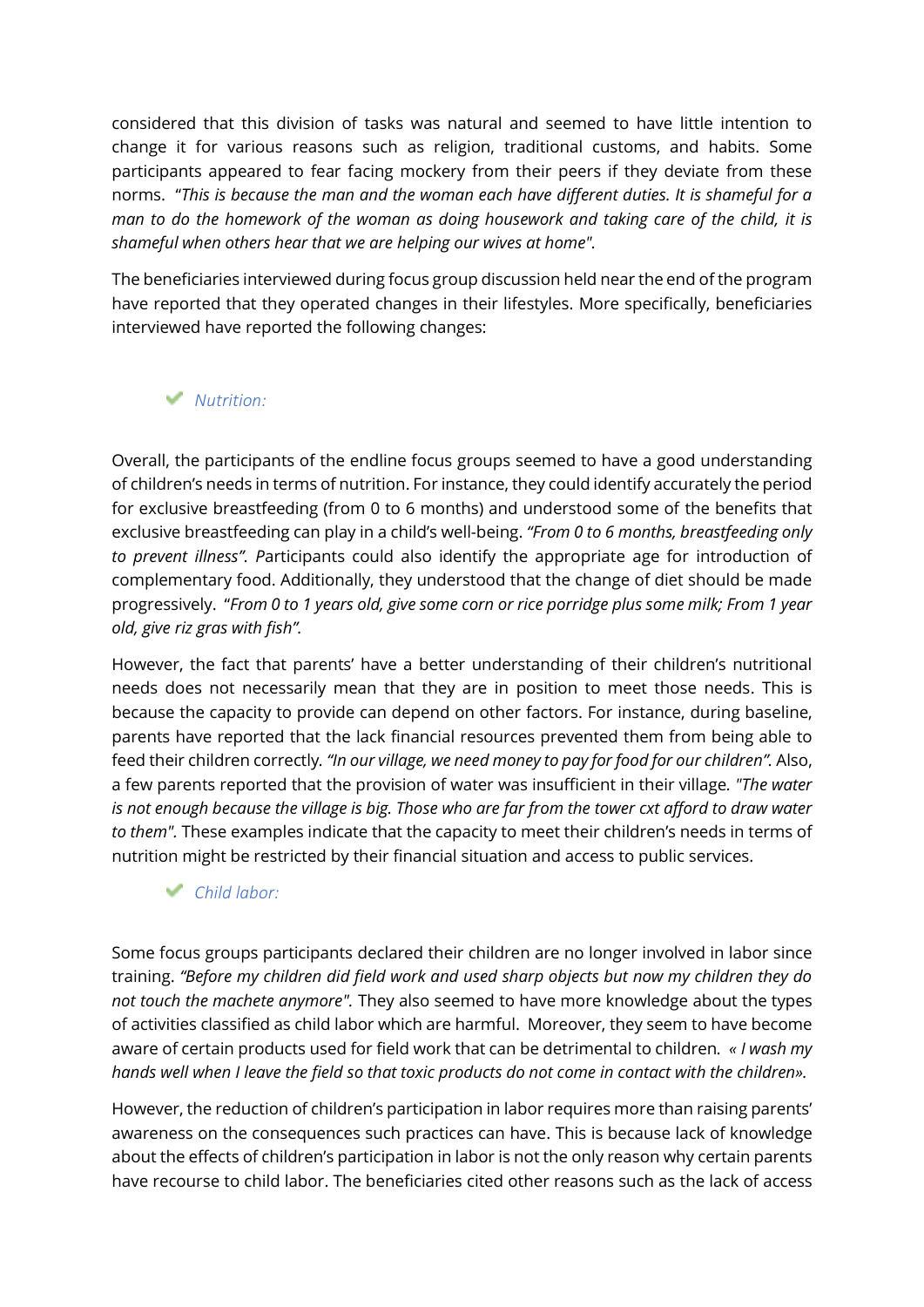considered that this division of tasks was natural and seemed to have little intention to change it for various reasons such as religion, traditional customs, and habits. Some participants appeared to fear facing mockery from their peers if they deviate from these norms. "*This is because the man and the woman each have different duties. It is shameful for a man to do the homework of the woman as doing housework and taking care of the child, it is shameful when others hear that we are helping our wives at home*".

The beneficiaries interviewed during focus group discussion held near the end of the program have reported that they operated changes in their lifestyles. More specifically, beneficiaries interviewed have reported the following changes:

- ✔ *Nutrition:*

Overall, the participants of the endline focus groups seemed to have a good understanding of children's needs in terms of nutrition. For instance, they could identify accurately the period for exclusive breastfeeding (from 0 to 6 months) and understood some of the benefits that exclusive breastfeeding can play in a child's well-being. *"From 0 to 6 months, breastfeeding only to prevent illness"*. Participants could also identify the appropriate age for introduction of complementary food. Additionally, they understood that the change of diet should be made progressively. "*From 0 to 1 years old, give some corn or rice porridge plus some milk; From 1 year old, give riz gras with fish"*.

However, the fact that parents' have a better understanding of their children's nutritional needs does not necessarily mean that they are in position to meet those needs. This is because the capacity to provide can depend on other factors. For instance, during baseline, parents have reported that the lack financial resources prevented them from being able to feed their children correctly. *"In our village, we need money to pay for food for our children"*. Also, a few parents reported that the provision of water was insufficient in their village. *"The water is not enough because the village is big. Those who are far from the tower cxt afford to draw water to them"*. These examples indicate that the capacity to meet their children's needs in terms of nutrition might be restricted by their financial situation and access to public services.

- ✔ *Child labor:*

Some focus groups participants declared their children are no longer involved in labor since training. *"Before my children did field work and used sharp objects but now my children they do not touch the machete anymore"*. They also seemed to have more knowledge about the types of activities classified as child labor which are harmful. Moreover, they seem to have become aware of certain products used for field work that can be detrimental to children. *« I wash my hands well when I leave the field so that toxic products do not come in contact with the children»*.

However, the reduction of children's participation in labor requires more than raising parents' awareness on the consequences such practices can have. This is because lack of knowledge about the effects of children's participation in labor is not the only reason why certain parents have recourse to child labor. The beneficiaries cited other reasons such as the lack of access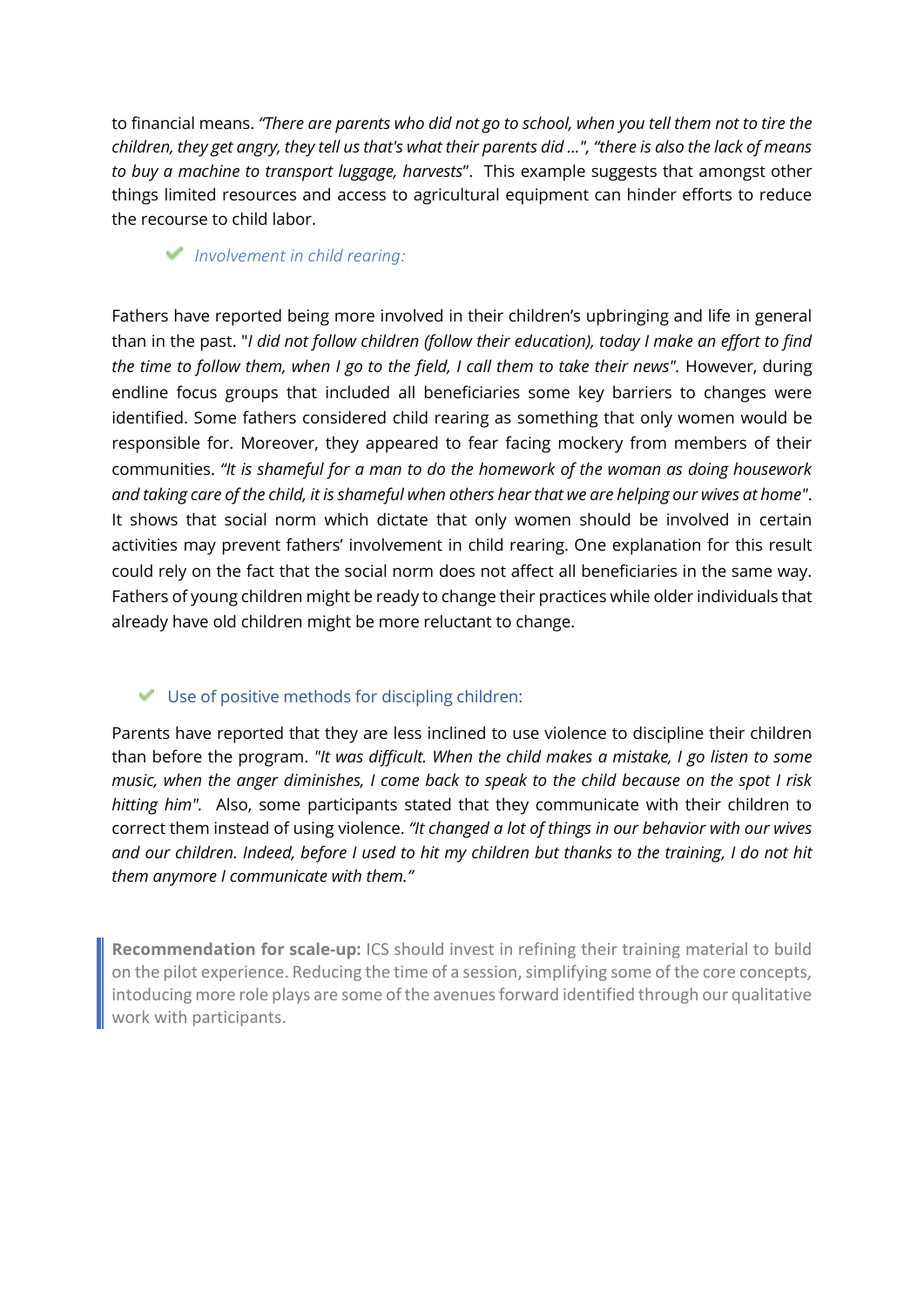to financial means. *"There are parents who did not go to school, when you tell them not to tire the children, they get angry, they tell us that's what their parents did ...", "there is also the lack of means to buy a machine to transport luggage, harvests*". This example suggests that amongst other things limited resources and access to agricultural equipment can hinder efforts to reduce the recourse to child labor.

- ✔ *Involvement in child rearing:*

Fathers have reported being more involved in their children's upbringing and life in general than in the past. "*I did not follow children (follow their education), today I make an effort to find the time to follow them, when I go to the field, I call them to take their news".* However, during endline focus groups that included all beneficiaries some key barriers to changes were identified. Some fathers considered child rearing as something that only women would be responsible for. Moreover, they appeared to fear facing mockery from members of their communities. *"It is shameful for a man to do the homework of the woman as doing housework and taking care of the child, it is shameful when others hear that we are helping our wives at home"*. It shows that social norm which dictate that only women should be involved in certain activities may prevent fathers' involvement in child rearing. One explanation for this result could rely on the fact that the social norm does not affect all beneficiaries in the same way. Fathers of young children might be ready to change their practices while older individuals that already have old children might be more reluctant to change.

- ✔ Use of positive methods for discipling children:

Parents have reported that they are less inclined to use violence to discipline their children than before the program. *"It was difficult. When the child makes a mistake, I go listen to some music, when the anger diminishes, I come back to speak to the child because on the spot I risk hitting him".* Also, some participants stated that they communicate with their children to correct them instead of using violence. *"It changed a lot of things in our behavior with our wives and our children. Indeed, before I used to hit my children but thanks to the training, I do not hit them anymore I communicate with them."*

> **Recommendation for scale-up:** ICS should invest in refining their training material to build on the pilot experience. Reducing the time of a session, simplifying some of the core concepts, intoducing more role plays are some of the avenues forward identified through our qualitative work with participants.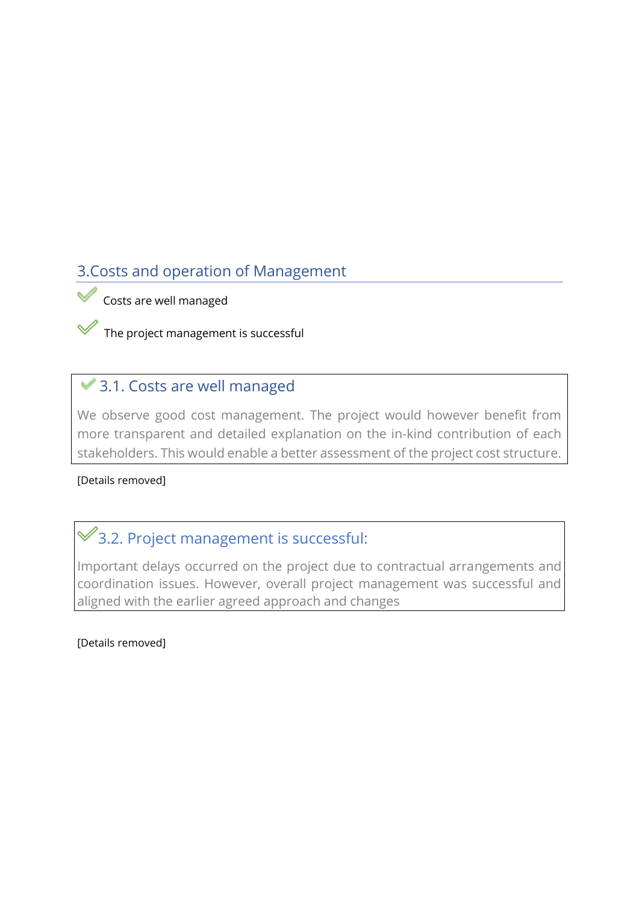## 3.Costs and operation of Management

- ✓ Costs are well managed
- ✓ The project management is successful

### ✓ 3.1. Costs are well managed

We observe good cost management. The project would however benefit from more transparent and detailed explanation on the in-kind contribution of each stakeholders. This would enable a better assessment of the project cost structure.

[Details removed]

### ✓ 3.2. Project management is successful:

Important delays occurred on the project due to contractual arrangements and coordination issues. However, overall project management was successful and aligned with the earlier agreed approach and changes

[Details removed]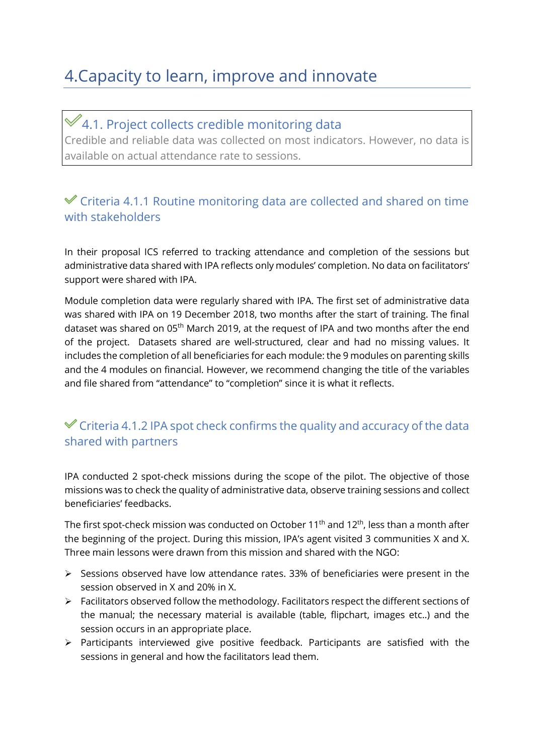# 4.Capacity to learn, improve and innovate

## ✓ 4.1. Project collects credible monitoring data

Credible and reliable data was collected on most indicators. However, no data is available on actual attendance rate to sessions.

### ✓ Criteria 4.1.1 Routine monitoring data are collected and shared on time with stakeholders

In their proposal ICS referred to tracking attendance and completion of the sessions but administrative data shared with IPA reflects only modules' completion. No data on facilitators' support were shared with IPA.

Module completion data were regularly shared with IPA. The first set of administrative data was shared with IPA on 19 December 2018, two months after the start of training. The final dataset was shared on 05th March 2019, at the request of IPA and two months after the end of the project. Datasets shared are well-structured, clear and had no missing values. It includes the completion of all beneficiaries for each module: the 9 modules on parenting skills and the 4 modules on financial. However, we recommend changing the title of the variables and file shared from "attendance" to "completion" since it is what it reflects.

### ✓ Criteria 4.1.2 IPA spot check confirms the quality and accuracy of the data shared with partners

IPA conducted 2 spot-check missions during the scope of the pilot. The objective of those missions was to check the quality of administrative data, observe training sessions and collect beneficiaries' feedbacks.

The first spot-check mission was conducted on October 11th and 12th, less than a month after the beginning of the project. During this mission, IPA's agent visited 3 communities X and X. Three main lessons were drawn from this mission and shared with the NGO:

- Sessions observed have low attendance rates. 33% of beneficiaries were present in the session observed in X and 20% in X.
- Facilitators observed follow the methodology. Facilitators respect the different sections of the manual; the necessary material is available (table, flipchart, images etc..) and the session occurs in an appropriate place.
- Participants interviewed give positive feedback. Participants are satisfied with the sessions in general and how the facilitators lead them.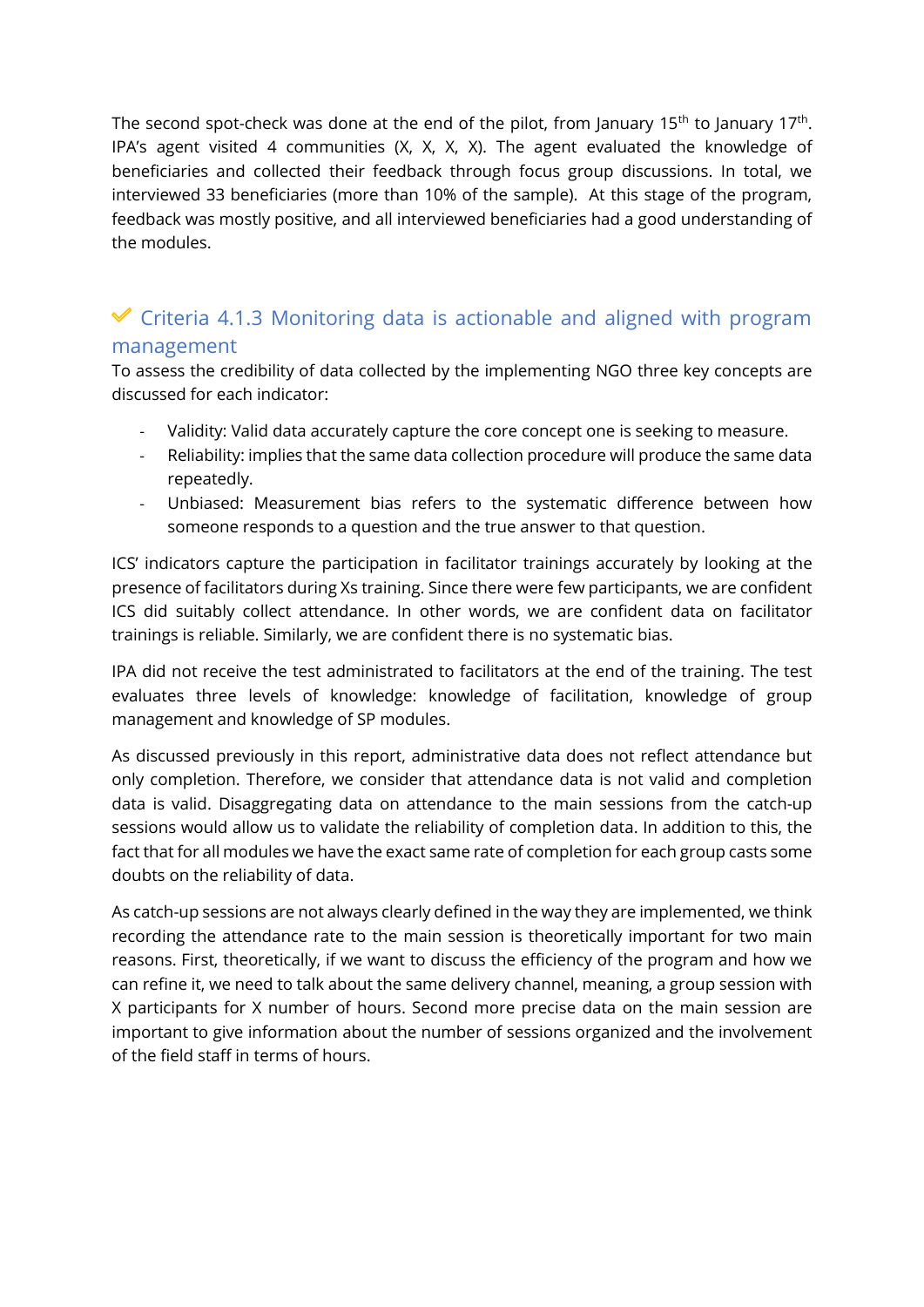The second spot-check was done at the end of the pilot, from January 15th to January 17th. IPA's agent visited 4 communities (X, X, X, X). The agent evaluated the knowledge of beneficiaries and collected their feedback through focus group discussions. In total, we interviewed 33 beneficiaries (more than 10% of the sample). At this stage of the program, feedback was mostly positive, and all interviewed beneficiaries had a good understanding of the modules.

### ✔ Criteria 4.1.3 Monitoring data is actionable and aligned with program management

To assess the credibility of data collected by the implementing NGO three key concepts are discussed for each indicator:

- Validity: Valid data accurately capture the core concept one is seeking to measure.
- Reliability: implies that the same data collection procedure will produce the same data repeatedly.
- Unbiased: Measurement bias refers to the systematic difference between how someone responds to a question and the true answer to that question.

ICS' indicators capture the participation in facilitator trainings accurately by looking at the presence of facilitators during Xs training. Since there were few participants, we are confident ICS did suitably collect attendance. In other words, we are confident data on facilitator trainings is reliable. Similarly, we are confident there is no systematic bias.

IPA did not receive the test administrated to facilitators at the end of the training. The test evaluates three levels of knowledge: knowledge of facilitation, knowledge of group management and knowledge of SP modules.

As discussed previously in this report, administrative data does not reflect attendance but only completion. Therefore, we consider that attendance data is not valid and completion data is valid. Disaggregating data on attendance to the main sessions from the catch-up sessions would allow us to validate the reliability of completion data. In addition to this, the fact that for all modules we have the exact same rate of completion for each group casts some doubts on the reliability of data.

As catch-up sessions are not always clearly defined in the way they are implemented, we think recording the attendance rate to the main session is theoretically important for two main reasons. First, theoretically, if we want to discuss the efficiency of the program and how we can refine it, we need to talk about the same delivery channel, meaning, a group session with X participants for X number of hours. Second more precise data on the main session are important to give information about the number of sessions organized and the involvement of the field staff in terms of hours.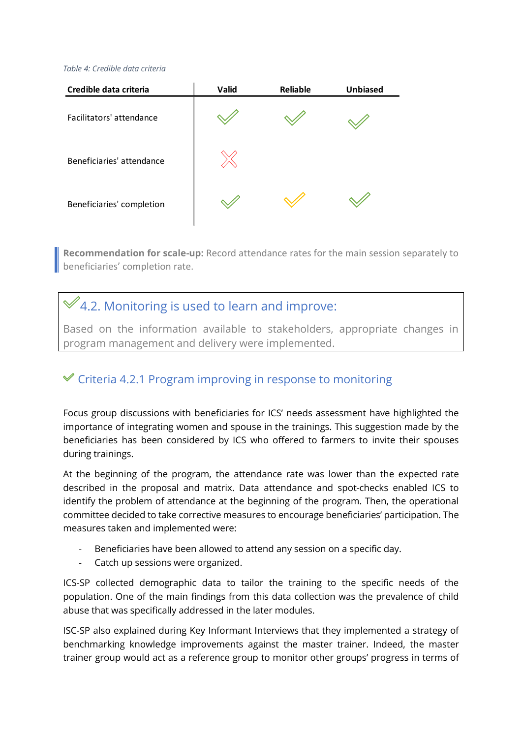*Table 4: Credible data criteria*

| Credible data criteria | Valid | Reliable | Unbiased |
|---|---|---|---|
| Facilitators' attendance | ✓ | ✓ | ✓ |
| Beneficiaries' attendance | ✗ | | |
| Beneficiaries' completion | ✓ | ✓ | ✓ |

> **Recommendation for scale-up:** Record attendance rates for the main session separately to beneficiaries' completion rate.

## ✓ 4.2. Monitoring is used to learn and improve:

Based on the information available to stakeholders, appropriate changes in program management and delivery were implemented.

### ✓ Criteria 4.2.1 Program improving in response to monitoring

Focus group discussions with beneficiaries for ICS' needs assessment have highlighted the importance of integrating women and spouse in the trainings. This suggestion made by the beneficiaries has been considered by ICS who offered to farmers to invite their spouses during trainings.

At the beginning of the program, the attendance rate was lower than the expected rate described in the proposal and matrix. Data attendance and spot-checks enabled ICS to identify the problem of attendance at the beginning of the program. Then, the operational committee decided to take corrective measures to encourage beneficiaries' participation. The measures taken and implemented were:

- Beneficiaries have been allowed to attend any session on a specific day.
- Catch up sessions were organized.

ICS-SP collected demographic data to tailor the training to the specific needs of the population. One of the main findings from this data collection was the prevalence of child abuse that was specifically addressed in the later modules.

ISC-SP also explained during Key Informant Interviews that they implemented a strategy of benchmarking knowledge improvements against the master trainer. Indeed, the master trainer group would act as a reference group to monitor other groups' progress in terms of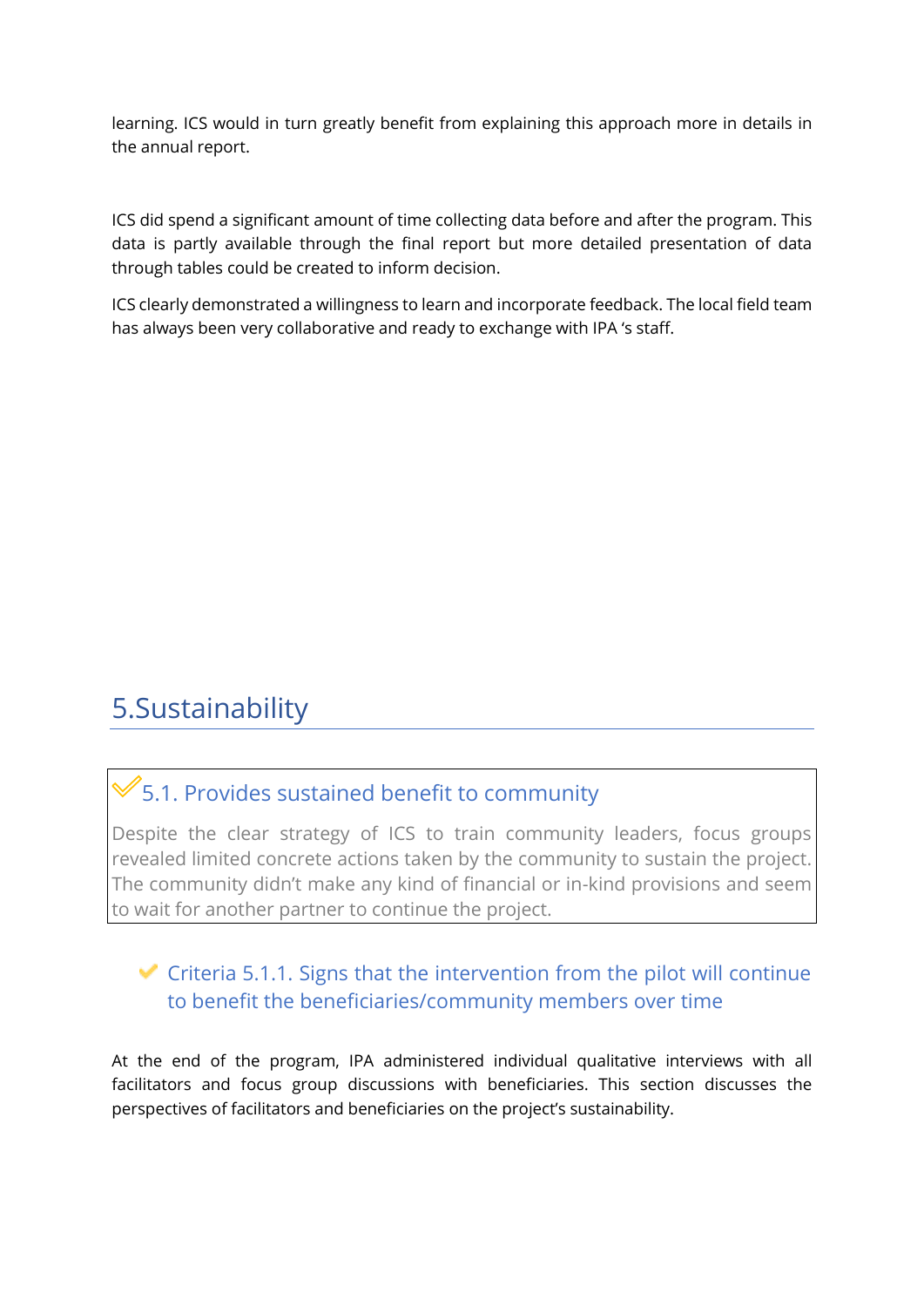learning. ICS would in turn greatly benefit from explaining this approach more in details in the annual report.

ICS did spend a significant amount of time collecting data before and after the program. This data is partly available through the final report but more detailed presentation of data through tables could be created to inform decision.

ICS clearly demonstrated a willingness to learn and incorporate feedback. The local field team has always been very collaborative and ready to exchange with IPA 's staff.

# 5.Sustainability

## 5.1. Provides sustained benefit to community

Despite the clear strategy of ICS to train community leaders, focus groups revealed limited concrete actions taken by the community to sustain the project. The community didn't make any kind of financial or in-kind provisions and seem to wait for another partner to continue the project.

### Criteria 5.1.1. Signs that the intervention from the pilot will continue to benefit the beneficiaries/community members over time

At the end of the program, IPA administered individual qualitative interviews with all facilitators and focus group discussions with beneficiaries. This section discusses the perspectives of facilitators and beneficiaries on the project's sustainability.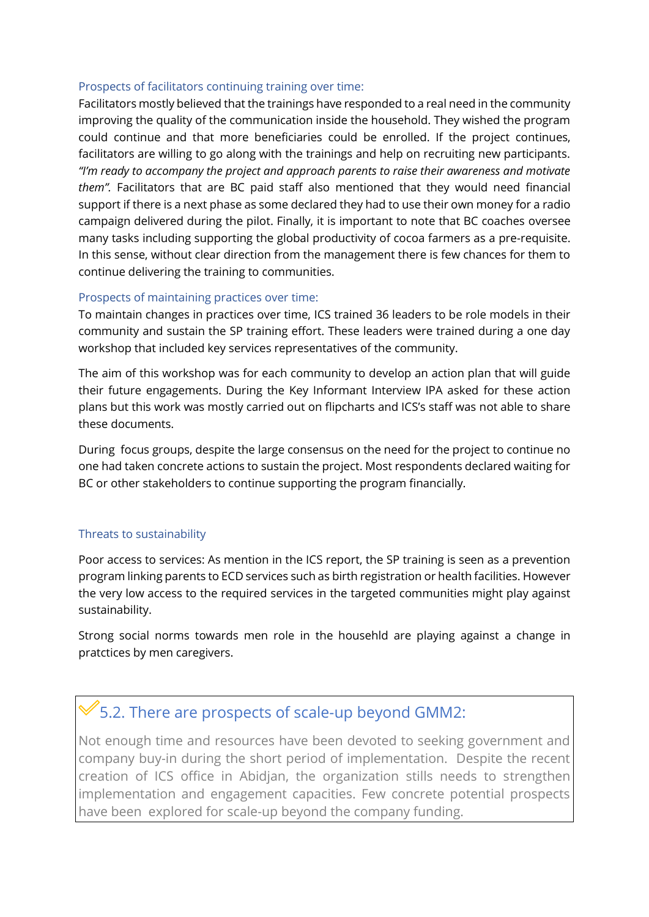### Prospects of facilitators continuing training over time:

Facilitators mostly believed that the trainings have responded to a real need in the community improving the quality of the communication inside the household. They wished the program could continue and that more beneficiaries could be enrolled. If the project continues, facilitators are willing to go along with the trainings and help on recruiting new participants. *"I'm ready to accompany the project and approach parents to raise their awareness and motivate them".* Facilitators that are BC paid staff also mentioned that they would need financial support if there is a next phase as some declared they had to use their own money for a radio campaign delivered during the pilot. Finally, it is important to note that BC coaches oversee many tasks including supporting the global productivity of cocoa farmers as a pre-requisite. In this sense, without clear direction from the management there is few chances for them to continue delivering the training to communities.

### Prospects of maintaining practices over time:

To maintain changes in practices over time, ICS trained 36 leaders to be role models in their community and sustain the SP training effort. These leaders were trained during a one day workshop that included key services representatives of the community.

The aim of this workshop was for each community to develop an action plan that will guide their future engagements. During the Key Informant Interview IPA asked for these action plans but this work was mostly carried out on flipcharts and ICS's staff was not able to share these documents.

During focus groups, despite the large consensus on the need for the project to continue no one had taken concrete actions to sustain the project. Most respondents declared waiting for BC or other stakeholders to continue supporting the program financially.

### Threats to sustainability

Poor access to services: As mention in the ICS report, the SP training is seen as a prevention program linking parents to ECD services such as birth registration or health facilities. However the very low access to the required services in the targeted communities might play against sustainability.

Strong social norms towards men role in the houshehld are playing against a change in pratctices by men caregivers.

## ✓ 5.2. There are prospects of scale-up beyond GMM2:

Not enough time and resources have been devoted to seeking government and company buy-in during the short period of implementation. Despite the recent creation of ICS office in Abidjan, the organization stills needs to strengthen implementation and engagement capacities. Few concrete potential prospects have been explored for scale-up beyond the company funding.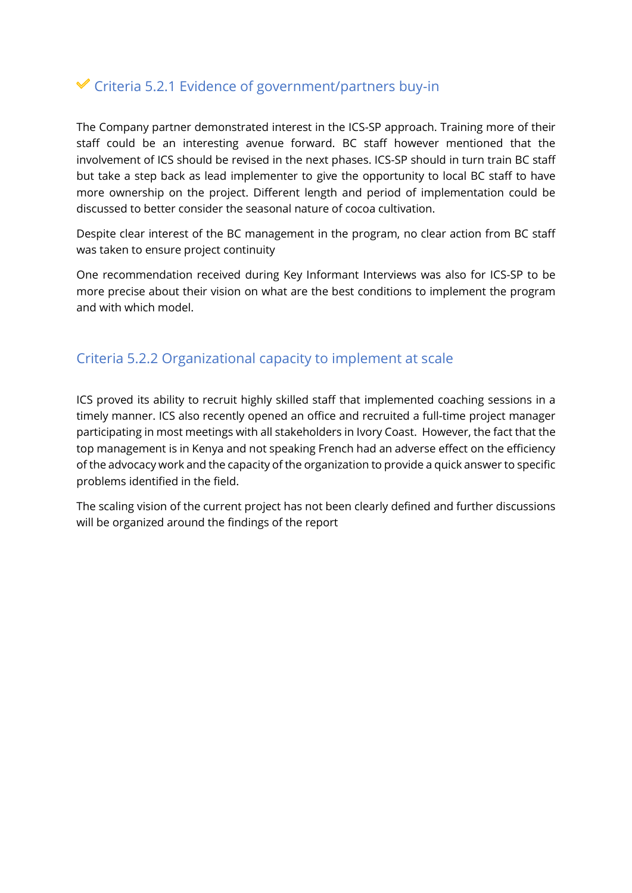### ✔ Criteria 5.2.1 Evidence of government/partners buy-in

The Company partner demonstrated interest in the ICS-SP approach. Training more of their staff could be an interesting avenue forward. BC staff however mentioned that the involvement of ICS should be revised in the next phases. ICS-SP should in turn train BC staff but take a step back as lead implementer to give the opportunity to local BC staff to have more ownership on the project. Different length and period of implementation could be discussed to better consider the seasonal nature of cocoa cultivation.

Despite clear interest of the BC management in the program, no clear action from BC staff was taken to ensure project continuity

One recommendation received during Key Informant Interviews was also for ICS-SP to be more precise about their vision on what are the best conditions to implement the program and with which model.

### Criteria 5.2.2 Organizational capacity to implement at scale

ICS proved its ability to recruit highly skilled staff that implemented coaching sessions in a timely manner. ICS also recently opened an office and recruited a full-time project manager participating in most meetings with all stakeholders in Ivory Coast. However, the fact that the top management is in Kenya and not speaking French had an adverse effect on the efficiency of the advocacy work and the capacity of the organization to provide a quick answer to specific problems identified in the field.

The scaling vision of the current project has not been clearly defined and further discussions will be organized around the findings of the report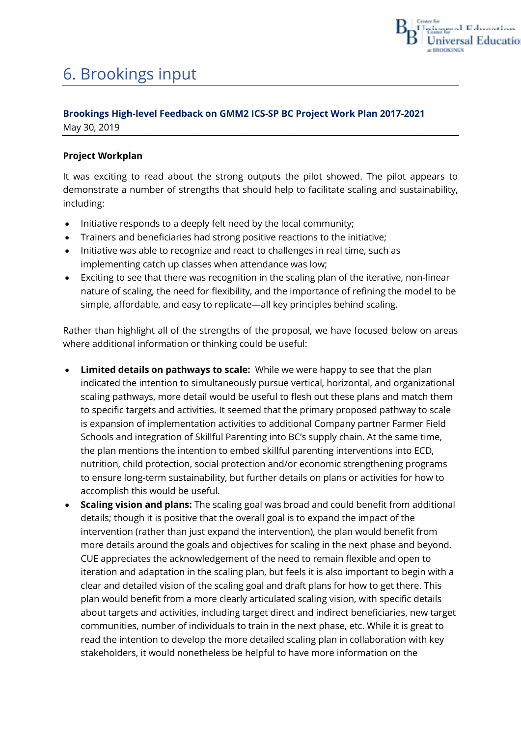# 6. Brookings input

**Brookings High-level Feedback on GMM2 ICS-SP BC Project Work Plan 2017-2021**
May 30, 2019

**Project Workplan**

It was exciting to read about the strong outputs the pilot showed. The pilot appears to demonstrate a number of strengths that should help to facilitate scaling and sustainability, including:

- Initiative responds to a deeply felt need by the local community;
- Trainers and beneficiaries had strong positive reactions to the initiative;
- Initiative was able to recognize and react to challenges in real time, such as implementing catch up classes when attendance was low;
- Exciting to see that there was recognition in the scaling plan of the iterative, non-linear nature of scaling, the need for flexibility, and the importance of refining the model to be simple, affordable, and easy to replicate—all key principles behind scaling.

Rather than highlight all of the strengths of the proposal, we have focused below on areas where additional information or thinking could be useful:

- **Limited details on pathways to scale:** While we were happy to see that the plan indicated the intention to simultaneously pursue vertical, horizontal, and organizational scaling pathways, more detail would be useful to flesh out these plans and match them to specific targets and activities. It seemed that the primary proposed pathway to scale is expansion of implementation activities to additional Company partner Farmer Field Schools and integration of Skillful Parenting into BC's supply chain. At the same time, the plan mentions the intention to embed skillful parenting interventions into ECD, nutrition, child protection, social protection and/or economic strengthening programs to ensure long-term sustainability, but further details on plans or activities for how to accomplish this would be useful.
- **Scaling vision and plans:** The scaling goal was broad and could benefit from additional details; though it is positive that the overall goal is to expand the impact of the intervention (rather than just expand the intervention), the plan would benefit from more details around the goals and objectives for scaling in the next phase and beyond. CUE appreciates the acknowledgement of the need to remain flexible and open to iteration and adaptation in the scaling plan, but feels it is also important to begin with a clear and detailed vision of the scaling goal and draft plans for how to get there. This plan would benefit from a more clearly articulated scaling vision, with specific details about targets and activities, including target direct and indirect beneficiaries, new target communities, number of individuals to train in the next phase, etc. While it is great to read the intention to develop the more detailed scaling plan in collaboration with key stakeholders, it would nonetheless be helpful to have more information on the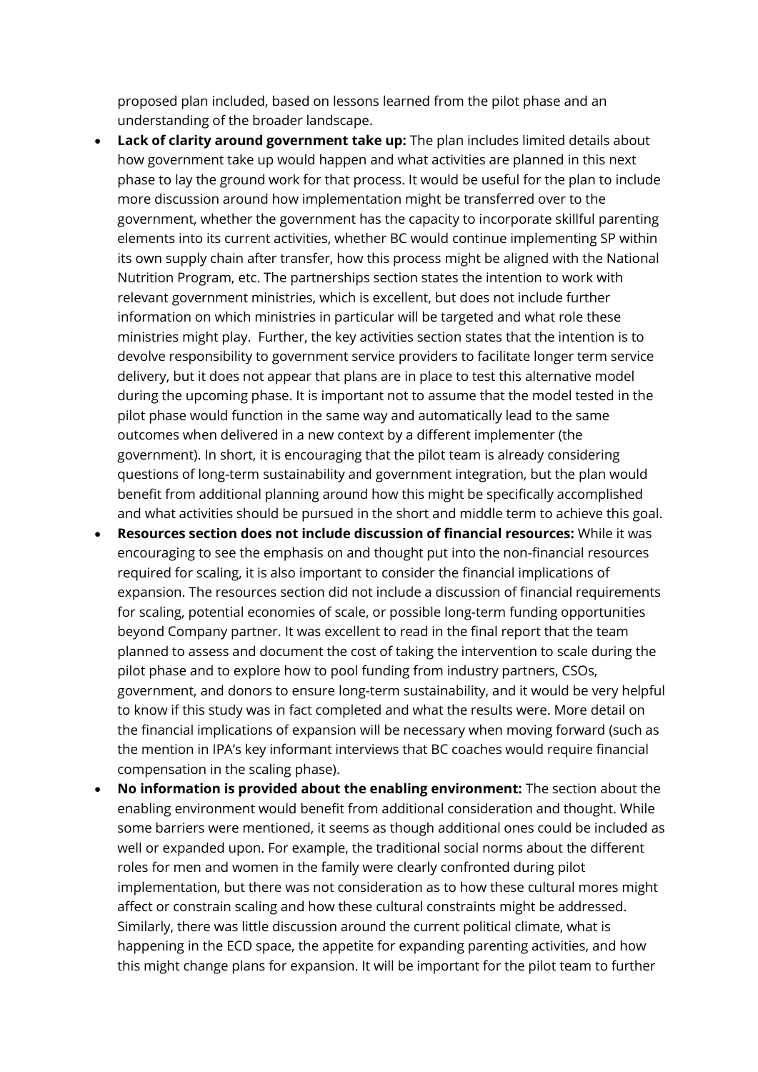proposed plan included, based on lessons learned from the pilot phase and an understanding of the broader landscape.

- **Lack of clarity around government take up:** The plan includes limited details about how government take up would happen and what activities are planned in this next phase to lay the ground work for that process. It would be useful for the plan to include more discussion around how implementation might be transferred over to the government, whether the government has the capacity to incorporate skillful parenting elements into its current activities, whether BC would continue implementing SP within its own supply chain after transfer, how this process might be aligned with the National Nutrition Program, etc. The partnerships section states the intention to work with relevant government ministries, which is excellent, but does not include further information on which ministries in particular will be targeted and what role these ministries might play. Further, the key activities section states that the intention is to devolve responsibility to government service providers to facilitate longer term service delivery, but it does not appear that plans are in place to test this alternative model during the upcoming phase. It is important not to assume that the model tested in the pilot phase would function in the same way and automatically lead to the same outcomes when delivered in a new context by a different implementer (the government). In short, it is encouraging that the pilot team is already considering questions of long-term sustainability and government integration, but the plan would benefit from additional planning around how this might be specifically accomplished and what activities should be pursued in the short and middle term to achieve this goal.
- **Resources section does not include discussion of financial resources:** While it was encouraging to see the emphasis on and thought put into the non-financial resources required for scaling, it is also important to consider the financial implications of expansion. The resources section did not include a discussion of financial requirements for scaling, potential economies of scale, or possible long-term funding opportunities beyond Company partner. It was excellent to read in the final report that the team planned to assess and document the cost of taking the intervention to scale during the pilot phase and to explore how to pool funding from industry partners, CSOs, government, and donors to ensure long-term sustainability, and it would be very helpful to know if this study was in fact completed and what the results were. More detail on the financial implications of expansion will be necessary when moving forward (such as the mention in IPA's key informant interviews that BC coaches would require financial compensation in the scaling phase).
- **No information is provided about the enabling environment:** The section about the enabling environment would benefit from additional consideration and thought. While some barriers were mentioned, it seems as though additional ones could be included as well or expanded upon. For example, the traditional social norms about the different roles for men and women in the family were clearly confronted during pilot implementation, but there was not consideration as to how these cultural mores might affect or constrain scaling and how these cultural constraints might be addressed. Similarly, there was little discussion around the current political climate, what is happening in the ECD space, the appetite for expanding parenting activities, and how this might change plans for expansion. It will be important for the pilot team to further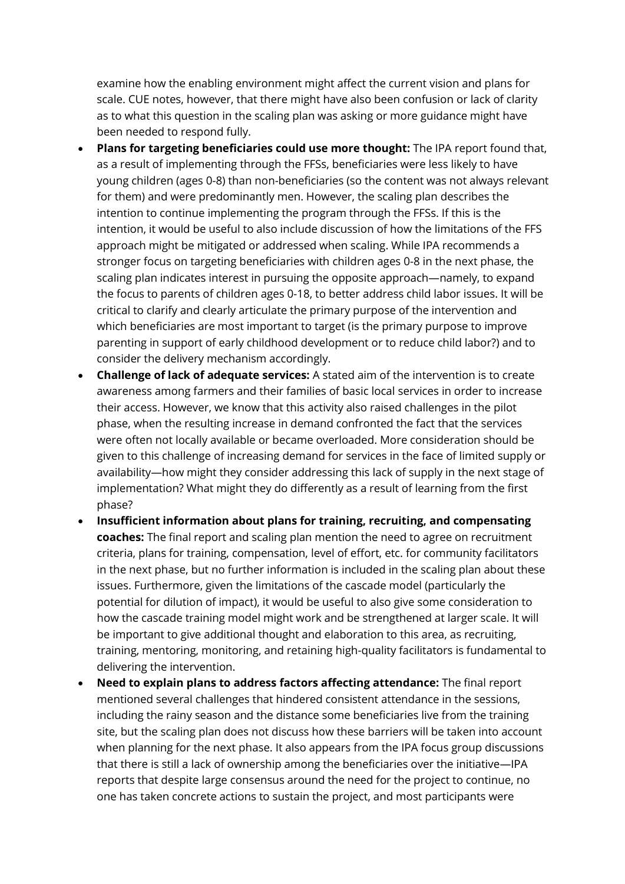examine how the enabling environment might affect the current vision and plans for scale. CUE notes, however, that there might have also been confusion or lack of clarity as to what this question in the scaling plan was asking or more guidance might have been needed to respond fully.

- **Plans for targeting beneficiaries could use more thought:** The IPA report found that, as a result of implementing through the FFSs, beneficiaries were less likely to have young children (ages 0-8) than non-beneficiaries (so the content was not always relevant for them) and were predominantly men. However, the scaling plan describes the intention to continue implementing the program through the FFSs. If this is the intention, it would be useful to also include discussion of how the limitations of the FFS approach might be mitigated or addressed when scaling. While IPA recommends a stronger focus on targeting beneficiaries with children ages 0-8 in the next phase, the scaling plan indicates interest in pursuing the opposite approach—namely, to expand the focus to parents of children ages 0-18, to better address child labor issues. It will be critical to clarify and clearly articulate the primary purpose of the intervention and which beneficiaries are most important to target (is the primary purpose to improve parenting in support of early childhood development or to reduce child labor?) and to consider the delivery mechanism accordingly.
- **Challenge of lack of adequate services:** A stated aim of the intervention is to create awareness among farmers and their families of basic local services in order to increase their access. However, we know that this activity also raised challenges in the pilot phase, when the resulting increase in demand confronted the fact that the services were often not locally available or became overloaded. More consideration should be given to this challenge of increasing demand for services in the face of limited supply or availability—how might they consider addressing this lack of supply in the next stage of implementation? What might they do differently as a result of learning from the first phase?
- **Insufficient information about plans for training, recruiting, and compensating coaches:** The final report and scaling plan mention the need to agree on recruitment criteria, plans for training, compensation, level of effort, etc. for community facilitators in the next phase, but no further information is included in the scaling plan about these issues. Furthermore, given the limitations of the cascade model (particularly the potential for dilution of impact), it would be useful to also give some consideration to how the cascade training model might work and be strengthened at larger scale. It will be important to give additional thought and elaboration to this area, as recruiting, training, mentoring, monitoring, and retaining high-quality facilitators is fundamental to delivering the intervention.
- **Need to explain plans to address factors affecting attendance:** The final report mentioned several challenges that hindered consistent attendance in the sessions, including the rainy season and the distance some beneficiaries live from the training site, but the scaling plan does not discuss how these barriers will be taken into account when planning for the next phase. It also appears from the IPA focus group discussions that there is still a lack of ownership among the beneficiaries over the initiative—IPA reports that despite large consensus around the need for the project to continue, no one has taken concrete actions to sustain the project, and most participants were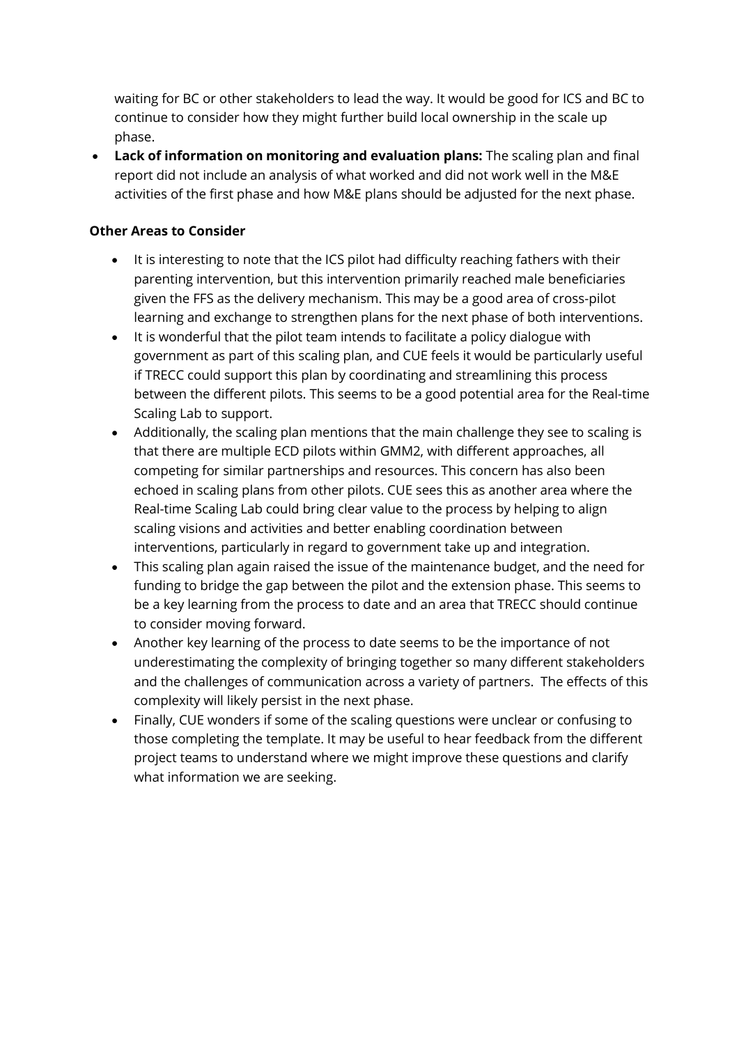waiting for BC or other stakeholders to lead the way. It would be good for ICS and BC to continue to consider how they might further build local ownership in the scale up phase.

- **Lack of information on monitoring and evaluation plans:** The scaling plan and final report did not include an analysis of what worked and did not work well in the M&E activities of the first phase and how M&E plans should be adjusted for the next phase.

**Other Areas to Consider**

- It is interesting to note that the ICS pilot had difficulty reaching fathers with their parenting intervention, but this intervention primarily reached male beneficiaries given the FFS as the delivery mechanism. This may be a good area of cross-pilot learning and exchange to strengthen plans for the next phase of both interventions.
- It is wonderful that the pilot team intends to facilitate a policy dialogue with government as part of this scaling plan, and CUE feels it would be particularly useful if TRECC could support this plan by coordinating and streamlining this process between the different pilots. This seems to be a good potential area for the Real-time Scaling Lab to support.
- Additionally, the scaling plan mentions that the main challenge they see to scaling is that there are multiple ECD pilots within GMM2, with different approaches, all competing for similar partnerships and resources. This concern has also been echoed in scaling plans from other pilots. CUE sees this as another area where the Real-time Scaling Lab could bring clear value to the process by helping to align scaling visions and activities and better enabling coordination between interventions, particularly in regard to government take up and integration.
- This scaling plan again raised the issue of the maintenance budget, and the need for funding to bridge the gap between the pilot and the extension phase. This seems to be a key learning from the process to date and an area that TRECC should continue to consider moving forward.
- Another key learning of the process to date seems to be the importance of not underestimating the complexity of bringing together so many different stakeholders and the challenges of communication across a variety of partners. The effects of this complexity will likely persist in the next phase.
- Finally, CUE wonders if some of the scaling questions were unclear or confusing to those completing the template. It may be useful to hear feedback from the different project teams to understand where we might improve these questions and clarify what information we are seeking.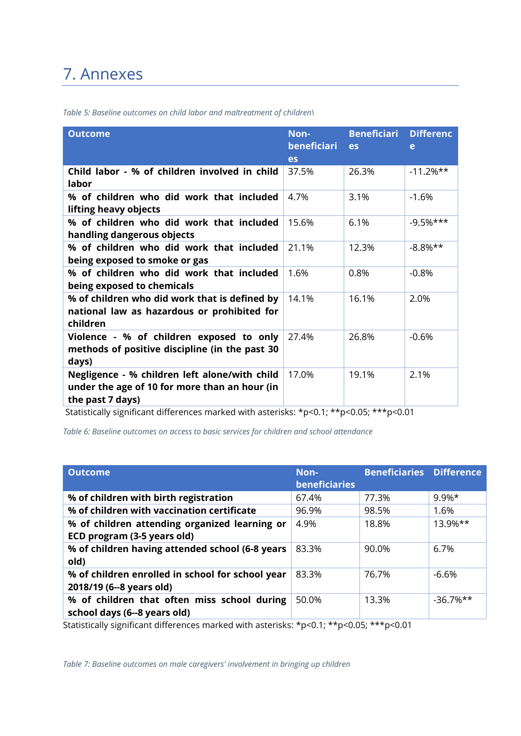# 7. Annexes

*Table 5: Baseline outcomes on child labor and maltreatment of children\*

| Outcome | Non-beneficiaries | Beneficiaries | Difference |
|---|---|---|---|
| **Child labor - % of children involved in child labor** | 37.5% | 26.3% | -11.2%** |
| **% of children who did work that included lifting heavy objects** | 4.7% | 3.1% | -1.6% |
| **% of children who did work that included handling dangerous objects** | 15.6% | 6.1% | -9.5%*** |
| **% of children who did work that included being exposed to smoke or gas** | 21.1% | 12.3% | -8.8%** |
| **% of children who did work that included being exposed to chemicals** | 1.6% | 0.8% | -0.8% |
| **% of children who did work that is defined by national law as hazardous or prohibited for children** | 14.1% | 16.1% | 2.0% |
| **Violence - % of children exposed to only methods of positive discipline (in the past 30 days)** | 27.4% | 26.8% | -0.6% |
| **Negligence - % children left alone/with child under the age of 10 for more than an hour (in the past 7 days)** | 17.0% | 19.1% | 2.1% |

Statistically significant differences marked with asterisks: *p<0.1; **p<0.05; ***p<0.01

*Table 6: Baseline outcomes on access to basic services for children and school attendance*

| Outcome | Non-beneficiaries | Beneficiaries | Difference |
|---|---|---|---|
| **% of children with birth registration** | 67.4% | 77.3% | 9.9%* |
| **% of children with vaccination certificate** | 96.9% | 98.5% | 1.6% |
| **% of children attending organized learning or ECD program (3-5 years old)** | 4.9% | 18.8% | 13.9%** |
| **% of children having attended school (6-8 years old)** | 83.3% | 90.0% | 6.7% |
| **% of children enrolled in school for school year 2018/19 (6--8 years old)** | 83.3% | 76.7% | -6.6% |
| **% of children that often miss school during school days (6--8 years old)** | 50.0% | 13.3% | -36.7%** |

Statistically significant differences marked with asterisks: *p<0.1; **p<0.05; ***p<0.01

*Table 7: Baseline outcomes on male caregivers' involvement in bringing up children*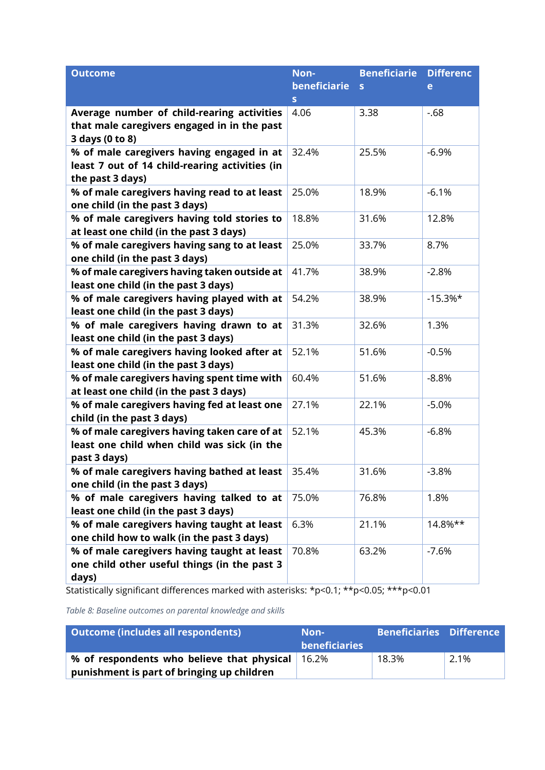| Outcome | Non-beneficiaries | Beneficiaries | Difference |
|---|---|---|---|
| **Average number of child-rearing activities that male caregivers engaged in in the past 3 days (0 to 8)** | 4.06 | 3.38 | -.68 |
| **% of male caregivers having engaged in at least 7 out of 14 child-rearing activities (in the past 3 days)** | 32.4% | 25.5% | -6.9% |
| **% of male caregivers having read to at least one child (in the past 3 days)** | 25.0% | 18.9% | -6.1% |
| **% of male caregivers having told stories to at least one child (in the past 3 days)** | 18.8% | 31.6% | 12.8% |
| **% of male caregivers having sang to at least one child (in the past 3 days)** | 25.0% | 33.7% | 8.7% |
| **% of male caregivers having taken outside at least one child (in the past 3 days)** | 41.7% | 38.9% | -2.8% |
| **% of male caregivers having played with at least one child (in the past 3 days)** | 54.2% | 38.9% | -15.3%* |
| **% of male caregivers having drawn to at least one child (in the past 3 days)** | 31.3% | 32.6% | 1.3% |
| **% of male caregivers having looked after at least one child (in the past 3 days)** | 52.1% | 51.6% | -0.5% |
| **% of male caregivers having spent time with at least one child (in the past 3 days)** | 60.4% | 51.6% | -8.8% |
| **% of male caregivers having fed at least one child (in the past 3 days)** | 27.1% | 22.1% | -5.0% |
| **% of male caregivers having taken care of at least one child when child was sick (in the past 3 days)** | 52.1% | 45.3% | -6.8% |
| **% of male caregivers having bathed at least one child (in the past 3 days)** | 35.4% | 31.6% | -3.8% |
| **% of male caregivers having talked to at least one child (in the past 3 days)** | 75.0% | 76.8% | 1.8% |
| **% of male caregivers having taught at least one child how to walk (in the past 3 days)** | 6.3% | 21.1% | 14.8%** |
| **% of male caregivers having taught at least one child other useful things (in the past 3 days)** | 70.8% | 63.2% | -7.6% |

Statistically significant differences marked with asterisks: *p<0.1; **p<0.05; ***p<0.01

*Table 8: Baseline outcomes on parental knowledge and skills*

| Outcome (includes all respondents) | Non-beneficiaries | Beneficiaries | Difference |
|---|---|---|---|
| **% of respondents who believe that physical punishment is part of bringing up children** | 16.2% | 18.3% | 2.1% |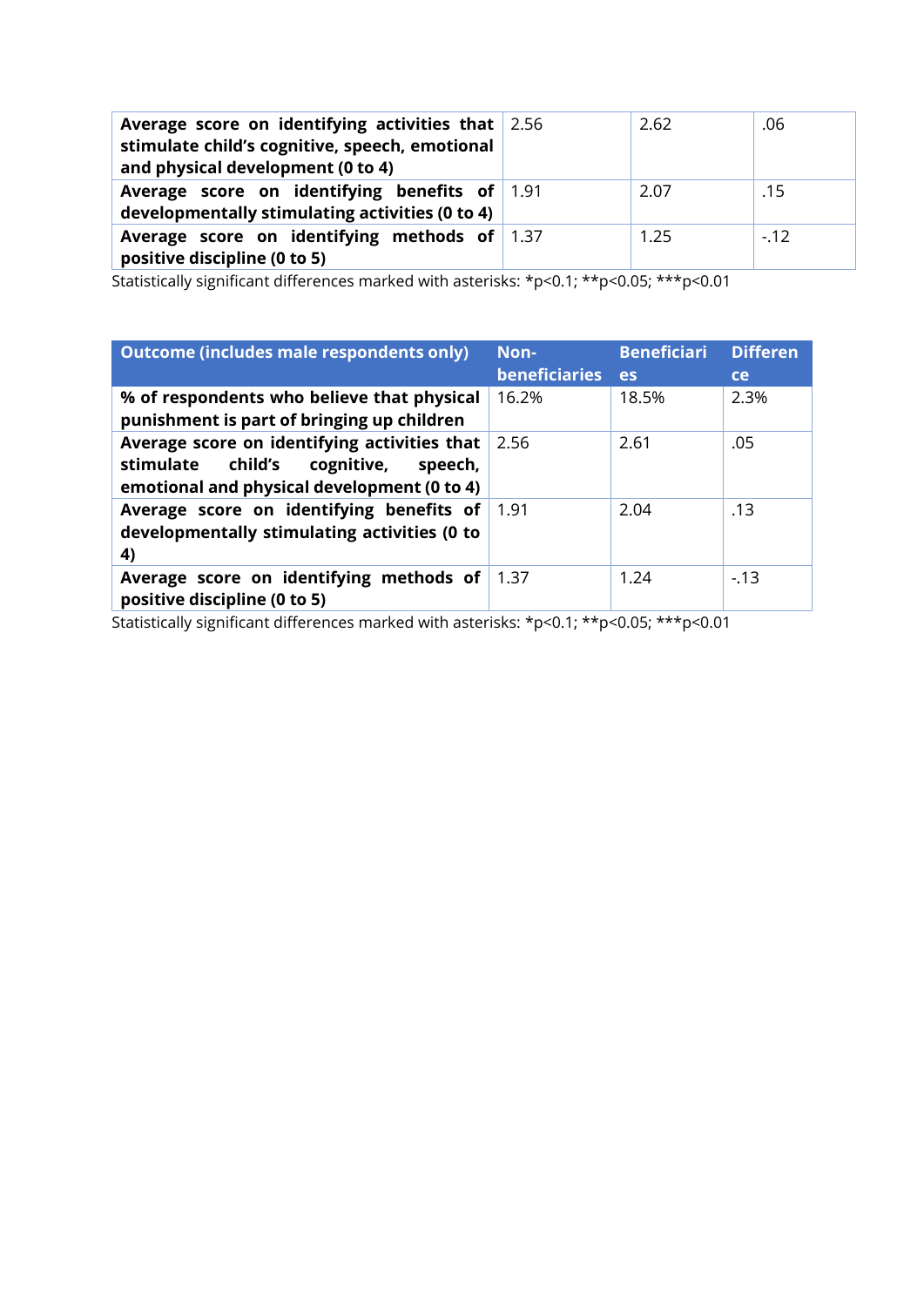| | | | |
|---|---|---|---|
| **Average score on identifying activities that stimulate child's cognitive, speech, emotional and physical development (0 to 4)** | 2.56 | 2.62 | .06 |
| **Average score on identifying benefits of developmentally stimulating activities (0 to 4)** | 1.91 | 2.07 | .15 |
| **Average score on identifying methods of positive discipline (0 to 5)** | 1.37 | 1.25 | -.12 |

Statistically significant differences marked with asterisks: *p<0.1; **p<0.05; ***p<0.01

| Outcome (includes male respondents only) | Non-beneficiaries | Beneficiaries | Difference |
|---|---|---|---|
| **% of respondents who believe that physical punishment is part of bringing up children** | 16.2% | 18.5% | 2.3% |
| **Average score on identifying activities that stimulate child's cognitive, speech, emotional and physical development (0 to 4)** | 2.56 | 2.61 | .05 |
| **Average score on identifying benefits of developmentally stimulating activities (0 to 4)** | 1.91 | 2.04 | .13 |
| **Average score on identifying methods of positive discipline (0 to 5)** | 1.37 | 1.24 | -.13 |

Statistically significant differences marked with asterisks: *p<0.1; **p<0.05; ***p<0.01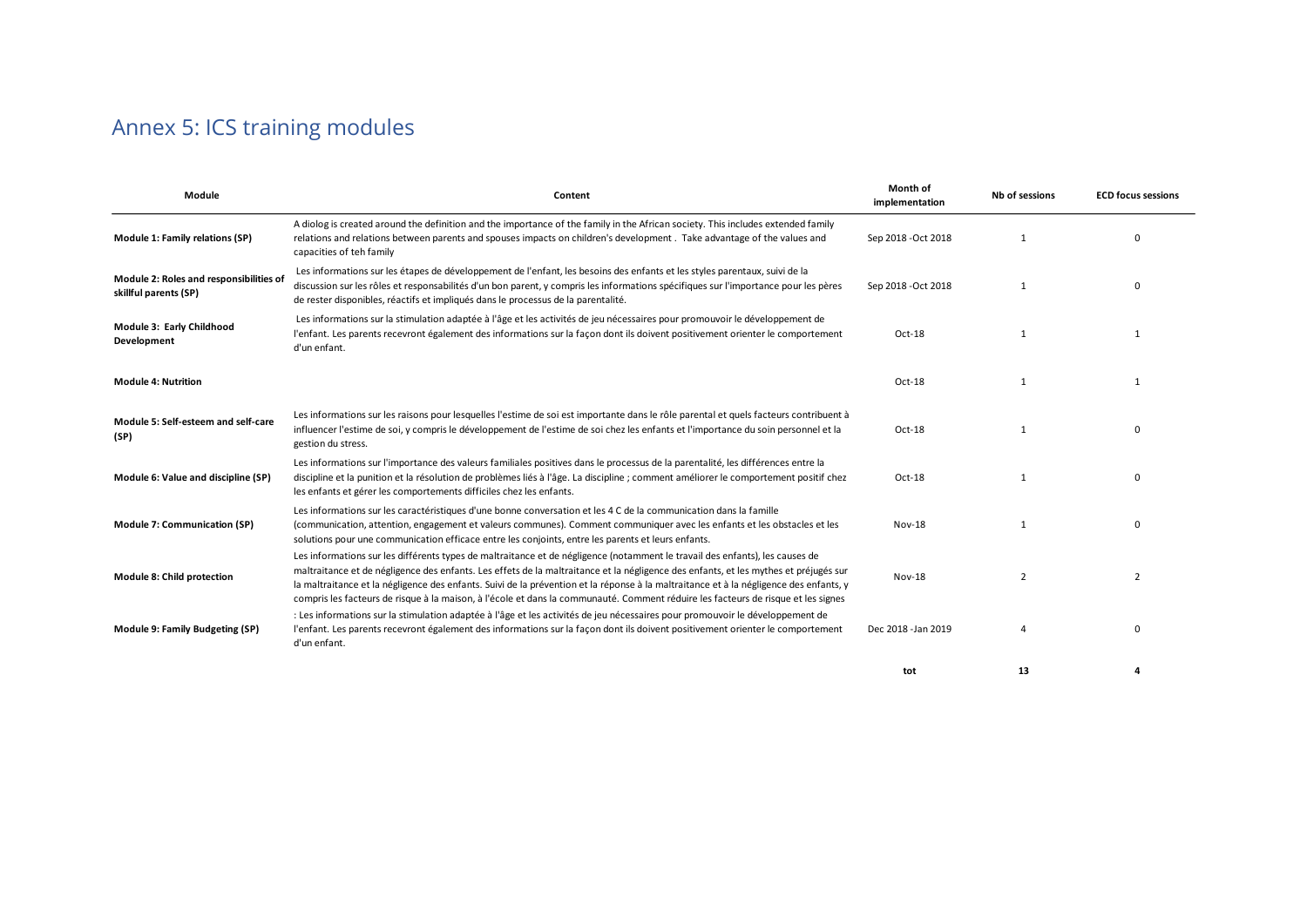# Annex 5: ICS training modules

| Module | Content | Month of implementation | Nb of sessions | ECD focus sessions |
|---|---|---|---|---|
| **Module 1: Family relations (SP)** | A diolog is created around the definition and the importance of the family in the African society. This includes extended family relations and relations between parents and spouses impacts on children's development . Take advantage of the values and capacities of teh family | Sep 2018 -Oct 2018 | 1 | 0 |
| **Module 2: Roles and responsibilities of skillful parents (SP)** | Les informations sur les étapes de développement de l'enfant, les besoins des enfants et les styles parentaux, suivi de la discussion sur les rôles et responsabilités d'un bon parent, y compris les informations spécifiques sur l'importance pour les pères de rester disponibles, réactifs et impliqués dans le processus de la parentalité. | Sep 2018 -Oct 2018 | 1 | 0 |
| **Module 3: Early Childhood Development** | Les informations sur la stimulation adaptée à l'âge et les activités de jeu nécessaires pour promouvoir le développement de l'enfant. Les parents recevront également des informations sur la façon dont ils doivent positivement orienter le comportement d'un enfant. | Oct-18 | 1 | 1 |
| **Module 4: Nutrition** | | Oct-18 | 1 | 1 |
| **Module 5: Self-esteem and self-care (SP)** | Les informations sur les raisons pour lesquelles l'estime de soi est importante dans le rôle parental et quels facteurs contribuent à influencer l'estime de soi, y compris le développement de l'estime de soi chez les enfants et l'importance du soin personnel et la gestion du stress. | Oct-18 | 1 | 0 |
| **Module 6: Value and discipline (SP)** | Les informations sur l'importance des valeurs familiales positives dans le processus de la parentalité, les différences entre la discipline et la punition et la résolution de problèmes liés à l'âge. La discipline ; comment améliorer le comportement positif chez les enfants et gérer les comportements difficiles chez les enfants. | Oct-18 | 1 | 0 |
| **Module 7: Communication (SP)** | Les informations sur les caractéristiques d'une bonne conversation et les 4 C de la communication dans la famille (communication, attention, engagement et valeurs communes). Comment communiquer avec les enfants et les obstacles et les solutions pour une communication efficace entre les conjoints, entre les parents et leurs enfants. | Nov-18 | 1 | 0 |
| **Module 8: Child protection** | Les informations sur les différents types de maltraitance et de négligence (notamment le travail des enfants), les causes de maltraitance et de négligence des enfants. Les effets de la maltraitance et la négligence des enfants, et les mythes et préjugés sur la maltraitance et la négligence des enfants. Suivi de la prévention et la réponse à la maltraitance et à la négligence des enfants, y compris les facteurs de risque à la maison, à l'école et dans la communauté. Comment réduire les facteurs de risque et les signes | Nov-18 | 2 | 2 |
| **Module 9: Family Budgeting (SP)** | : Les informations sur la stimulation adaptée à l'âge et les activités de jeu nécessaires pour promouvoir le développement de l'enfant. Les parents recevront également des informations sur la façon dont ils doivent positivement orienter le comportement d'un enfant. | Dec 2018 -Jan 2019 | 4 | 0 |
| | | **tot** | **13** | **4** |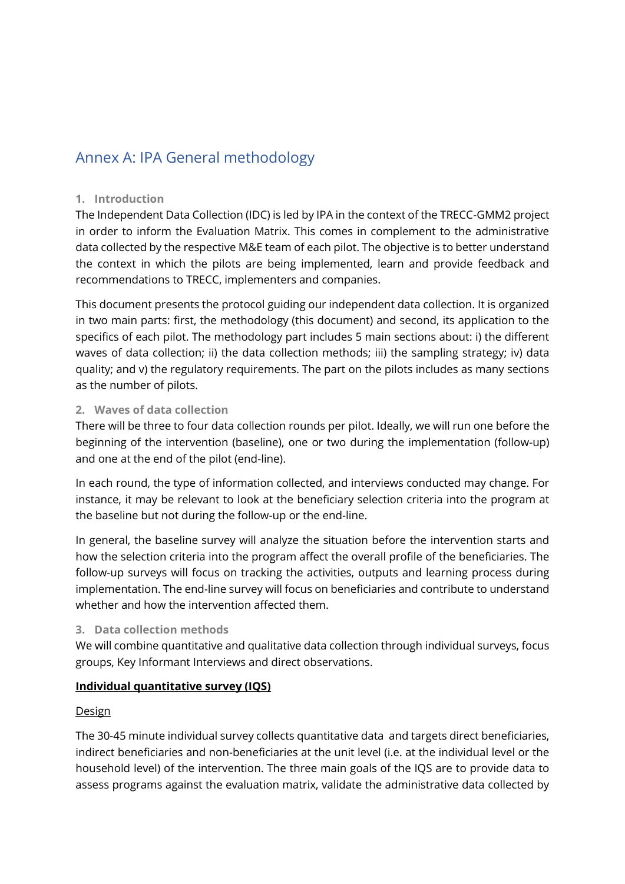# Annex A: IPA General methodology

## 1. Introduction

The Independent Data Collection (IDC) is led by IPA in the context of the TRECC-GMM2 project in order to inform the Evaluation Matrix. This comes in complement to the administrative data collected by the respective M&E team of each pilot. The objective is to better understand the context in which the pilots are being implemented, learn and provide feedback and recommendations to TRECC, implementers and companies.

This document presents the protocol guiding our independent data collection. It is organized in two main parts: first, the methodology (this document) and second, its application to the specifics of each pilot. The methodology part includes 5 main sections about: i) the different waves of data collection; ii) the data collection methods; iii) the sampling strategy; iv) data quality; and v) the regulatory requirements. The part on the pilots includes as many sections as the number of pilots.

## 2. Waves of data collection

There will be three to four data collection rounds per pilot. Ideally, we will run one before the beginning of the intervention (baseline), one or two during the implementation (follow-up) and one at the end of the pilot (end-line).

In each round, the type of information collected, and interviews conducted may change. For instance, it may be relevant to look at the beneficiary selection criteria into the program at the baseline but not during the follow-up or the end-line.

In general, the baseline survey will analyze the situation before the intervention starts and how the selection criteria into the program affect the overall profile of the beneficiaries. The follow-up surveys will focus on tracking the activities, outputs and learning process during implementation. The end-line survey will focus on beneficiaries and contribute to understand whether and how the intervention affected them.

## 3. Data collection methods

We will combine quantitative and qualitative data collection through individual surveys, focus groups, Key Informant Interviews and direct observations.

**Individual quantitative survey (IQS)**

Design

The 30-45 minute individual survey collects quantitative data and targets direct beneficiaries, indirect beneficiaries and non-beneficiaries at the unit level (i.e. at the individual level or the household level) of the intervention. The three main goals of the IQS are to provide data to assess programs against the evaluation matrix, validate the administrative data collected by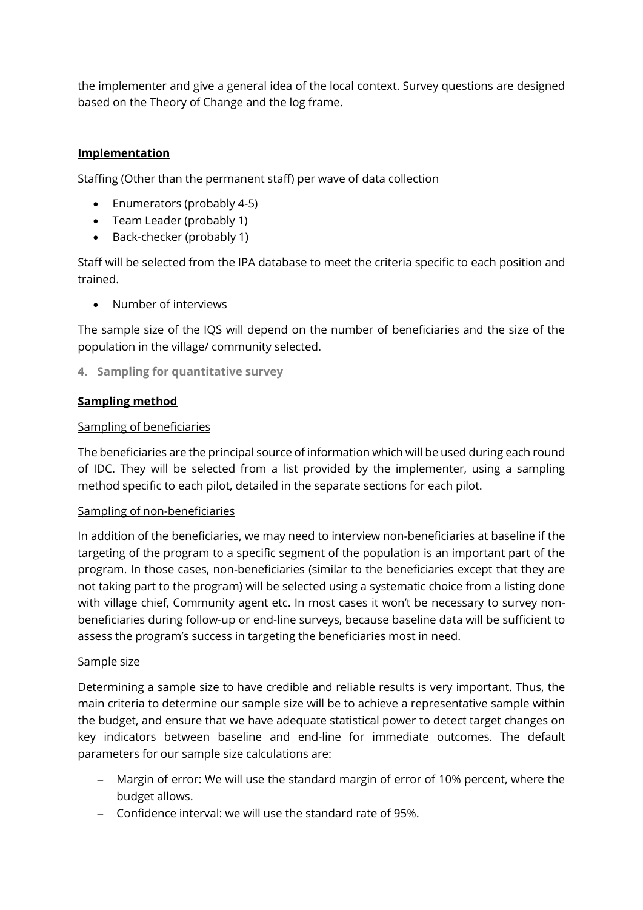the implementer and give a general idea of the local context. Survey questions are designed based on the Theory of Change and the log frame.

**Implementation**

Staffing (Other than the permanent staff) per wave of data collection

- Enumerators (probably 4-5)
- Team Leader (probably 1)
- Back-checker (probably 1)

Staff will be selected from the IPA database to meet the criteria specific to each position and trained.

- Number of interviews

The sample size of the IQS will depend on the number of beneficiaries and the size of the population in the village/ community selected.

## 4. Sampling for quantitative survey

**Sampling method**

Sampling of beneficiaries

The beneficiaries are the principal source of information which will be used during each round of IDC. They will be selected from a list provided by the implementer, using a sampling method specific to each pilot, detailed in the separate sections for each pilot.

Sampling of non-beneficiaries

In addition of the beneficiaries, we may need to interview non-beneficiaries at baseline if the targeting of the program to a specific segment of the population is an important part of the program. In those cases, non-beneficiaries (similar to the beneficiaries except that they are not taking part to the program) will be selected using a systematic choice from a listing done with village chief, Community agent etc. In most cases it won't be necessary to survey non-beneficiaries during follow-up or end-line surveys, because baseline data will be sufficient to assess the program's success in targeting the beneficiaries most in need.

Sample size

Determining a sample size to have credible and reliable results is very important. Thus, the main criteria to determine our sample size will be to achieve a representative sample within the budget, and ensure that we have adequate statistical power to detect target changes on key indicators between baseline and end-line for immediate outcomes. The default parameters for our sample size calculations are:

- Margin of error: We will use the standard margin of error of 10% percent, where the budget allows.
- Confidence interval: we will use the standard rate of 95%.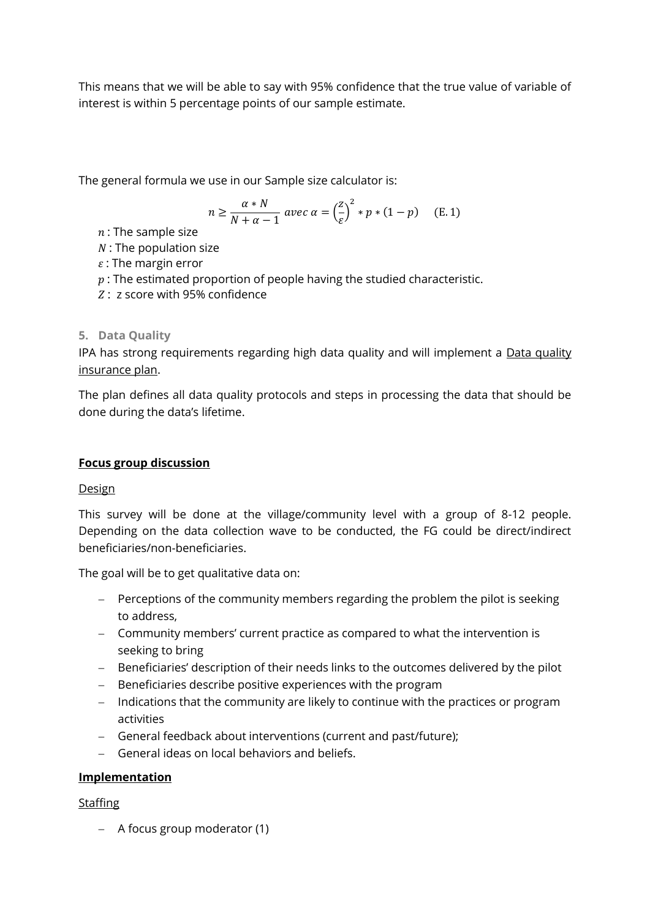This means that we will be able to say with 95% confidence that the true value of variable of interest is within 5 percentage points of our sample estimate.

The general formula we use in our Sample size calculator is:

$$n \geq \frac{\alpha * N}{N + \alpha - 1} \; avec \; \alpha = \left(\frac{Z}{\varepsilon}\right)^2 * p * (1 - p) \quad \text{(E. 1)}$$

$n$ : The sample size
$N$ : The population size
$\varepsilon$ : The margin error
$p$ : The estimated proportion of people having the studied characteristic.
$Z$ : z score with 95% confidence

**5. Data Quality**

IPA has strong requirements regarding high data quality and will implement a Data quality insurance plan.

The plan defines all data quality protocols and steps in processing the data that should be done during the data's lifetime.

**Focus group discussion**

Design

This survey will be done at the village/community level with a group of 8-12 people. Depending on the data collection wave to be conducted, the FG could be direct/indirect beneficiaries/non-beneficiaries.

The goal will be to get qualitative data on:

- Perceptions of the community members regarding the problem the pilot is seeking to address,
- Community members' current practice as compared to what the intervention is seeking to bring
- Beneficiaries' description of their needs links to the outcomes delivered by the pilot
- Beneficiaries describe positive experiences with the program
- Indications that the community are likely to continue with the practices or program activities
- General feedback about interventions (current and past/future);
- General ideas on local behaviors and beliefs.

**Implementation**

Staffing

- A focus group moderator (1)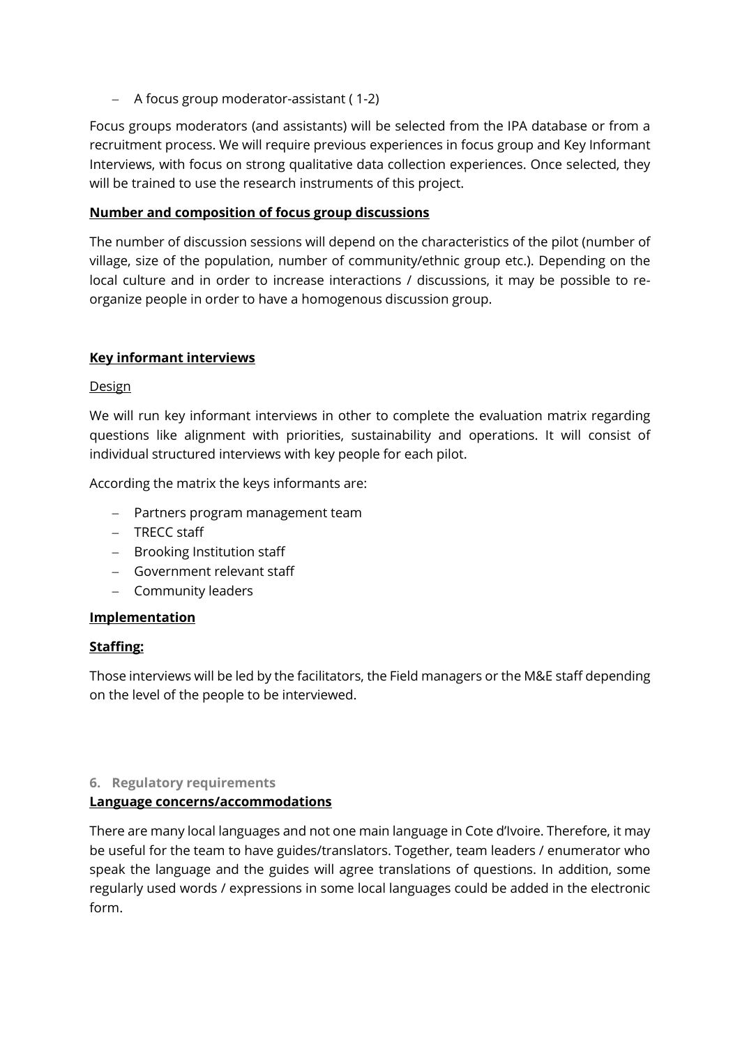- A focus group moderator-assistant ( 1-2)

Focus groups moderators (and assistants) will be selected from the IPA database or from a recruitment process. We will require previous experiences in focus group and Key Informant Interviews, with focus on strong qualitative data collection experiences. Once selected, they will be trained to use the research instruments of this project.

**Number and composition of focus group discussions**

The number of discussion sessions will depend on the characteristics of the pilot (number of village, size of the population, number of community/ethnic group etc.). Depending on the local culture and in order to increase interactions / discussions, it may be possible to re-organize people in order to have a homogenous discussion group.

**Key informant interviews**

Design

We will run key informant interviews in other to complete the evaluation matrix regarding questions like alignment with priorities, sustainability and operations. It will consist of individual structured interviews with key people for each pilot.

According the matrix the keys informants are:

- Partners program management team
- TRECC staff
- Brooking Institution staff
- Government relevant staff
- Community leaders

**Implementation**

**Staffing:**

Those interviews will be led by the facilitators, the Field managers or the M&E staff depending on the level of the people to be interviewed.

## 6. Regulatory requirements

**Language concerns/accommodations**

There are many local languages and not one main language in Cote d'Ivoire. Therefore, it may be useful for the team to have guides/translators. Together, team leaders / enumerator who speak the language and the guides will agree translations of questions. In addition, some regularly used words / expressions in some local languages could be added in the electronic form.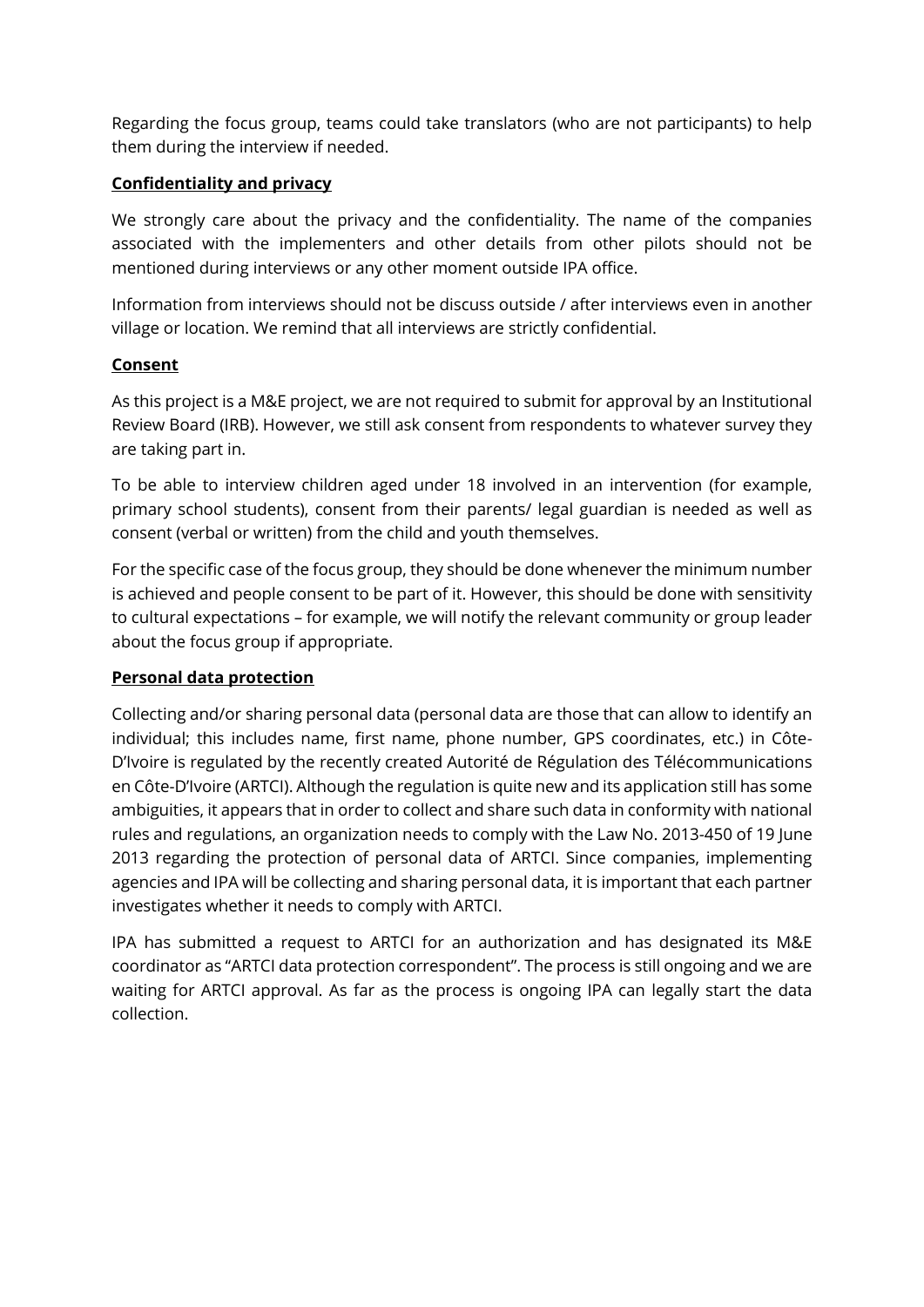Regarding the focus group, teams could take translators (who are not participants) to help them during the interview if needed.

**Confidentiality and privacy**

We strongly care about the privacy and the confidentiality. The name of the companies associated with the implementers and other details from other pilots should not be mentioned during interviews or any other moment outside IPA office.

Information from interviews should not be discuss outside / after interviews even in another village or location. We remind that all interviews are strictly confidential.

**Consent**

As this project is a M&E project, we are not required to submit for approval by an Institutional Review Board (IRB). However, we still ask consent from respondents to whatever survey they are taking part in.

To be able to interview children aged under 18 involved in an intervention (for example, primary school students), consent from their parents/ legal guardian is needed as well as consent (verbal or written) from the child and youth themselves.

For the specific case of the focus group, they should be done whenever the minimum number is achieved and people consent to be part of it. However, this should be done with sensitivity to cultural expectations – for example, we will notify the relevant community or group leader about the focus group if appropriate.

**Personal data protection**

Collecting and/or sharing personal data (personal data are those that can allow to identify an individual; this includes name, first name, phone number, GPS coordinates, etc.) in Côte-D'Ivoire is regulated by the recently created Autorité de Régulation des Télécommunications en Côte-D'Ivoire (ARTCI). Although the regulation is quite new and its application still has some ambiguities, it appears that in order to collect and share such data in conformity with national rules and regulations, an organization needs to comply with the Law No. 2013-450 of 19 June 2013 regarding the protection of personal data of ARTCI. Since companies, implementing agencies and IPA will be collecting and sharing personal data, it is important that each partner investigates whether it needs to comply with ARTCI.

IPA has submitted a request to ARTCI for an authorization and has designated its M&E coordinator as "ARTCI data protection correspondent". The process is still ongoing and we are waiting for ARTCI approval. As far as the process is ongoing IPA can legally start the data collection.